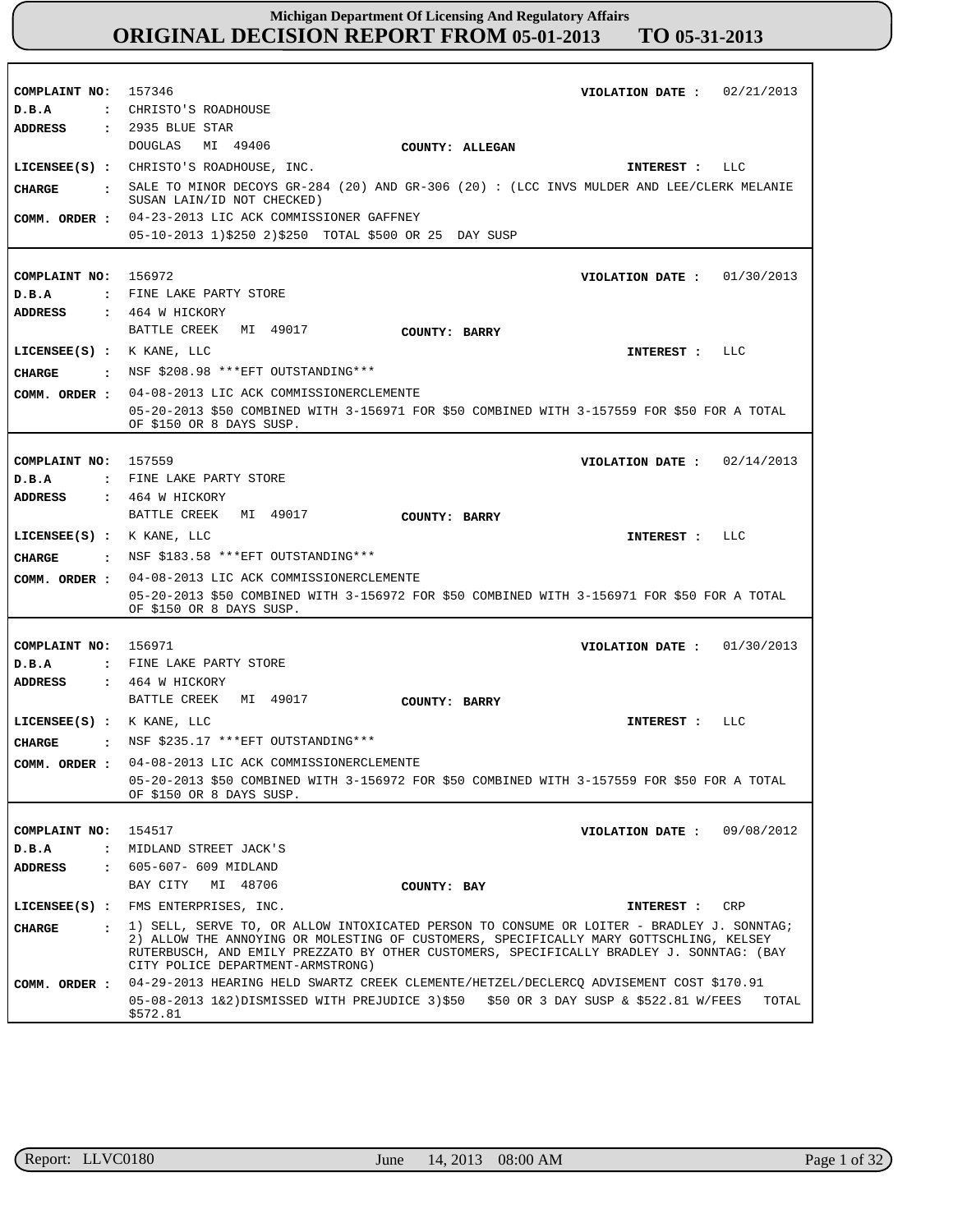# Michigan Department Of Licensing And Regulatory Affairs

## ORIGINAL DECISION REPORT FROM 05-01-2013 TO 05-31-2013

**COMPLAINT NO:** 157346  **VIOLATION DATE :** 02/21/2013
**D.B.A :** CHRISTO'S ROADHOUSE
**ADDRESS :** 2935 BLUE STAR
DOUGLAS MI 49406  **COUNTY: ALLEGAN**
**LICENSEE(S) :** CHRISTO'S ROADHOUSE, INC.  **INTEREST :** LLC
**CHARGE :** SALE TO MINOR DECOYS GR-284 (20) AND GR-306 (20) : (LCC INVS MULDER AND LEE/CLERK MELANIE SUSAN LAIN/ID NOT CHECKED)
**COMM. ORDER :** 04-23-2013 LIC ACK COMMISSIONER GAFFNEY
05-10-2013 1)$250 2)$250 TOTAL $500 OR 25 DAY SUSP

---

**COMPLAINT NO:** 156972  **VIOLATION DATE :** 01/30/2013
**D.B.A :** FINE LAKE PARTY STORE
**ADDRESS :** 464 W HICKORY
BATTLE CREEK MI 49017  **COUNTY: BARRY**
**LICENSEE(S) :** K KANE, LLC  **INTEREST :** LLC
**CHARGE :** NSF $208.98 ***EFT OUTSTANDING***
**COMM. ORDER :** 04-08-2013 LIC ACK COMMISSIONERCLEMENTE
05-20-2013 $50 COMBINED WITH 3-156971 FOR $50 COMBINED WITH 3-157559 FOR $50 FOR A TOTAL OF $150 OR 8 DAYS SUSP.

---

**COMPLAINT NO:** 157559  **VIOLATION DATE :** 02/14/2013
**D.B.A :** FINE LAKE PARTY STORE
**ADDRESS :** 464 W HICKORY
BATTLE CREEK MI 49017  **COUNTY: BARRY**
**LICENSEE(S) :** K KANE, LLC  **INTEREST :** LLC
**CHARGE :** NSF $183.58 ***EFT OUTSTANDING***
**COMM. ORDER :** 04-08-2013 LIC ACK COMMISSIONERCLEMENTE
05-20-2013 $50 COMBINED WITH 3-156972 FOR $50 COMBINED WITH 3-156971 FOR $50 FOR A TOTAL OF $150 OR 8 DAYS SUSP.

---

**COMPLAINT NO:** 156971  **VIOLATION DATE :** 01/30/2013
**D.B.A :** FINE LAKE PARTY STORE
**ADDRESS :** 464 W HICKORY
BATTLE CREEK MI 49017  **COUNTY: BARRY**
**LICENSEE(S) :** K KANE, LLC  **INTEREST :** LLC
**CHARGE :** NSF $235.17 ***EFT OUTSTANDING***
**COMM. ORDER :** 04-08-2013 LIC ACK COMMISSIONERCLEMENTE
05-20-2013 $50 COMBINED WITH 3-156972 FOR $50 COMBINED WITH 3-157559 FOR $50 FOR A TOTAL OF $150 OR 8 DAYS SUSP.

---

**COMPLAINT NO:** 154517  **VIOLATION DATE :** 09/08/2012
**D.B.A :** MIDLAND STREET JACK'S
**ADDRESS :** 605-607- 609 MIDLAND
BAY CITY MI 48706  **COUNTY: BAY**
**LICENSEE(S) :** FMS ENTERPRISES, INC.  **INTEREST :** CRP
**CHARGE :** 1) SELL, SERVE TO, OR ALLOW INTOXICATED PERSON TO CONSUME OR LOITER - BRADLEY J. SONNTAG; 2) ALLOW THE ANNOYING OR MOLESTING OF CUSTOMERS, SPECIFICALLY MARY GOTTSCHLING, KELSEY RUTERBUSCH, AND EMILY PREZZATO BY OTHER CUSTOMERS, SPECIFICALLY BRADLEY J. SONNTAG: (BAY CITY POLICE DEPARTMENT-ARMSTRONG)
**COMM. ORDER :** 04-29-2013 HEARING HELD SWARTZ CREEK CLEMENTE/HETZEL/DECLERCQ ADVISEMENT COST $170.91
05-08-2013 1&2)DISMISSED WITH PREJUDICE 3)$50 $50 OR 3 DAY SUSP & $522.81 W/FEES TOTAL $572.81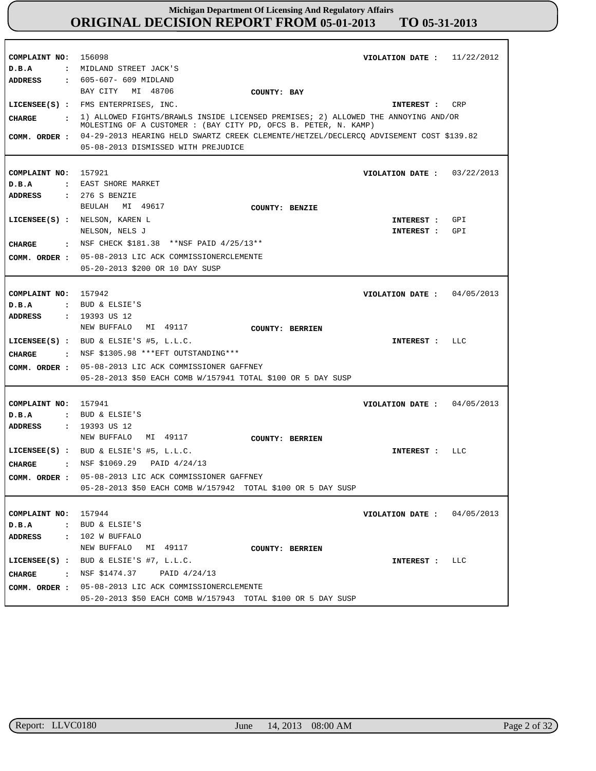**Michigan Department Of Licensing And Regulatory Affairs**
**ORIGINAL DECISION REPORT FROM 05-01-2013 TO 05-31-2013**

---

**COMPLAINT NO:** 156098 **VIOLATION DATE :** 11/22/2012
**D.B.A :** MIDLAND STREET JACK'S
**ADDRESS :** 605-607- 609 MIDLAND
BAY CITY MI 48706 **COUNTY: BAY**
**LICENSEE(S) :** FMS ENTERPRISES, INC. **INTEREST :** CRP
**CHARGE :** 1) ALLOWED FIGHTS/BRAWLS INSIDE LICENSED PREMISES; 2) ALLOWED THE ANNOYING AND/OR MOLESTING OF A CUSTOMER : (BAY CITY PD, OFCS B. PETER, N. KAMP)
**COMM. ORDER :** 04-29-2013 HEARING HELD SWARTZ CREEK CLEMENTE/HETZEL/DECLERCQ ADVISEMENT COST $139.82
05-08-2013 DISMISSED WITH PREJUDICE

---

**COMPLAINT NO:** 157921 **VIOLATION DATE :** 03/22/2013
**D.B.A :** EAST SHORE MARKET
**ADDRESS :** 276 S BENZIE
BEULAH MI 49617 **COUNTY: BENZIE**
**LICENSEE(S) :** NELSON, KAREN L **INTEREST :** GPI
NELSON, NELS J **INTEREST :** GPI
**CHARGE :** NSF CHECK $181.38 **NSF PAID 4/25/13**
**COMM. ORDER :** 05-08-2013 LIC ACK COMMISSIONERCLEMENTE
05-20-2013 $200 OR 10 DAY SUSP

---

**COMPLAINT NO:** 157942 **VIOLATION DATE :** 04/05/2013
**D.B.A :** BUD & ELSIE'S
**ADDRESS :** 19393 US 12
NEW BUFFALO MI 49117 **COUNTY: BERRIEN**
**LICENSEE(S) :** BUD & ELSIE'S #5, L.L.C. **INTEREST :** LLC
**CHARGE :** NSF $1305.98 ***EFT OUTSTANDING***
**COMM. ORDER :** 05-08-2013 LIC ACK COMMISSIONER GAFFNEY
05-28-2013 $50 EACH COMB W/157941 TOTAL $100 OR 5 DAY SUSP

---

**COMPLAINT NO:** 157941 **VIOLATION DATE :** 04/05/2013
**D.B.A :** BUD & ELSIE'S
**ADDRESS :** 19393 US 12
NEW BUFFALO MI 49117 **COUNTY: BERRIEN**
**LICENSEE(S) :** BUD & ELSIE'S #5, L.L.C. **INTEREST :** LLC
**CHARGE :** NSF $1069.29 PAID 4/24/13
**COMM. ORDER :** 05-08-2013 LIC ACK COMMISSIONER GAFFNEY
05-28-2013 $50 EACH COMB W/157942 TOTAL $100 OR 5 DAY SUSP

---

**COMPLAINT NO:** 157944 **VIOLATION DATE :** 04/05/2013
**D.B.A :** BUD & ELSIE'S
**ADDRESS :** 102 W BUFFALO
NEW BUFFALO MI 49117 **COUNTY: BERRIEN**
**LICENSEE(S) :** BUD & ELSIE'S #7, L.L.C. **INTEREST :** LLC
**CHARGE :** NSF $1474.37 PAID 4/24/13
**COMM. ORDER :** 05-08-2013 LIC ACK COMMISSIONERCLEMENTE
05-20-2013 $50 EACH COMB W/157943 TOTAL $100 OR 5 DAY SUSP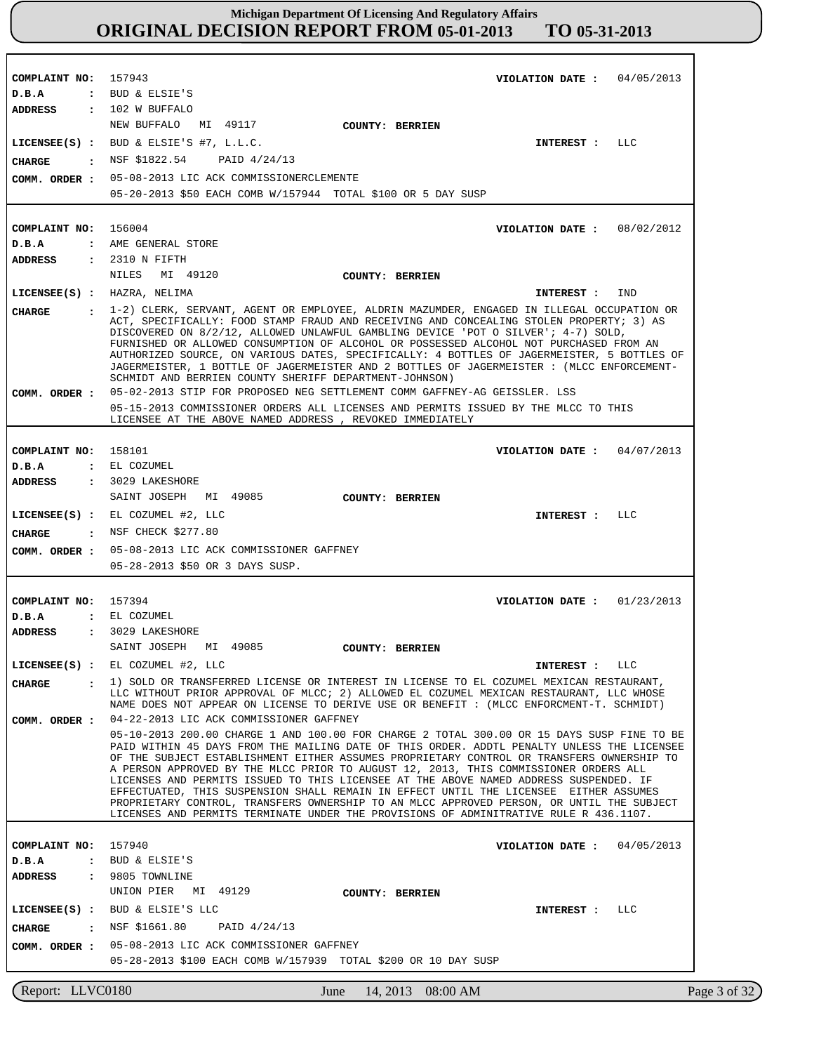# Michigan Department Of Licensing And Regulatory Affairs
## ORIGINAL DECISION REPORT FROM 05-01-2013 TO 05-31-2013

---

**COMPLAINT NO:** 157943 **VIOLATION DATE :** 04/05/2013
**D.B.A :** BUD & ELSIE'S
**ADDRESS :** 102 W BUFFALO
NEW BUFFALO MI 49117 **COUNTY: BERRIEN**
**LICENSEE(S) :** BUD & ELSIE'S #7, L.L.C. **INTEREST :** LLC
**CHARGE :** NSF $1822.54 PAID 4/24/13
**COMM. ORDER :** 05-08-2013 LIC ACK COMMISSIONERCLEMENTE
05-20-2013 $50 EACH COMB W/157944 TOTAL $100 OR 5 DAY SUSP

---

**COMPLAINT NO:** 156004 **VIOLATION DATE :** 08/02/2012
**D.B.A :** AME GENERAL STORE
**ADDRESS :** 2310 N FIFTH
NILES MI 49120 **COUNTY: BERRIEN**
**LICENSEE(S) :** HAZRA, NELIMA **INTEREST :** IND
**CHARGE :** 1-2) CLERK, SERVANT, AGENT OR EMPLOYEE, ALDRIN MAZUMDER, ENGAGED IN ILLEGAL OCCUPATION OR ACT, SPECIFICALLY: FOOD STAMP FRAUD AND RECEIVING AND CONCEALING STOLEN PROPERTY; 3) AS DISCOVERED ON 8/2/12, ALLOWED UNLAWFUL GAMBLING DEVICE 'POT O SILVER'; 4-7) SOLD, FURNISHED OR ALLOWED CONSUMPTION OF ALCOHOL OR POSSESSED ALCOHOL NOT PURCHASED FROM AN AUTHORIZED SOURCE, ON VARIOUS DATES, SPECIFICALLY: 4 BOTTLES OF JAGERMEISTER, 5 BOTTLES OF JAGERMEISTER, 1 BOTTLE OF JAGERMEISTER AND 2 BOTTLES OF JAGERMEISTER : (MLCC ENFORCEMENT-SCHMIDT AND BERRIEN COUNTY SHERIFF DEPARTMENT-JOHNSON)
**COMM. ORDER :** 05-02-2013 STIP FOR PROPOSED NEG SETTLEMENT COMM GAFFNEY-AG GEISSLER. LSS
05-15-2013 COMMISSIONER ORDERS ALL LICENSES AND PERMITS ISSUED BY THE MLCC TO THIS LICENSEE AT THE ABOVE NAMED ADDRESS , REVOKED IMMEDIATELY

---

**COMPLAINT NO:** 158101 **VIOLATION DATE :** 04/07/2013
**D.B.A :** EL COZUMEL
**ADDRESS :** 3029 LAKESHORE
SAINT JOSEPH MI 49085 **COUNTY: BERRIEN**
**LICENSEE(S) :** EL COZUMEL #2, LLC **INTEREST :** LLC
**CHARGE :** NSF CHECK $277.80
**COMM. ORDER :** 05-08-2013 LIC ACK COMMISSIONER GAFFNEY
05-28-2013 $50 OR 3 DAYS SUSP.

---

**COMPLAINT NO:** 157394 **VIOLATION DATE :** 01/23/2013
**D.B.A :** EL COZUMEL
**ADDRESS :** 3029 LAKESHORE
SAINT JOSEPH MI 49085 **COUNTY: BERRIEN**
**LICENSEE(S) :** EL COZUMEL #2, LLC **INTEREST :** LLC
**CHARGE :** 1) SOLD OR TRANSFERRED LICENSE OR INTEREST IN LICENSE TO EL COZUMEL MEXICAN RESTAURANT, LLC WITHOUT PRIOR APPROVAL OF MLCC; 2) ALLOWED EL COZUMEL MEXICAN RESTAURANT, LLC WHOSE NAME DOES NOT APPEAR ON LICENSE TO DERIVE USE OR BENEFIT : (MLCC ENFORCMENT-T. SCHMIDT)
**COMM. ORDER :** 04-22-2013 LIC ACK COMMISSIONER GAFFNEY
05-10-2013 200.00 CHARGE 1 AND 100.00 FOR CHARGE 2 TOTAL 300.00 OR 15 DAYS SUSP FINE TO BE PAID WITHIN 45 DAYS FROM THE MAILING DATE OF THIS ORDER. ADDTL PENALTY UNLESS THE LICENSEE OF THE SUBJECT ESTABLISHMENT EITHER ASSUMES PROPRIETARY CONTROL OR TRANSFERS OWNERSHIP TO A PERSON APPROVED BY THE MLCC PRIOR TO AUGUST 12, 2013, THIS COMMISSIONER ORDERS ALL LICENSES AND PERMITS ISSUED TO THIS LICENSEE AT THE ABOVE NAMED ADDRESS SUSPENDED. IF EFFECTUATED, THIS SUSPENSION SHALL REMAIN IN EFFECT UNTIL THE LICENSEE EITHER ASSUMES PROPRIETARY CONTROL, TRANSFERS OWNERSHIP TO AN MLCC APPROVED PERSON, OR UNTIL THE SUBJECT LICENSES AND PERMITS TERMINATE UNDER THE PROVISIONS OF ADMINITRATIVE RULE R 436.1107.

---

**COMPLAINT NO:** 157940 **VIOLATION DATE :** 04/05/2013
**D.B.A :** BUD & ELSIE'S
**ADDRESS :** 9805 TOWNLINE
UNION PIER MI 49129 **COUNTY: BERRIEN**
**LICENSEE(S) :** BUD & ELSIE'S LLC **INTEREST :** LLC
**CHARGE :** NSF $1661.80 PAID 4/24/13
**COMM. ORDER :** 05-08-2013 LIC ACK COMMISSIONER GAFFNEY
05-28-2013 $100 EACH COMB W/157939 TOTAL $200 OR 10 DAY SUSP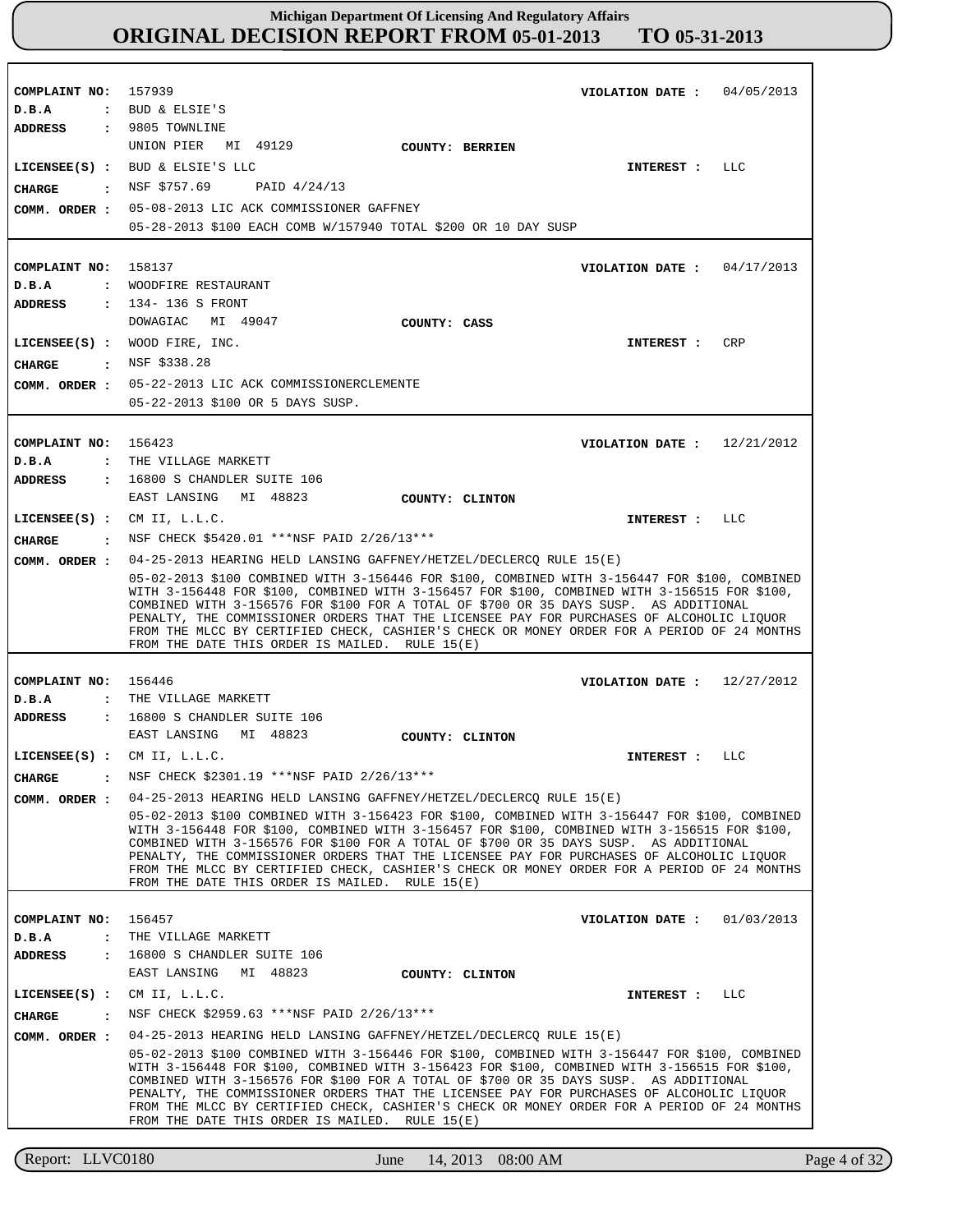**Michigan Department Of Licensing And Regulatory Affairs**
**ORIGINAL DECISION REPORT FROM 05-01-2013 TO 05-31-2013**

---

**COMPLAINT NO:** 157939 **VIOLATION DATE :** 04/05/2013
**D.B.A :** BUD & ELSIE'S
**ADDRESS :** 9805 TOWNLINE
UNION PIER MI 49129 **COUNTY: BERRIEN**
**LICENSEE(S) :** BUD & ELSIE'S LLC **INTEREST :** LLC
**CHARGE :** NSF $757.69 PAID 4/24/13
**COMM. ORDER :** 05-08-2013 LIC ACK COMMISSIONER GAFFNEY
05-28-2013 $100 EACH COMB W/157940 TOTAL $200 OR 10 DAY SUSP

---

**COMPLAINT NO:** 158137 **VIOLATION DATE :** 04/17/2013
**D.B.A :** WOODFIRE RESTAURANT
**ADDRESS :** 134- 136 S FRONT
DOWAGIAC MI 49047 **COUNTY: CASS**
**LICENSEE(S) :** WOOD FIRE, INC. **INTEREST :** CRP
**CHARGE :** NSF $338.28
**COMM. ORDER :** 05-22-2013 LIC ACK COMMISSIONERCLEMENTE
05-22-2013 $100 OR 5 DAYS SUSP.

---

**COMPLAINT NO:** 156423 **VIOLATION DATE :** 12/21/2012
**D.B.A :** THE VILLAGE MARKETT
**ADDRESS :** 16800 S CHANDLER SUITE 106
EAST LANSING MI 48823 **COUNTY: CLINTON**
**LICENSEE(S) :** CM II, L.L.C. **INTEREST :** LLC
**CHARGE :** NSF CHECK $5420.01 ***NSF PAID 2/26/13***
**COMM. ORDER :** 04-25-2013 HEARING HELD LANSING GAFFNEY/HETZEL/DECLERCQ RULE 15(E)
05-02-2013 $100 COMBINED WITH 3-156446 FOR $100, COMBINED WITH 3-156447 FOR $100, COMBINED WITH 3-156448 FOR $100, COMBINED WITH 3-156457 FOR $100, COMBINED WITH 3-156515 FOR $100, COMBINED WITH 3-156576 FOR $100 FOR A TOTAL OF $700 OR 35 DAYS SUSP. AS ADDITIONAL PENALTY, THE COMMISSIONER ORDERS THAT THE LICENSEE PAY FOR PURCHASES OF ALCOHOLIC LIQUOR FROM THE MLCC BY CERTIFIED CHECK, CASHIER'S CHECK OR MONEY ORDER FOR A PERIOD OF 24 MONTHS FROM THE DATE THIS ORDER IS MAILED. RULE 15(E)

---

**COMPLAINT NO:** 156446 **VIOLATION DATE :** 12/27/2012
**D.B.A :** THE VILLAGE MARKETT
**ADDRESS :** 16800 S CHANDLER SUITE 106
EAST LANSING MI 48823 **COUNTY: CLINTON**
**LICENSEE(S) :** CM II, L.L.C. **INTEREST :** LLC
**CHARGE :** NSF CHECK $2301.19 ***NSF PAID 2/26/13***
**COMM. ORDER :** 04-25-2013 HEARING HELD LANSING GAFFNEY/HETZEL/DECLERCQ RULE 15(E)
05-02-2013 $100 COMBINED WITH 3-156423 FOR $100, COMBINED WITH 3-156447 FOR $100, COMBINED WITH 3-156448 FOR $100, COMBINED WITH 3-156457 FOR $100, COMBINED WITH 3-156515 FOR $100, COMBINED WITH 3-156576 FOR $100 FOR A TOTAL OF $700 OR 35 DAYS SUSP. AS ADDITIONAL PENALTY, THE COMMISSIONER ORDERS THAT THE LICENSEE PAY FOR PURCHASES OF ALCOHOLIC LIQUOR FROM THE MLCC BY CERTIFIED CHECK, CASHIER'S CHECK OR MONEY ORDER FOR A PERIOD OF 24 MONTHS FROM THE DATE THIS ORDER IS MAILED. RULE 15(E)

---

**COMPLAINT NO:** 156457 **VIOLATION DATE :** 01/03/2013
**D.B.A :** THE VILLAGE MARKETT
**ADDRESS :** 16800 S CHANDLER SUITE 106
EAST LANSING MI 48823 **COUNTY: CLINTON**
**LICENSEE(S) :** CM II, L.L.C. **INTEREST :** LLC
**CHARGE :** NSF CHECK $2959.63 ***NSF PAID 2/26/13***
**COMM. ORDER :** 04-25-2013 HEARING HELD LANSING GAFFNEY/HETZEL/DECLERCQ RULE 15(E)
05-02-2013 $100 COMBINED WITH 3-156446 FOR $100, COMBINED WITH 3-156447 FOR $100, COMBINED WITH 3-156448 FOR $100, COMBINED WITH 3-156423 FOR $100, COMBINED WITH 3-156515 FOR $100, COMBINED WITH 3-156576 FOR $100 FOR A TOTAL OF $700 OR 35 DAYS SUSP. AS ADDITIONAL PENALTY, THE COMMISSIONER ORDERS THAT THE LICENSEE PAY FOR PURCHASES OF ALCOHOLIC LIQUOR FROM THE MLCC BY CERTIFIED CHECK, CASHIER'S CHECK OR MONEY ORDER FOR A PERIOD OF 24 MONTHS FROM THE DATE THIS ORDER IS MAILED. RULE 15(E)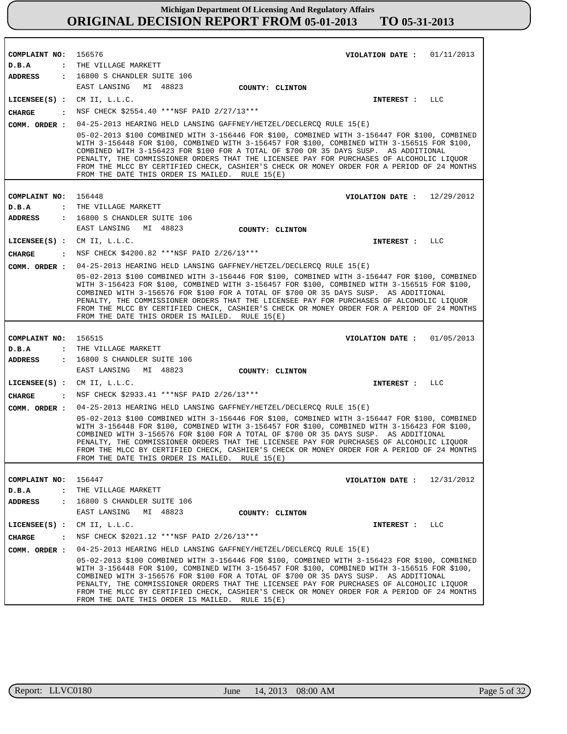# Michigan Department Of Licensing And Regulatory Affairs
## ORIGINAL DECISION REPORT FROM 05-01-2013 TO 05-31-2013

**COMPLAINT NO:** 156576 **VIOLATION DATE :** 01/11/2013
**D.B.A :** THE VILLAGE MARKETT
**ADDRESS :** 16800 S CHANDLER SUITE 106
EAST LANSING MI 48823 **COUNTY: CLINTON**
**LICENSEE(S) :** CM II, L.L.C. **INTEREST :** LLC
**CHARGE :** NSF CHECK $2554.40 ***NSF PAID 2/27/13***
**COMM. ORDER :** 04-25-2013 HEARING HELD LANSING GAFFNEY/HETZEL/DECLERCQ RULE 15(E)

05-02-2013 $100 COMBINED WITH 3-156446 FOR $100, COMBINED WITH 3-156447 FOR $100, COMBINED WITH 3-156448 FOR $100, COMBINED WITH 3-156457 FOR $100, COMBINED WITH 3-156515 FOR $100, COMBINED WITH 3-156423 FOR $100 FOR A TOTAL OF $700 OR 35 DAYS SUSP. AS ADDITIONAL PENALTY, THE COMMISSIONER ORDERS THAT THE LICENSEE PAY FOR PURCHASES OF ALCOHOLIC LIQUOR FROM THE MLCC BY CERTIFIED CHECK, CASHIER'S CHECK OR MONEY ORDER FOR A PERIOD OF 24 MONTHS FROM THE DATE THIS ORDER IS MAILED. RULE 15(E)

---

**COMPLAINT NO:** 156448 **VIOLATION DATE :** 12/29/2012
**D.B.A :** THE VILLAGE MARKETT
**ADDRESS :** 16800 S CHANDLER SUITE 106
EAST LANSING MI 48823 **COUNTY: CLINTON**
**LICENSEE(S) :** CM II, L.L.C. **INTEREST :** LLC
**CHARGE :** NSF CHECK $4200.82 ***NSF PAID 2/26/13***
**COMM. ORDER :** 04-25-2013 HEARING HELD LANSING GAFFNEY/HETZEL/DECLERCQ RULE 15(E)

05-02-2013 $100 COMBINED WITH 3-156446 FOR $100, COMBINED WITH 3-156447 FOR $100, COMBINED WITH 3-156423 FOR $100, COMBINED WITH 3-156457 FOR $100, COMBINED WITH 3-156515 FOR $100, COMBINED WITH 3-156576 FOR $100 FOR A TOTAL OF $700 OR 35 DAYS SUSP. AS ADDITIONAL PENALTY, THE COMMISSIONER ORDERS THAT THE LICENSEE PAY FOR PURCHASES OF ALCOHOLIC LIQUOR FROM THE MLCC BY CERTIFIED CHECK, CASHIER'S CHECK OR MONEY ORDER FOR A PERIOD OF 24 MONTHS FROM THE DATE THIS ORDER IS MAILED. RULE 15(E)

---

**COMPLAINT NO:** 156515 **VIOLATION DATE :** 01/05/2013
**D.B.A :** THE VILLAGE MARKETT
**ADDRESS :** 16800 S CHANDLER SUITE 106
EAST LANSING MI 48823 **COUNTY: CLINTON**
**LICENSEE(S) :** CM II, L.L.C. **INTEREST :** LLC
**CHARGE :** NSF CHECK $2933.41 ***NSF PAID 2/26/13***
**COMM. ORDER :** 04-25-2013 HEARING HELD LANSING GAFFNEY/HETZEL/DECLERCQ RULE 15(E)

05-02-2013 $100 COMBINED WITH 3-156446 FOR $100, COMBINED WITH 3-156447 FOR $100, COMBINED WITH 3-156448 FOR $100, COMBINED WITH 3-156457 FOR $100, COMBINED WITH 3-156423 FOR $100, COMBINED WITH 3-156576 FOR $100 FOR A TOTAL OF $700 OR 35 DAYS SUSP. AS ADDITIONAL PENALTY, THE COMMISSIONER ORDERS THAT THE LICENSEE PAY FOR PURCHASES OF ALCOHOLIC LIQUOR FROM THE MLCC BY CERTIFIED CHECK, CASHIER'S CHECK OR MONEY ORDER FOR A PERIOD OF 24 MONTHS FROM THE DATE THIS ORDER IS MAILED. RULE 15(E)

---

**COMPLAINT NO:** 156447 **VIOLATION DATE :** 12/31/2012
**D.B.A :** THE VILLAGE MARKETT
**ADDRESS :** 16800 S CHANDLER SUITE 106
EAST LANSING MI 48823 **COUNTY: CLINTON**
**LICENSEE(S) :** CM II, L.L.C. **INTEREST :** LLC
**CHARGE :** NSF CHECK $2021.12 ***NSF PAID 2/26/13***
**COMM. ORDER :** 04-25-2013 HEARING HELD LANSING GAFFNEY/HETZEL/DECLERCQ RULE 15(E)

05-02-2013 $100 COMBINED WITH 3-156446 FOR $100, COMBINED WITH 3-156423 FOR $100, COMBINED WITH 3-156448 FOR $100, COMBINED WITH 3-156457 FOR $100, COMBINED WITH 3-156515 FOR $100, COMBINED WITH 3-156576 FOR $100 FOR A TOTAL OF $700 OR 35 DAYS SUSP. AS ADDITIONAL PENALTY, THE COMMISSIONER ORDERS THAT THE LICENSEE PAY FOR PURCHASES OF ALCOHOLIC LIQUOR FROM THE MLCC BY CERTIFIED CHECK, CASHIER'S CHECK OR MONEY ORDER FOR A PERIOD OF 24 MONTHS FROM THE DATE THIS ORDER IS MAILED. RULE 15(E)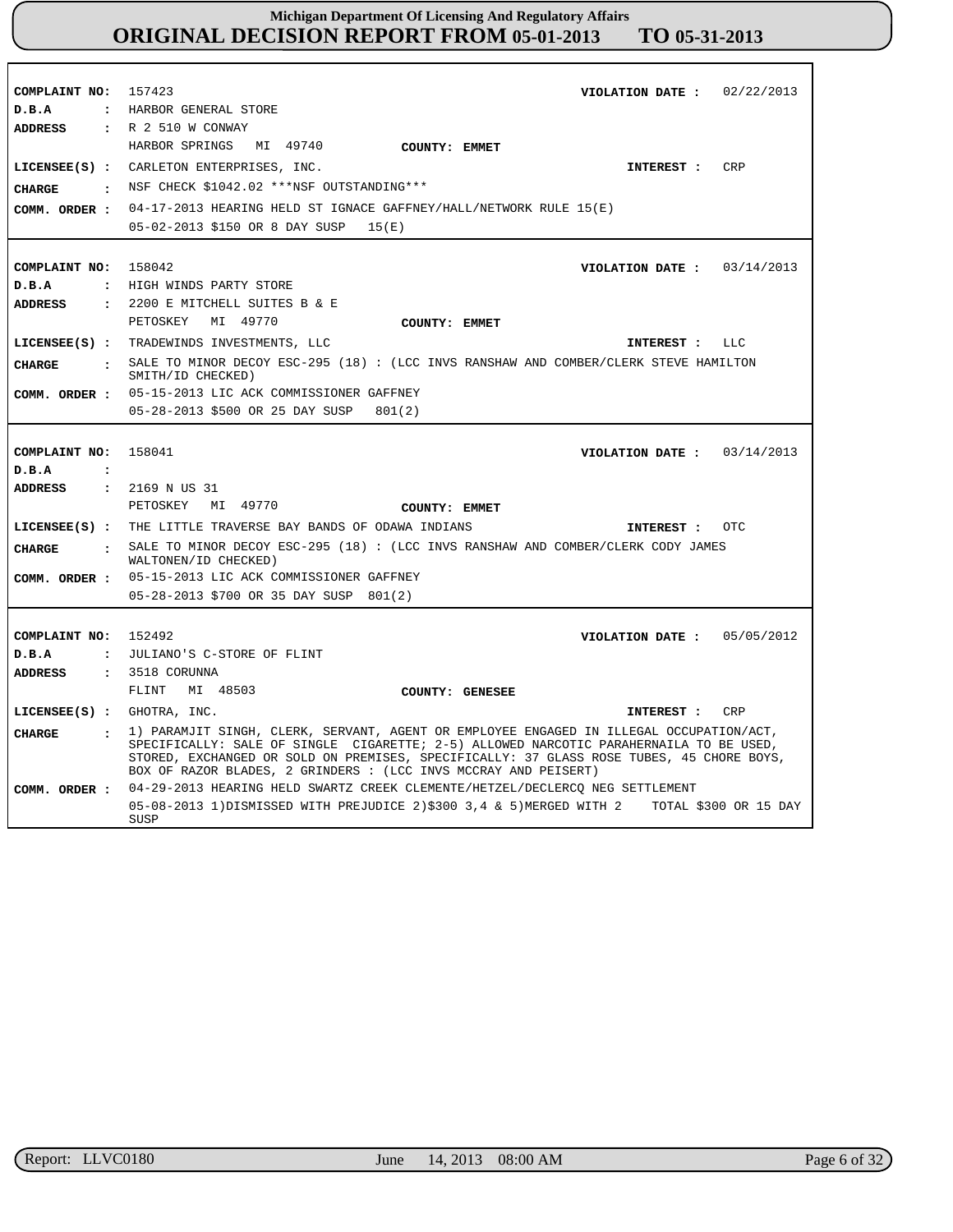| | |
|---|---|
| **COMPLAINT NO:** | 157423 |
| **VIOLATION DATE :** | 02/22/2013 |
| **D.B.A** | HARBOR GENERAL STORE |
| **ADDRESS** | R 2 510 W CONWAY<br>HARBOR SPRINGS MI 49740 |
| **COUNTY:** | EMMET |
| **LICENSEE(S) :** | CARLETON ENTERPRISES, INC. |
| **INTEREST :** | CRP |
| **CHARGE** | NSF CHECK $1042.02 ***NSF OUTSTANDING*** |
| **COMM. ORDER :** | 04-17-2013 HEARING HELD ST IGNACE GAFFNEY/HALL/NETWORK RULE 15(E)<br>05-02-2013 $150 OR 8 DAY SUSP 15(E) |

| | |
|---|---|
| **COMPLAINT NO:** | 158042 |
| **VIOLATION DATE :** | 03/14/2013 |
| **D.B.A** | HIGH WINDS PARTY STORE |
| **ADDRESS** | 2200 E MITCHELL SUITES B & E<br>PETOSKEY MI 49770 |
| **COUNTY:** | EMMET |
| **LICENSEE(S) :** | TRADEWINDS INVESTMENTS, LLC |
| **INTEREST :** | LLC |
| **CHARGE** | SALE TO MINOR DECOY ESC-295 (18) : (LCC INVS RANSHAW AND COMBER/CLERK STEVE HAMILTON SMITH/ID CHECKED) |
| **COMM. ORDER :** | 05-15-2013 LIC ACK COMMISSIONER GAFFNEY<br>05-28-2013 $500 OR 25 DAY SUSP 801(2) |

| | |
|---|---|
| **COMPLAINT NO:** | 158041 |
| **VIOLATION DATE :** | 03/14/2013 |
| **D.B.A** | |
| **ADDRESS** | 2169 N US 31<br>PETOSKEY MI 49770 |
| **COUNTY:** | EMMET |
| **LICENSEE(S) :** | THE LITTLE TRAVERSE BAY BANDS OF ODAWA INDIANS |
| **INTEREST :** | OTC |
| **CHARGE** | SALE TO MINOR DECOY ESC-295 (18) : (LCC INVS RANSHAW AND COMBER/CLERK CODY JAMES WALTONEN/ID CHECKED) |
| **COMM. ORDER :** | 05-15-2013 LIC ACK COMMISSIONER GAFFNEY<br>05-28-2013 $700 OR 35 DAY SUSP 801(2) |

| | |
|---|---|
| **COMPLAINT NO:** | 152492 |
| **VIOLATION DATE :** | 05/05/2012 |
| **D.B.A** | JULIANO'S C-STORE OF FLINT |
| **ADDRESS** | 3518 CORUNNA<br>FLINT MI 48503 |
| **COUNTY:** | GENESEE |
| **LICENSEE(S) :** | GHOTRA, INC. |
| **INTEREST :** | CRP |
| **CHARGE** | 1) PARAMJIT SINGH, CLERK, SERVANT, AGENT OR EMPLOYEE ENGAGED IN ILLEGAL OCCUPATION/ACT, SPECIFICALLY: SALE OF SINGLE CIGARETTE; 2-5) ALLOWED NARCOTIC PARAHERNAILA TO BE USED, STORED, EXCHANGED OR SOLD ON PREMISES, SPECIFICALLY: 37 GLASS ROSE TUBES, 45 CHORE BOYS, BOX OF RAZOR BLADES, 2 GRINDERS : (LCC INVS MCCRAY AND PEISERT) |
| **COMM. ORDER :** | 04-29-2013 HEARING HELD SWARTZ CREEK CLEMENTE/HETZEL/DECLERCQ NEG SETTLEMENT<br>05-08-2013 1)DISMISSED WITH PREJUDICE 2)$300 3,4 & 5)MERGED WITH 2 TOTAL $300 OR 15 DAY SUSP |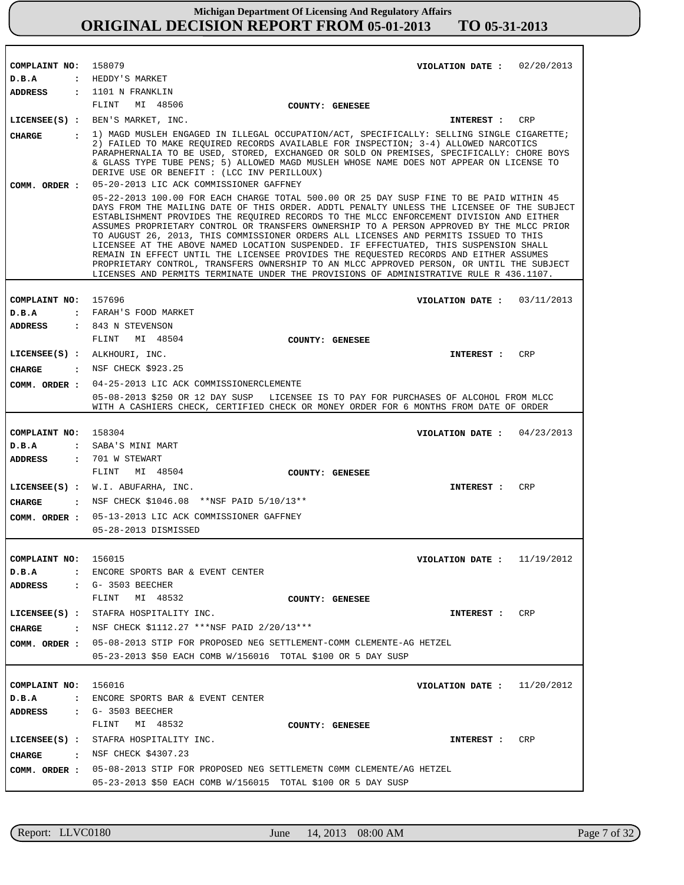# Michigan Department Of Licensing And Regulatory Affairs
## ORIGINAL DECISION REPORT FROM 05-01-2013 TO 05-31-2013

**COMPLAINT NO:** 158079 **VIOLATION DATE :** 02/20/2013
**D.B.A :** HEDDY'S MARKET
**ADDRESS :** 1101 N FRANKLIN
FLINT MI 48506 **COUNTY: GENESEE**
**LICENSEE(S) :** BEN'S MARKET, INC. **INTEREST :** CRP
**CHARGE :** 1) MAGD MUSLEH ENGAGED IN ILLEGAL OCCUPATION/ACT, SPECIFICALLY: SELLING SINGLE CIGARETTE; 2) FAILED TO MAKE REQUIRED RECORDS AVAILABLE FOR INSPECTION; 3-4) ALLOWED NARCOTICS PARAPHERNALIA TO BE USED, STORED, EXCHANGED OR SOLD ON PREMISES, SPECIFICALLY: CHORE BOYS & GLASS TYPE TUBE PENS; 5) ALLOWED MAGD MUSLEH WHOSE NAME DOES NOT APPEAR ON LICENSE TO DERIVE USE OR BENEFIT : (LCC INV PERILLOUX)
**COMM. ORDER :** 05-20-2013 LIC ACK COMMISSIONER GAFFNEY
05-22-2013 100.00 FOR EACH CHARGE TOTAL 500.00 OR 25 DAY SUSP FINE TO BE PAID WITHIN 45 DAYS FROM THE MAILING DATE OF THIS ORDER. ADDTL PENALTY UNLESS THE LICENSEE OF THE SUBJECT ESTABLISHMENT PROVIDES THE REQUIRED RECORDS TO THE MLCC ENFORCEMENT DIVISION AND EITHER ASSUMES PROPRIETARY CONTROL OR TRANSFERS OWNERSHIP TO A PERSON APPROVED BY THE MLCC PRIOR TO AUGUST 26, 2013, THIS COMMISSIONER ORDERS ALL LICENSES AND PERMITS ISSUED TO THIS LICENSEE AT THE ABOVE NAMED LOCATION SUSPENDED. IF EFFECTUATED, THIS SUSPENSION SHALL REMAIN IN EFFECT UNTIL THE LICENSEE PROVIDES THE REQUESTED RECORDS AND EITHER ASSUMES PROPRIETARY CONTROL, TRANSFERS OWNERSHIP TO AN MLCC APPROVED PERSON, OR UNTIL THE SUBJECT LICENSES AND PERMITS TERMINATE UNDER THE PROVISIONS OF ADMINISTRATIVE RULE R 436.1107.

---

**COMPLAINT NO:** 157696 **VIOLATION DATE :** 03/11/2013
**D.B.A :** FARAH'S FOOD MARKET
**ADDRESS :** 843 N STEVENSON
FLINT MI 48504 **COUNTY: GENESEE**
**LICENSEE(S) :** ALKHOURI, INC. **INTEREST :** CRP
**CHARGE :** NSF CHECK $923.25
**COMM. ORDER :** 04-25-2013 LIC ACK COMMISSIONERCLEMENTE
05-08-2013 $250 OR 12 DAY SUSP LICENSEE IS TO PAY FOR PURCHASES OF ALCOHOL FROM MLCC WITH A CASHIERS CHECK, CERTIFIED CHECK OR MONEY ORDER FOR 6 MONTHS FROM DATE OF ORDER

---

**COMPLAINT NO:** 158304 **VIOLATION DATE :** 04/23/2013
**D.B.A :** SABA'S MINI MART
**ADDRESS :** 701 W STEWART
FLINT MI 48504 **COUNTY: GENESEE**
**LICENSEE(S) :** W.I. ABUFARHA, INC. **INTEREST :** CRP
**CHARGE :** NSF CHECK $1046.08 **NSF PAID 5/10/13**
**COMM. ORDER :** 05-13-2013 LIC ACK COMMISSIONER GAFFNEY
05-28-2013 DISMISSED

---

**COMPLAINT NO:** 156015 **VIOLATION DATE :** 11/19/2012
**D.B.A :** ENCORE SPORTS BAR & EVENT CENTER
**ADDRESS :** G- 3503 BEECHER
FLINT MI 48532 **COUNTY: GENESEE**
**LICENSEE(S) :** STAFRA HOSPITALITY INC. **INTEREST :** CRP
**CHARGE :** NSF CHECK $1112.27 ***NSF PAID 2/20/13***
**COMM. ORDER :** 05-08-2013 STIP FOR PROPOSED NEG SETTLEMENT-COMM CLEMENTE-AG HETZEL
05-23-2013 $50 EACH COMB W/156016 TOTAL $100 OR 5 DAY SUSP

---

**COMPLAINT NO:** 156016 **VIOLATION DATE :** 11/20/2012
**D.B.A :** ENCORE SPORTS BAR & EVENT CENTER
**ADDRESS :** G- 3503 BEECHER
FLINT MI 48532 **COUNTY: GENESEE**
**LICENSEE(S) :** STAFRA HOSPITALITY INC. **INTEREST :** CRP
**CHARGE :** NSF CHECK $4307.23
**COMM. ORDER :** 05-08-2013 STIP FOR PROPOSED NEG SETTLEMETN C0MM CLEMENTE/AG HETZEL
05-23-2013 $50 EACH COMB W/156015 TOTAL $100 OR 5 DAY SUSP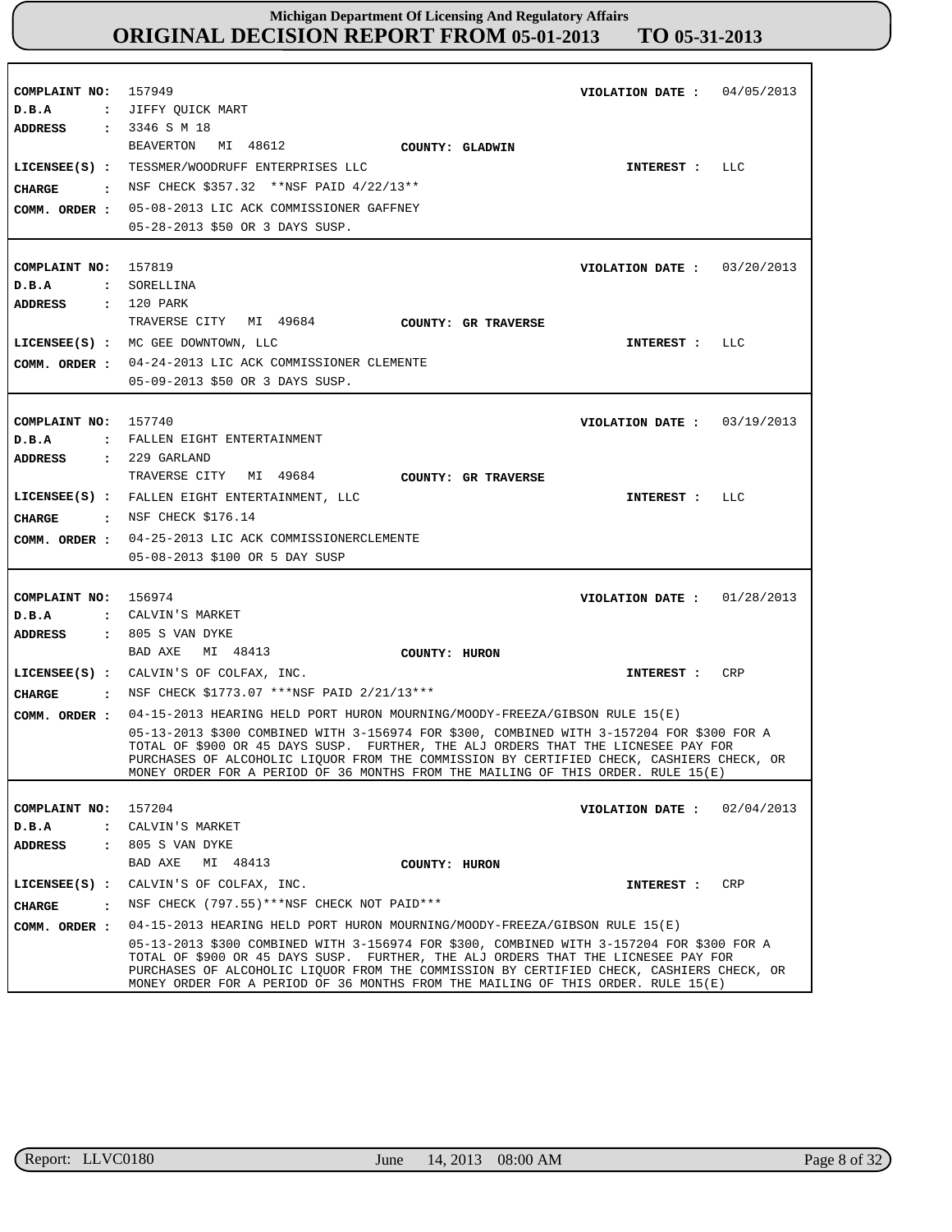**Michigan Department Of Licensing And Regulatory Affairs**
**ORIGINAL DECISION REPORT FROM 05-01-2013 TO 05-31-2013**

**COMPLAINT NO:** 157949 **VIOLATION DATE :** 04/05/2013
**D.B.A :** JIFFY QUICK MART
**ADDRESS :** 3346 S M 18
BEAVERTON MI 48612 **COUNTY: GLADWIN**
**LICENSEE(S) :** TESSMER/WOODRUFF ENTERPRISES LLC **INTEREST :** LLC
**CHARGE :** NSF CHECK $357.32 **NSF PAID 4/22/13**
**COMM. ORDER :** 05-08-2013 LIC ACK COMMISSIONER GAFFNEY
05-28-2013 $50 OR 3 DAYS SUSP.

---

**COMPLAINT NO:** 157819 **VIOLATION DATE :** 03/20/2013
**D.B.A :** SORELLINA
**ADDRESS :** 120 PARK
TRAVERSE CITY MI 49684 **COUNTY: GR TRAVERSE**
**LICENSEE(S) :** MC GEE DOWNTOWN, LLC **INTEREST :** LLC
**COMM. ORDER :** 04-24-2013 LIC ACK COMMISSIONER CLEMENTE
05-09-2013 $50 OR 3 DAYS SUSP.

---

**COMPLAINT NO:** 157740 **VIOLATION DATE :** 03/19/2013
**D.B.A :** FALLEN EIGHT ENTERTAINMENT
**ADDRESS :** 229 GARLAND
TRAVERSE CITY MI 49684 **COUNTY: GR TRAVERSE**
**LICENSEE(S) :** FALLEN EIGHT ENTERTAINMENT, LLC **INTEREST :** LLC
**CHARGE :** NSF CHECK $176.14
**COMM. ORDER :** 04-25-2013 LIC ACK COMMISSIONERCLEMENTE
05-08-2013 $100 OR 5 DAY SUSP

---

**COMPLAINT NO:** 156974 **VIOLATION DATE :** 01/28/2013
**D.B.A :** CALVIN'S MARKET
**ADDRESS :** 805 S VAN DYKE
BAD AXE MI 48413 **COUNTY: HURON**
**LICENSEE(S) :** CALVIN'S OF COLFAX, INC. **INTEREST :** CRP
**CHARGE :** NSF CHECK $1773.07 ***NSF PAID 2/21/13***
**COMM. ORDER :** 04-15-2013 HEARING HELD PORT HURON MOURNING/MOODY-FREEZA/GIBSON RULE 15(E)
05-13-2013 $300 COMBINED WITH 3-156974 FOR $300, COMBINED WITH 3-157204 FOR $300 FOR A TOTAL OF $900 OR 45 DAYS SUSP. FURTHER, THE ALJ ORDERS THAT THE LICNESEE PAY FOR PURCHASES OF ALCOHOLIC LIQUOR FROM THE COMMISSION BY CERTIFIED CHECK, CASHIERS CHECK, OR MONEY ORDER FOR A PERIOD OF 36 MONTHS FROM THE MAILING OF THIS ORDER. RULE 15(E)

---

**COMPLAINT NO:** 157204 **VIOLATION DATE :** 02/04/2013
**D.B.A :** CALVIN'S MARKET
**ADDRESS :** 805 S VAN DYKE
BAD AXE MI 48413 **COUNTY: HURON**
**LICENSEE(S) :** CALVIN'S OF COLFAX, INC. **INTEREST :** CRP
**CHARGE :** NSF CHECK (797.55)***NSF CHECK NOT PAID***
**COMM. ORDER :** 04-15-2013 HEARING HELD PORT HURON MOURNING/MOODY-FREEZA/GIBSON RULE 15(E)
05-13-2013 $300 COMBINED WITH 3-156974 FOR $300, COMBINED WITH 3-157204 FOR $300 FOR A TOTAL OF $900 OR 45 DAYS SUSP. FURTHER, THE ALJ ORDERS THAT THE LICNESEE PAY FOR PURCHASES OF ALCOHOLIC LIQUOR FROM THE COMMISSION BY CERTIFIED CHECK, CASHIERS CHECK, OR MONEY ORDER FOR A PERIOD OF 36 MONTHS FROM THE MAILING OF THIS ORDER. RULE 15(E)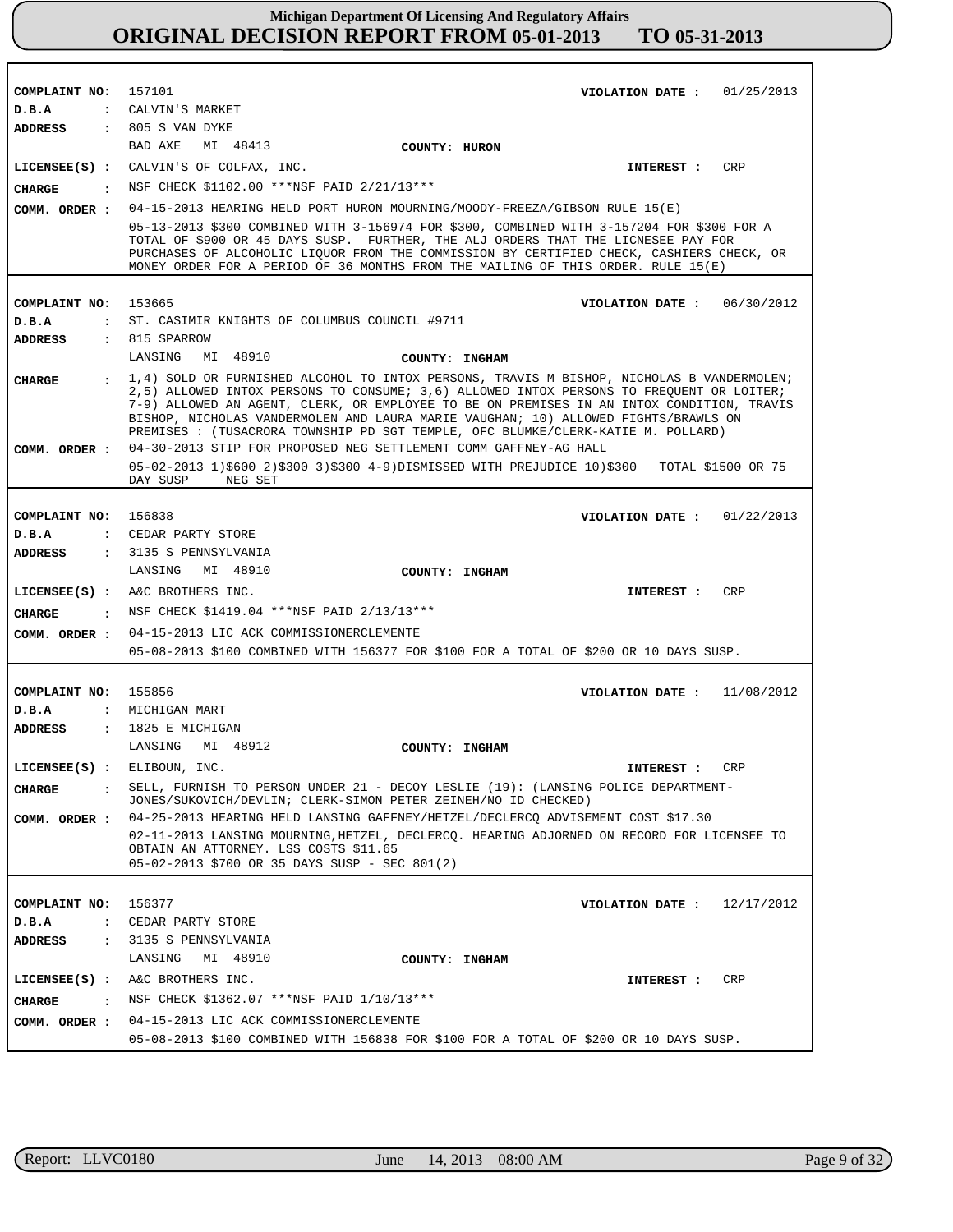**COMPLAINT NO:** 157101 **VIOLATION DATE :** 01/25/2013
**D.B.A :** CALVIN'S MARKET
**ADDRESS :** 805 S VAN DYKE
BAD AXE MI 48413 **COUNTY: HURON**
**LICENSEE(S) :** CALVIN'S OF COLFAX, INC. **INTEREST :** CRP
**CHARGE :** NSF CHECK $1102.00 ***NSF PAID 2/21/13***
**COMM. ORDER :** 04-15-2013 HEARING HELD PORT HURON MOURNING/MOODY-FREEZA/GIBSON RULE 15(E)
05-13-2013 $300 COMBINED WITH 3-156974 FOR $300, COMBINED WITH 3-157204 FOR $300 FOR A TOTAL OF $900 OR 45 DAYS SUSP. FURTHER, THE ALJ ORDERS THAT THE LICNESEE PAY FOR PURCHASES OF ALCOHOLIC LIQUOR FROM THE COMMISSION BY CERTIFIED CHECK, CASHIERS CHECK, OR MONEY ORDER FOR A PERIOD OF 36 MONTHS FROM THE MAILING OF THIS ORDER. RULE 15(E)

---

**COMPLAINT NO:** 153665 **VIOLATION DATE :** 06/30/2012
**D.B.A :** ST. CASIMIR KNIGHTS OF COLUMBUS COUNCIL #9711
**ADDRESS :** 815 SPARROW
LANSING MI 48910 **COUNTY: INGHAM**
**CHARGE :** 1,4) SOLD OR FURNISHED ALCOHOL TO INTOX PERSONS, TRAVIS M BISHOP, NICHOLAS B VANDERMOLEN; 2,5) ALLOWED INTOX PERSONS TO CONSUME; 3,6) ALLOWED INTOX PERSONS TO FREQUENT OR LOITER; 7-9) ALLOWED AN AGENT, CLERK, OR EMPLOYEE TO BE ON PREMISES IN AN INTOX CONDITION, TRAVIS BISHOP, NICHOLAS VANDERMOLEN AND LAURA MARIE VAUGHAN; 10) ALLOWED FIGHTS/BRAWLS ON PREMISES : (TUSACRORA TOWNSHIP PD SGT TEMPLE, OFC BLUMKE/CLERK-KATIE M. POLLARD)
**COMM. ORDER :** 04-30-2013 STIP FOR PROPOSED NEG SETTLEMENT COMM GAFFNEY-AG HALL
05-02-2013 1)$600 2)$300 3)$300 4-9)DISMISSED WITH PREJUDICE 10)$300 TOTAL $1500 OR 75 DAY SUSP NEG SET

---

**COMPLAINT NO:** 156838 **VIOLATION DATE :** 01/22/2013
**D.B.A :** CEDAR PARTY STORE
**ADDRESS :** 3135 S PENNSYLVANIA
LANSING MI 48910 **COUNTY: INGHAM**
**LICENSEE(S) :** A&C BROTHERS INC. **INTEREST :** CRP
**CHARGE :** NSF CHECK $1419.04 ***NSF PAID 2/13/13***
**COMM. ORDER :** 04-15-2013 LIC ACK COMMISSIONERCLEMENTE
05-08-2013 $100 COMBINED WITH 156377 FOR $100 FOR A TOTAL OF $200 OR 10 DAYS SUSP.

---

**COMPLAINT NO:** 155856 **VIOLATION DATE :** 11/08/2012
**D.B.A :** MICHIGAN MART
**ADDRESS :** 1825 E MICHIGAN
LANSING MI 48912 **COUNTY: INGHAM**
**LICENSEE(S) :** ELIBOUN, INC. **INTEREST :** CRP
**CHARGE :** SELL, FURNISH TO PERSON UNDER 21 - DECOY LESLIE (19): (LANSING POLICE DEPARTMENT-JONES/SUKOVICH/DEVLIN; CLERK-SIMON PETER ZEINEH/NO ID CHECKED)
**COMM. ORDER :** 04-25-2013 HEARING HELD LANSING GAFFNEY/HETZEL/DECLERCQ ADVISEMENT COST $17.30
02-11-2013 LANSING MOURNING,HETZEL, DECLERCQ. HEARING ADJORNED ON RECORD FOR LICENSEE TO OBTAIN AN ATTORNEY. LSS COSTS $11.65
05-02-2013 $700 OR 35 DAYS SUSP - SEC 801(2)

---

**COMPLAINT NO:** 156377 **VIOLATION DATE :** 12/17/2012
**D.B.A :** CEDAR PARTY STORE
**ADDRESS :** 3135 S PENNSYLVANIA
LANSING MI 48910 **COUNTY: INGHAM**
**LICENSEE(S) :** A&C BROTHERS INC. **INTEREST :** CRP
**CHARGE :** NSF CHECK $1362.07 ***NSF PAID 1/10/13***
**COMM. ORDER :** 04-15-2013 LIC ACK COMMISSIONERCLEMENTE
05-08-2013 $100 COMBINED WITH 156838 FOR $100 FOR A TOTAL OF $200 OR 10 DAYS SUSP.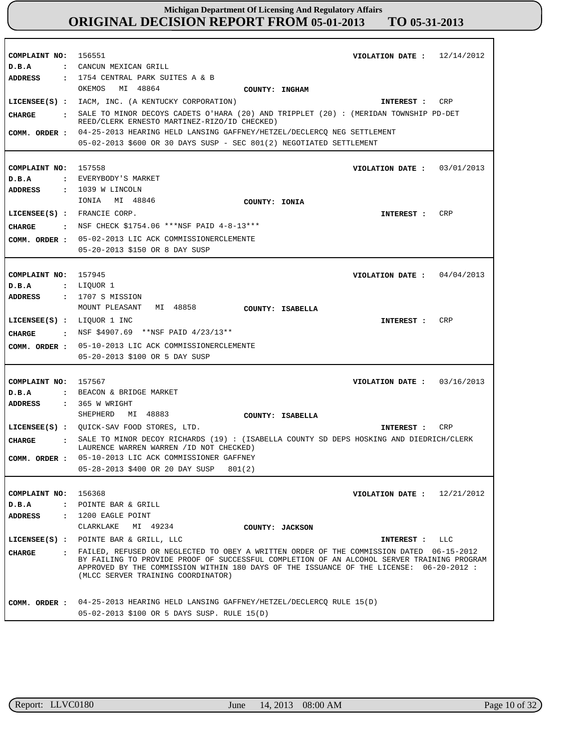**Michigan Department Of Licensing And Regulatory Affairs**

# ORIGINAL DECISION REPORT FROM 05-01-2013 TO 05-31-2013

---

**COMPLAINT NO:** 156551 **VIOLATION DATE :** 12/14/2012
**D.B.A :** CANCUN MEXICAN GRILL
**ADDRESS :** 1754 CENTRAL PARK SUITES A & B
OKEMOS MI 48864 **COUNTY:** INGHAM
**LICENSEE(S) :** IACM, INC. (A KENTUCKY CORPORATION) **INTEREST :** CRP
**CHARGE :** SALE TO MINOR DECOYS CADETS O'HARA (20) AND TRIPPLET (20) : (MERIDAN TOWNSHIP PD-DET REED/CLERK ERNESTO MARTINEZ-RIZO/ID CHECKED)
**COMM. ORDER :** 04-25-2013 HEARING HELD LANSING GAFFNEY/HETZEL/DECLERCQ NEG SETTLEMENT
05-02-2013 $600 OR 30 DAYS SUSP - SEC 801(2) NEGOTIATED SETTLEMENT

---

**COMPLAINT NO:** 157558 **VIOLATION DATE :** 03/01/2013
**D.B.A :** EVERYBODY'S MARKET
**ADDRESS :** 1039 W LINCOLN
IONIA MI 48846 **COUNTY:** IONIA
**LICENSEE(S) :** FRANCIE CORP. **INTEREST :** CRP
**CHARGE :** NSF CHECK $1754.06 ***NSF PAID 4-8-13***
**COMM. ORDER :** 05-02-2013 LIC ACK COMMISSIONERCLEMENTE
05-20-2013 $150 OR 8 DAY SUSP

---

**COMPLAINT NO:** 157945 **VIOLATION DATE :** 04/04/2013
**D.B.A :** LIQUOR 1
**ADDRESS :** 1707 S MISSION
MOUNT PLEASANT MI 48858 **COUNTY:** ISABELLA
**LICENSEE(S) :** LIQUOR 1 INC **INTEREST :** CRP
**CHARGE :** NSF $4907.69 **NSF PAID 4/23/13**
**COMM. ORDER :** 05-10-2013 LIC ACK COMMISSIONERCLEMENTE
05-20-2013 $100 OR 5 DAY SUSP

---

**COMPLAINT NO:** 157567 **VIOLATION DATE :** 03/16/2013
**D.B.A :** BEACON & BRIDGE MARKET
**ADDRESS :** 365 W WRIGHT
SHEPHERD MI 48883 **COUNTY:** ISABELLA
**LICENSEE(S) :** QUICK-SAV FOOD STORES, LTD. **INTEREST :** CRP
**CHARGE :** SALE TO MINOR DECOY RICHARDS (19) : (ISABELLA COUNTY SD DEPS HOSKING AND DIEDRICH/CLERK LAURENCE WARREN WARREN /ID NOT CHECKED)
**COMM. ORDER :** 05-10-2013 LIC ACK COMMISSIONER GAFFNEY
05-28-2013 $400 OR 20 DAY SUSP 801(2)

---

**COMPLAINT NO:** 156368 **VIOLATION DATE :** 12/21/2012
**D.B.A :** POINTE BAR & GRILL
**ADDRESS :** 1200 EAGLE POINT
CLARKLAKE MI 49234 **COUNTY:** JACKSON
**LICENSEE(S) :** POINTE BAR & GRILL, LLC **INTEREST :** LLC
**CHARGE :** FAILED, REFUSED OR NEGLECTED TO OBEY A WRITTEN ORDER OF THE COMMISSION DATED 06-15-2012 BY FAILING TO PROVIDE PROOF OF SUCCESSFUL COMPLETION OF AN ALCOHOL SERVER TRAINING PROGRAM APPROVED BY THE COMMISSION WITHIN 180 DAYS OF THE ISSUANCE OF THE LICENSE: 06-20-2012 : (MLCC SERVER TRAINING COORDINATOR)
**COMM. ORDER :** 04-25-2013 HEARING HELD LANSING GAFFNEY/HETZEL/DECLERCQ RULE 15(D)
05-02-2013 $100 OR 5 DAYS SUSP. RULE 15(D)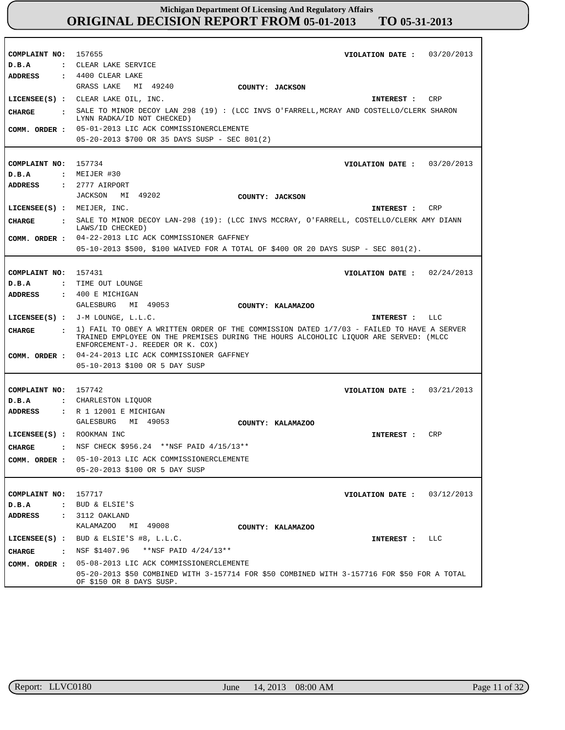# Michigan Department Of Licensing And Regulatory Affairs
# ORIGINAL DECISION REPORT FROM 05-01-2013 TO 05-31-2013

**COMPLAINT NO:** 157655 **VIOLATION DATE :** 03/20/2013
**D.B.A :** CLEAR LAKE SERVICE
**ADDRESS :** 4400 CLEAR LAKE
GRASS LAKE MI 49240 **COUNTY: JACKSON**
**LICENSEE(S) :** CLEAR LAKE OIL, INC. **INTEREST :** CRP
**CHARGE :** SALE TO MINOR DECOY LAN 298 (19) : (LCC INVS O'FARRELL,MCRAY AND COSTELLO/CLERK SHARON LYNN RADKA/ID NOT CHECKED)
**COMM. ORDER :** 05-01-2013 LIC ACK COMMISSIONERCLEMENTE
05-20-2013 $700 OR 35 DAYS SUSP - SEC 801(2)

---

**COMPLAINT NO:** 157734 **VIOLATION DATE :** 03/20/2013
**D.B.A :** MEIJER #30
**ADDRESS :** 2777 AIRPORT
JACKSON MI 49202 **COUNTY: JACKSON**
**LICENSEE(S) :** MEIJER, INC. **INTEREST :** CRP
**CHARGE :** SALE TO MINOR DECOY LAN-298 (19): (LCC INVS MCCRAY, O'FARRELL, COSTELLO/CLERK AMY DIANN LAWS/ID CHECKED)
**COMM. ORDER :** 04-22-2013 LIC ACK COMMISSIONER GAFFNEY
05-10-2013 $500, $100 WAIVED FOR A TOTAL OF $400 OR 20 DAYS SUSP - SEC 801(2).

---

**COMPLAINT NO:** 157431 **VIOLATION DATE :** 02/24/2013
**D.B.A :** TIME OUT LOUNGE
**ADDRESS :** 400 E MICHIGAN
GALESBURG MI 49053 **COUNTY: KALAMAZOO**
**LICENSEE(S) :** J-M LOUNGE, L.L.C. **INTEREST :** LLC
**CHARGE :** 1) FAIL TO OBEY A WRITTEN ORDER OF THE COMMISSION DATED 1/7/03 - FAILED TO HAVE A SERVER TRAINED EMPLOYEE ON THE PREMISES DURING THE HOURS ALCOHOLIC LIQUOR ARE SERVED: (MLCC ENFORCEMENT-J. REEDER OR K. COX)
**COMM. ORDER :** 04-24-2013 LIC ACK COMMISSIONER GAFFNEY
05-10-2013 $100 OR 5 DAY SUSP

---

**COMPLAINT NO:** 157742 **VIOLATION DATE :** 03/21/2013
**D.B.A :** CHARLESTON LIQUOR
**ADDRESS :** R 1 12001 E MICHIGAN
GALESBURG MI 49053 **COUNTY: KALAMAZOO**
**LICENSEE(S) :** ROOKMAN INC **INTEREST :** CRP
**CHARGE :** NSF CHECK $956.24 **NSF PAID 4/15/13**
**COMM. ORDER :** 05-10-2013 LIC ACK COMMISSIONERCLEMENTE
05-20-2013 $100 OR 5 DAY SUSP

---

**COMPLAINT NO:** 157717 **VIOLATION DATE :** 03/12/2013
**D.B.A :** BUD & ELSIE'S
**ADDRESS :** 3112 OAKLAND
KALAMAZOO MI 49008 **COUNTY: KALAMAZOO**
**LICENSEE(S) :** BUD & ELSIE'S #8, L.L.C. **INTEREST :** LLC
**CHARGE :** NSF $1407.96 **NSF PAID 4/24/13**
**COMM. ORDER :** 05-08-2013 LIC ACK COMMISSIONERCLEMENTE
05-20-2013 $50 COMBINED WITH 3-157714 FOR $50 COMBINED WITH 3-157716 FOR $50 FOR A TOTAL OF $150 OR 8 DAYS SUSP.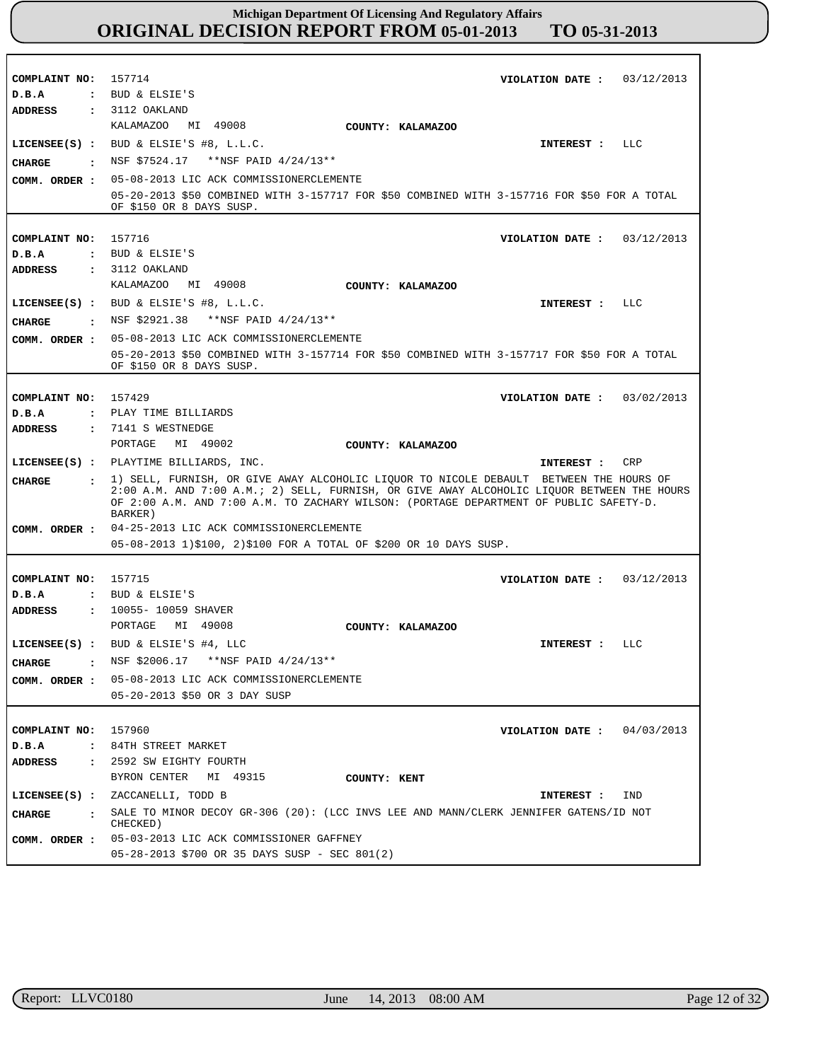**COMPLAINT NO:** 157714 **VIOLATION DATE :** 03/12/2013
**D.B.A :** BUD & ELSIE'S
**ADDRESS :** 3112 OAKLAND
KALAMAZOO MI 49008 **COUNTY: KALAMAZOO**
**LICENSEE(S) :** BUD & ELSIE'S #8, L.L.C. **INTEREST :** LLC
**CHARGE :** NSF $7524.17 **NSF PAID 4/24/13**
**COMM. ORDER :** 05-08-2013 LIC ACK COMMISSIONERCLEMENTE
05-20-2013 $50 COMBINED WITH 3-157717 FOR $50 COMBINED WITH 3-157716 FOR $50 FOR A TOTAL OF $150 OR 8 DAYS SUSP.

---

**COMPLAINT NO:** 157716 **VIOLATION DATE :** 03/12/2013
**D.B.A :** BUD & ELSIE'S
**ADDRESS :** 3112 OAKLAND
KALAMAZOO MI 49008 **COUNTY: KALAMAZOO**
**LICENSEE(S) :** BUD & ELSIE'S #8, L.L.C. **INTEREST :** LLC
**CHARGE :** NSF $2921.38 **NSF PAID 4/24/13**
**COMM. ORDER :** 05-08-2013 LIC ACK COMMISSIONERCLEMENTE
05-20-2013 $50 COMBINED WITH 3-157714 FOR $50 COMBINED WITH 3-157717 FOR $50 FOR A TOTAL OF $150 OR 8 DAYS SUSP.

---

**COMPLAINT NO:** 157429 **VIOLATION DATE :** 03/02/2013
**D.B.A :** PLAY TIME BILLIARDS
**ADDRESS :** 7141 S WESTNEDGE
PORTAGE MI 49002 **COUNTY: KALAMAZOO**
**LICENSEE(S) :** PLAYTIME BILLIARDS, INC. **INTEREST :** CRP
**CHARGE :** 1) SELL, FURNISH, OR GIVE AWAY ALCOHOLIC LIQUOR TO NICOLE DEBAULT BETWEEN THE HOURS OF 2:00 A.M. AND 7:00 A.M.; 2) SELL, FURNISH, OR GIVE AWAY ALCOHOLIC LIQUOR BETWEEN THE HOURS OF 2:00 A.M. AND 7:00 A.M. TO ZACHARY WILSON: (PORTAGE DEPARTMENT OF PUBLIC SAFETY-D. BARKER)
**COMM. ORDER :** 04-25-2013 LIC ACK COMMISSIONERCLEMENTE
05-08-2013 1)$100, 2)$100 FOR A TOTAL OF $200 OR 10 DAYS SUSP.

---

**COMPLAINT NO:** 157715 **VIOLATION DATE :** 03/12/2013
**D.B.A :** BUD & ELSIE'S
**ADDRESS :** 10055- 10059 SHAVER
PORTAGE MI 49008 **COUNTY: KALAMAZOO**
**LICENSEE(S) :** BUD & ELSIE'S #4, LLC **INTEREST :** LLC
**CHARGE :** NSF $2006.17 **NSF PAID 4/24/13**
**COMM. ORDER :** 05-08-2013 LIC ACK COMMISSIONERCLEMENTE
05-20-2013 $50 OR 3 DAY SUSP

---

**COMPLAINT NO:** 157960 **VIOLATION DATE :** 04/03/2013
**D.B.A :** 84TH STREET MARKET
**ADDRESS :** 2592 SW EIGHTY FOURTH
BYRON CENTER MI 49315 **COUNTY: KENT**
**LICENSEE(S) :** ZACCANELLI, TODD B **INTEREST :** IND
**CHARGE :** SALE TO MINOR DECOY GR-306 (20): (LCC INVS LEE AND MANN/CLERK JENNIFER GATENS/ID NOT CHECKED)
**COMM. ORDER :** 05-03-2013 LIC ACK COMMISSIONER GAFFNEY
05-28-2013 $700 OR 35 DAYS SUSP - SEC 801(2)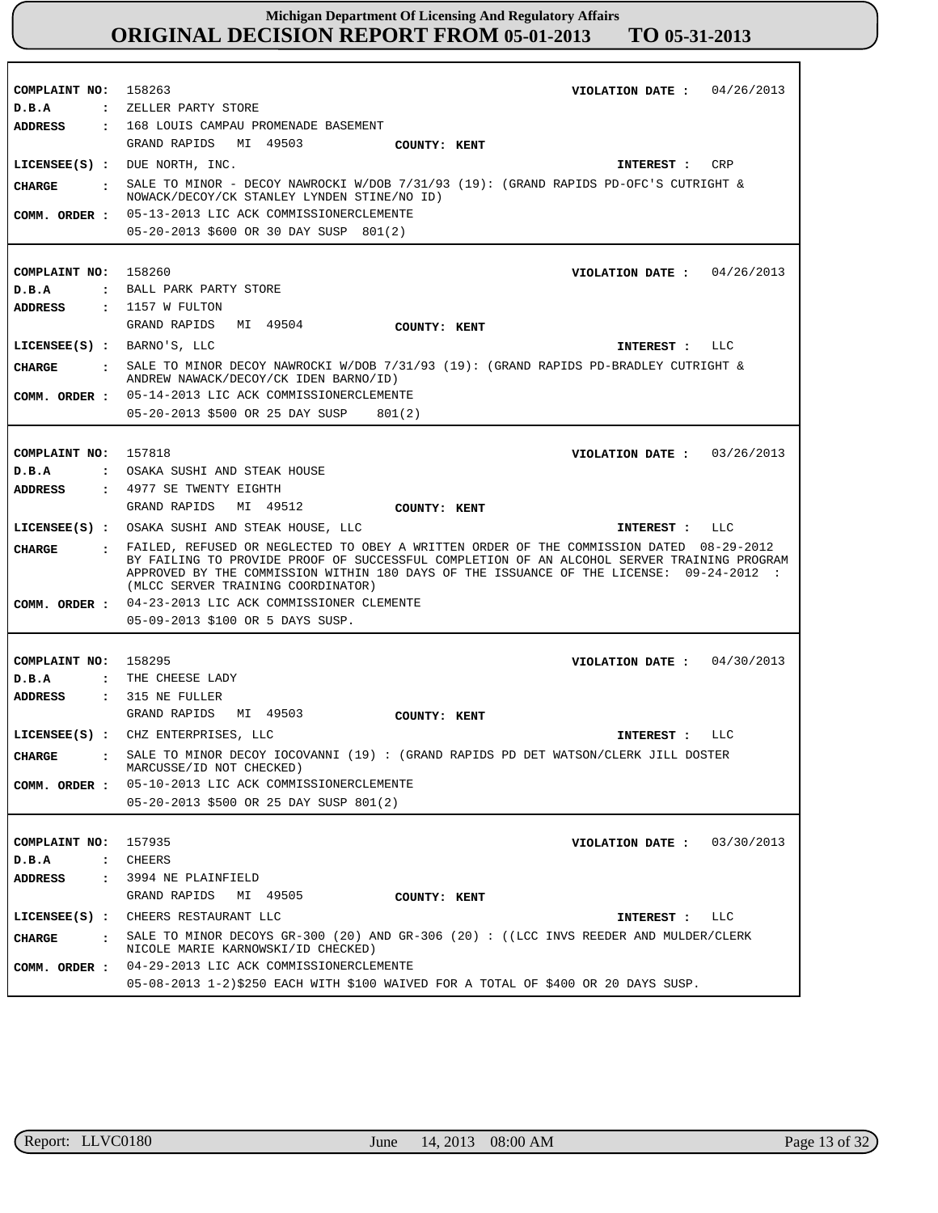# Michigan Department Of Licensing And Regulatory Affairs
## ORIGINAL DECISION REPORT FROM 05-01-2013 TO 05-31-2013

**COMPLAINT NO:** 158263 **VIOLATION DATE :** 04/26/2013
**D.B.A :** ZELLER PARTY STORE
**ADDRESS :** 168 LOUIS CAMPAU PROMENADE BASEMENT
GRAND RAPIDS MI 49503 **COUNTY: KENT**
**LICENSEE(S) :** DUE NORTH, INC. **INTEREST :** CRP
**CHARGE :** SALE TO MINOR - DECOY NAWROCKI W/DOB 7/31/93 (19): (GRAND RAPIDS PD-OFC'S CUTRIGHT & NOWACK/DECOY/CK STANLEY LYNDEN STINE/NO ID)
**COMM. ORDER :** 05-13-2013 LIC ACK COMMISSIONERCLEMENTE
05-20-2013 $600 OR 30 DAY SUSP 801(2)

---

**COMPLAINT NO:** 158260 **VIOLATION DATE :** 04/26/2013
**D.B.A :** BALL PARK PARTY STORE
**ADDRESS :** 1157 W FULTON
GRAND RAPIDS MI 49504 **COUNTY: KENT**
**LICENSEE(S) :** BARNO'S, LLC **INTEREST :** LLC
**CHARGE :** SALE TO MINOR DECOY NAWROCKI W/DOB 7/31/93 (19): (GRAND RAPIDS PD-BRADLEY CUTRIGHT & ANDREW NAWACK/DECOY/CK IDEN BARNO/ID)
**COMM. ORDER :** 05-14-2013 LIC ACK COMMISSIONERCLEMENTE
05-20-2013 $500 OR 25 DAY SUSP 801(2)

---

**COMPLAINT NO:** 157818 **VIOLATION DATE :** 03/26/2013
**D.B.A :** OSAKA SUSHI AND STEAK HOUSE
**ADDRESS :** 4977 SE TWENTY EIGHTH
GRAND RAPIDS MI 49512 **COUNTY: KENT**
**LICENSEE(S) :** OSAKA SUSHI AND STEAK HOUSE, LLC **INTEREST :** LLC
**CHARGE :** FAILED, REFUSED OR NEGLECTED TO OBEY A WRITTEN ORDER OF THE COMMISSION DATED 08-29-2012 BY FAILING TO PROVIDE PROOF OF SUCCESSFUL COMPLETION OF AN ALCOHOL SERVER TRAINING PROGRAM APPROVED BY THE COMMISSION WITHIN 180 DAYS OF THE ISSUANCE OF THE LICENSE: 09-24-2012 : (MLCC SERVER TRAINING COORDINATOR)
**COMM. ORDER :** 04-23-2013 LIC ACK COMMISSIONER CLEMENTE
05-09-2013 $100 OR 5 DAYS SUSP.

---

**COMPLAINT NO:** 158295 **VIOLATION DATE :** 04/30/2013
**D.B.A :** THE CHEESE LADY
**ADDRESS :** 315 NE FULLER
GRAND RAPIDS MI 49503 **COUNTY: KENT**
**LICENSEE(S) :** CHZ ENTERPRISES, LLC **INTEREST :** LLC
**CHARGE :** SALE TO MINOR DECOY IOCOVANNI (19) : (GRAND RAPIDS PD DET WATSON/CLERK JILL DOSTER MARCUSSE/ID NOT CHECKED)
**COMM. ORDER :** 05-10-2013 LIC ACK COMMISSIONERCLEMENTE
05-20-2013 $500 OR 25 DAY SUSP 801(2)

---

**COMPLAINT NO:** 157935 **VIOLATION DATE :** 03/30/2013
**D.B.A :** CHEERS
**ADDRESS :** 3994 NE PLAINFIELD
GRAND RAPIDS MI 49505 **COUNTY: KENT**
**LICENSEE(S) :** CHEERS RESTAURANT LLC **INTEREST :** LLC
**CHARGE :** SALE TO MINOR DECOYS GR-300 (20) AND GR-306 (20) : ((LCC INVS REEDER AND MULDER/CLERK NICOLE MARIE KARNOWSKI/ID CHECKED)
**COMM. ORDER :** 04-29-2013 LIC ACK COMMISSIONERCLEMENTE
05-08-2013 1-2)$250 EACH WITH $100 WAIVED FOR A TOTAL OF $400 OR 20 DAYS SUSP.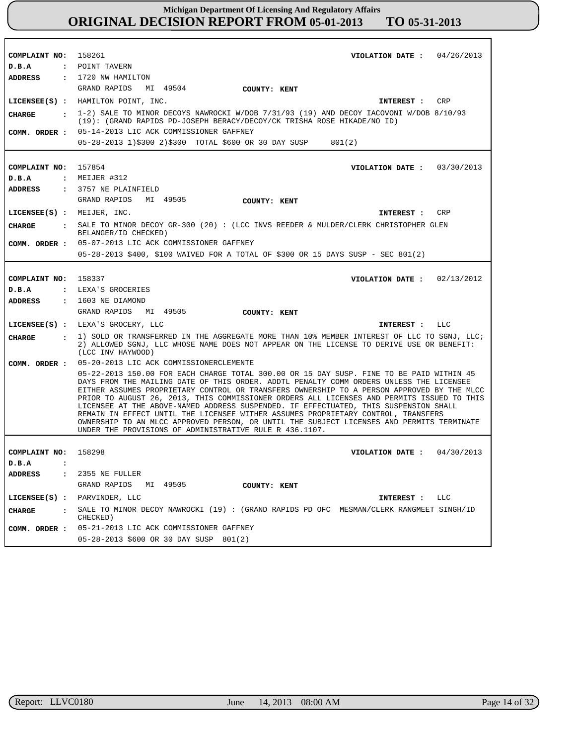# Michigan Department Of Licensing And Regulatory Affairs
## ORIGINAL DECISION REPORT FROM 05-01-2013 TO 05-31-2013

**COMPLAINT NO:** 158261 **VIOLATION DATE :** 04/26/2013
**D.B.A :** POINT TAVERN
**ADDRESS :** 1720 NW HAMILTON
GRAND RAPIDS MI 49504 **COUNTY: KENT**
**LICENSEE(S) :** HAMILTON POINT, INC. **INTEREST :** CRP
**CHARGE :** 1-2) SALE TO MINOR DECOYS NAWROCKI W/DOB 7/31/93 (19) AND DECOY IACOVONI W/DOB 8/10/93 (19): (GRAND RAPIDS PD-JOSEPH BERACY/DECOY/CK TRISHA ROSE HIKADE/NO ID)
**COMM. ORDER :** 05-14-2013 LIC ACK COMMISSIONER GAFFNEY
05-28-2013 1)$300 2)$300 TOTAL $600 OR 30 DAY SUSP 801(2)

---

**COMPLAINT NO:** 157854 **VIOLATION DATE :** 03/30/2013
**D.B.A :** MEIJER #312
**ADDRESS :** 3757 NE PLAINFIELD
GRAND RAPIDS MI 49505 **COUNTY: KENT**
**LICENSEE(S) :** MEIJER, INC. **INTEREST :** CRP
**CHARGE :** SALE TO MINOR DECOY GR-300 (20) : (LCC INVS REEDER & MULDER/CLERK CHRISTOPHER GLEN BELANGER/ID CHECKED)
**COMM. ORDER :** 05-07-2013 LIC ACK COMMISSIONER GAFFNEY
05-28-2013 $400, $100 WAIVED FOR A TOTAL OF $300 OR 15 DAYS SUSP - SEC 801(2)

---

**COMPLAINT NO:** 158337 **VIOLATION DATE :** 02/13/2012
**D.B.A :** LEXA'S GROCERIES
**ADDRESS :** 1603 NE DIAMOND
GRAND RAPIDS MI 49505 **COUNTY: KENT**
**LICENSEE(S) :** LEXA'S GROCERY, LLC **INTEREST :** LLC
**CHARGE :** 1) SOLD OR TRANSFERRED IN THE AGGREGATE MORE THAN 10% MEMBER INTEREST OF LLC TO SGNJ, LLC; 2) ALLOWED SGNJ, LLC WHOSE NAME DOES NOT APPEAR ON THE LICENSE TO DERIVE USE OR BENEFIT: (LCC INV HAYWOOD)
**COMM. ORDER :** 05-20-2013 LIC ACK COMMISSIONERCLEMENTE
05-22-2013 150.00 FOR EACH CHARGE TOTAL 300.00 OR 15 DAY SUSP. FINE TO BE PAID WITHIN 45 DAYS FROM THE MAILING DATE OF THIS ORDER. ADDTL PENALTY COMM ORDERS UNLESS THE LICENSEE EITHER ASSUMES PROPRIETARY CONTROL OR TRANSFERS OWNERSHIP TO A PERSON APPROVED BY THE MLCC PRIOR TO AUGUST 26, 2013, THIS COMMISSIONER ORDERS ALL LICENSES AND PERMITS ISSUED TO THIS LICENSEE AT THE ABOVE-NAMED ADDRESS SUSPENDED. IF EFFECTUATED, THIS SUSPENSION SHALL REMAIN IN EFFECT UNTIL THE LICENSEE WITHER ASSUMES PROPRIETARY CONTROL, TRANSFERS OWNERSHIP TO AN MLCC APPROVED PERSON, OR UNTIL THE SUBJECT LICENSES AND PERMITS TERMINATE UNDER THE PROVISIONS OF ADMINISTRATIVE RULE R 436.1107.

---

**COMPLAINT NO:** 158298 **VIOLATION DATE :** 04/30/2013
**D.B.A :**
**ADDRESS :** 2355 NE FULLER
GRAND RAPIDS MI 49505 **COUNTY: KENT**
**LICENSEE(S) :** PARVINDER, LLC **INTEREST :** LLC
**CHARGE :** SALE TO MINOR DECOY NAWROCKI (19) : (GRAND RAPIDS PD OFC MESMAN/CLERK RANGMEET SINGH/ID CHECKED)
**COMM. ORDER :** 05-21-2013 LIC ACK COMMISSIONER GAFFNEY
05-28-2013 $600 OR 30 DAY SUSP 801(2)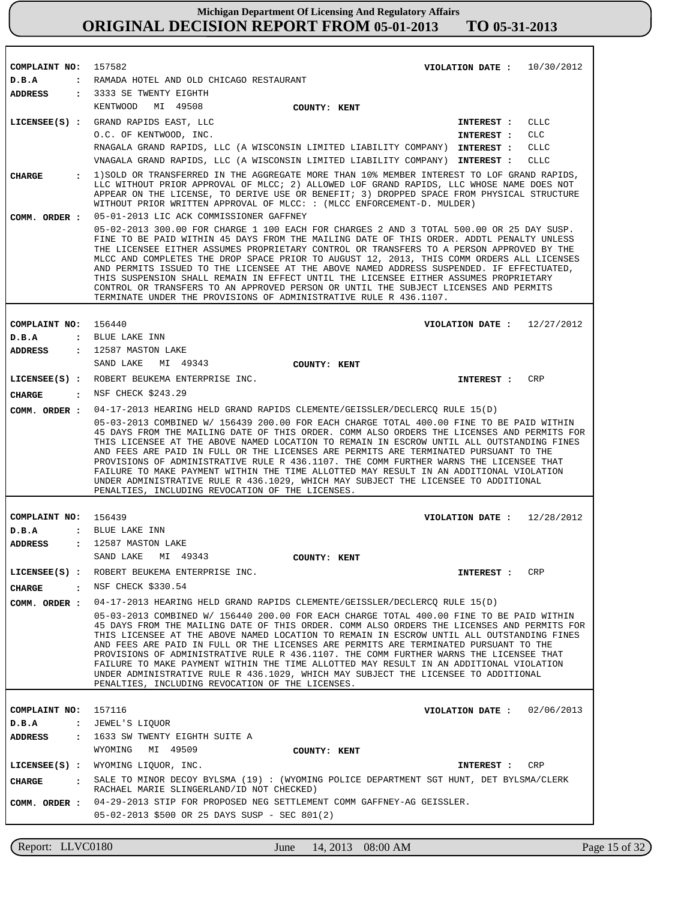**Michigan Department Of Licensing And Regulatory Affairs**

# ORIGINAL DECISION REPORT FROM 05-01-2013 TO 05-31-2013

**COMPLAINT NO:** 157582 **VIOLATION DATE :** 10/30/2012

**D.B.A :** RAMADA HOTEL AND OLD CHICAGO RESTAURANT

**ADDRESS :** 3333 SE TWENTY EIGHTH
KENTWOOD MI 49508 **COUNTY: KENT**

**LICENSEE(S) :**
GRAND RAPIDS EAST, LLC **INTEREST :** CLLC
O.C. OF KENTWOOD, INC. **INTEREST :** CLC
RNAGALA GRAND RAPIDS, LLC (A WISCONSIN LIMITED LIABILITY COMPANY) **INTEREST :** CLLC
VNAGALA GRAND RAPIDS, LLC (A WISCONSIN LIMITED LIABILITY COMPANY) **INTEREST :** CLLC

**CHARGE :** 1)SOLD OR TRANSFERRED IN THE AGGREGATE MORE THAN 10% MEMBER INTEREST TO LOF GRAND RAPIDS, LLC WITHOUT PRIOR APPROVAL OF MLCC; 2) ALLOWED LOF GRAND RAPIDS, LLC WHOSE NAME DOES NOT APPEAR ON THE LICENSE, TO DERIVE USE OR BENEFIT; 3) DROPPED SPACE FROM PHYSICAL STRUCTURE WITHOUT PRIOR WRITTEN APPROVAL OF MLCC: : (MLCC ENFORCEMENT-D. MULDER)

**COMM. ORDER :** 05-01-2013 LIC ACK COMMISSIONER GAFFNEY

05-02-2013 300.00 FOR CHARGE 1 100 EACH FOR CHARGES 2 AND 3 TOTAL 500.00 OR 25 DAY SUSP. FINE TO BE PAID WITHIN 45 DAYS FROM THE MAILING DATE OF THIS ORDER. ADDTL PENALTY UNLESS THE LICENSEE EITHER ASSUMES PROPRIETARY CONTROL OR TRANSFERS TO A PERSON APPROVED BY THE MLCC AND COMPLETES THE DROP SPACE PRIOR TO AUGUST 12, 2013, THIS COMM ORDERS ALL LICENSES AND PERMITS ISSUED TO THE LICENSEE AT THE ABOVE NAMED ADDRESS SUSPENDED. IF EFFECTUATED, THIS SUSPENSION SHALL REMAIN IN EFFECT UNTIL THE LICENSEE EITHER ASSUMES PROPRIETARY CONTROL OR TRANSFERS TO AN APPROVED PERSON OR UNTIL THE SUBJECT LICENSES AND PERMITS TERMINATE UNDER THE PROVISIONS OF ADMINISTRATIVE RULE R 436.1107.

---

**COMPLAINT NO:** 156440 **VIOLATION DATE :** 12/27/2012

**D.B.A :** BLUE LAKE INN

**ADDRESS :** 12587 MASTON LAKE
SAND LAKE MI 49343 **COUNTY: KENT**

**LICENSEE(S) :** ROBERT BEUKEMA ENTERPRISE INC. **INTEREST :** CRP

**CHARGE :** NSF CHECK $243.29

**COMM. ORDER :** 04-17-2013 HEARING HELD GRAND RAPIDS CLEMENTE/GEISSLER/DECLERCQ RULE 15(D)

05-03-2013 COMBINED W/ 156439 200.00 FOR EACH CHARGE TOTAL 400.00 FINE TO BE PAID WITHIN 45 DAYS FROM THE MAILING DATE OF THIS ORDER. COMM ALSO ORDERS THE LICENSES AND PERMITS FOR THIS LICENSEE AT THE ABOVE NAMED LOCATION TO REMAIN IN ESCROW UNTIL ALL OUTSTANDING FINES AND FEES ARE PAID IN FULL OR THE LICENSES ARE PERMITS ARE TERMINATED PURSUANT TO THE PROVISIONS OF ADMINISTRATIVE RULE R 436.1107. THE COMM FURTHER WARNS THE LICENSEE THAT FAILURE TO MAKE PAYMENT WITHIN THE TIME ALLOTTED MAY RESULT IN AN ADDITIONAL VIOLATION UNDER ADMINISTRATIVE RULE R 436.1029, WHICH MAY SUBJECT THE LICENSEE TO ADDITIONAL PENALTIES, INCLUDING REVOCATION OF THE LICENSES.

---

**COMPLAINT NO:** 156439 **VIOLATION DATE :** 12/28/2012

**D.B.A :** BLUE LAKE INN

**ADDRESS :** 12587 MASTON LAKE
SAND LAKE MI 49343 **COUNTY: KENT**

**LICENSEE(S) :** ROBERT BEUKEMA ENTERPRISE INC. **INTEREST :** CRP

**CHARGE :** NSF CHECK $330.54

**COMM. ORDER :** 04-17-2013 HEARING HELD GRAND RAPIDS CLEMENTE/GEISSLER/DECLERCQ RULE 15(D)

05-03-2013 COMBINED W/ 156440 200.00 FOR EACH CHARGE TOTAL 400.00 FINE TO BE PAID WITHIN 45 DAYS FROM THE MAILING DATE OF THIS ORDER. COMM ALSO ORDERS THE LICENSES AND PERMITS FOR THIS LICENSEE AT THE ABOVE NAMED LOCATION TO REMAIN IN ESCROW UNTIL ALL OUTSTANDING FINES AND FEES ARE PAID IN FULL OR THE LICENSES ARE PERMITS ARE TERMINATED PURSUANT TO THE PROVISIONS OF ADMINISTRATIVE RULE R 436.1107. THE COMM FURTHER WARNS THE LICENSEE THAT FAILURE TO MAKE PAYMENT WITHIN THE TIME ALLOTTED MAY RESULT IN AN ADDITIONAL VIOLATION UNDER ADMINISTRATIVE RULE R 436.1029, WHICH MAY SUBJECT THE LICENSEE TO ADDITIONAL PENALTIES, INCLUDING REVOCATION OF THE LICENSES.

---

**COMPLAINT NO:** 157116 **VIOLATION DATE :** 02/06/2013

**D.B.A :** JEWEL'S LIQUOR

**ADDRESS :** 1633 SW TWENTY EIGHTH SUITE A
WYOMING MI 49509 **COUNTY: KENT**

**LICENSEE(S) :** WYOMING LIQUOR, INC. **INTEREST :** CRP

**CHARGE :** SALE TO MINOR DECOY BYLSMA (19) : (WYOMING POLICE DEPARTMENT SGT HUNT, DET BYLSMA/CLERK RACHAEL MARIE SLINGERLAND/ID NOT CHECKED)

**COMM. ORDER :** 04-29-2013 STIP FOR PROPOSED NEG SETTLEMENT COMM GAFFNEY-AG GEISSLER.

05-02-2013 $500 OR 25 DAYS SUSP - SEC 801(2)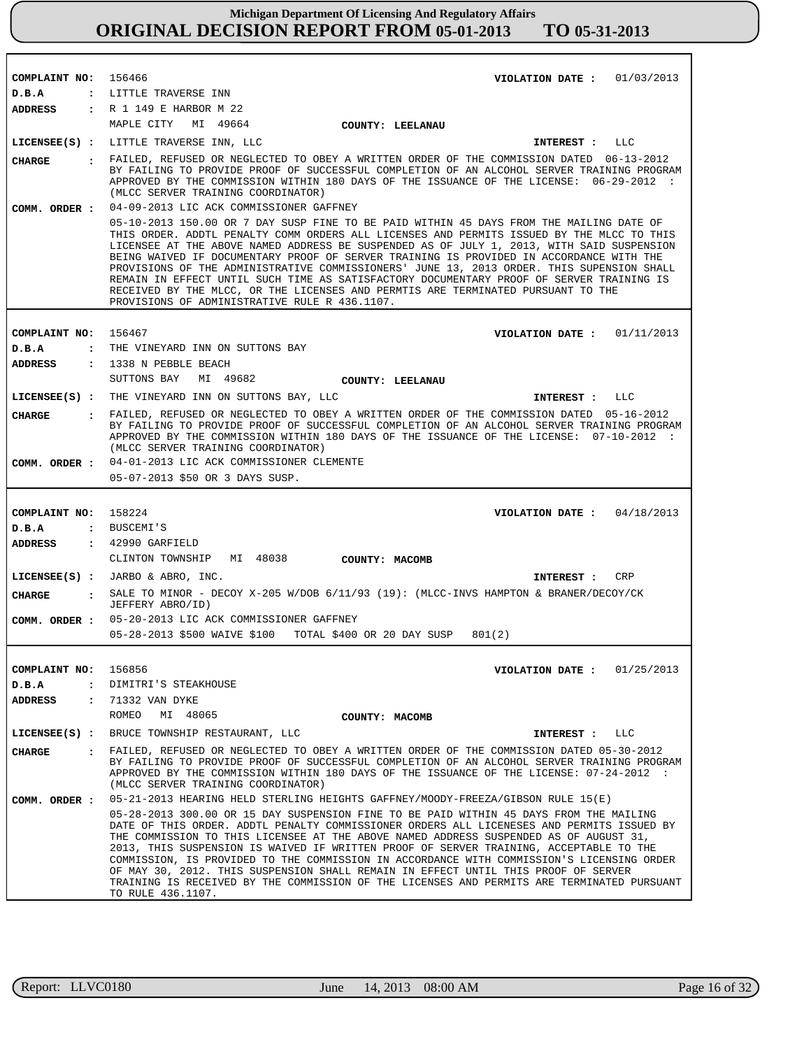**COMPLAINT NO:** 156466 **VIOLATION DATE :** 01/03/2013

**D.B.A :** LITTLE TRAVERSE INN

**ADDRESS :** R 1 149 E HARBOR M 22
MAPLE CITY MI 49664 **COUNTY: LEELANAU**

**LICENSEE(S) :** LITTLE TRAVERSE INN, LLC **INTEREST :** LLC

**CHARGE :** FAILED, REFUSED OR NEGLECTED TO OBEY A WRITTEN ORDER OF THE COMMISSION DATED 06-13-2012 BY FAILING TO PROVIDE PROOF OF SUCCESSFUL COMPLETION OF AN ALCOHOL SERVER TRAINING PROGRAM APPROVED BY THE COMMISSION WITHIN 180 DAYS OF THE ISSUANCE OF THE LICENSE: 06-29-2012 : (MLCC SERVER TRAINING COORDINATOR)

**COMM. ORDER :** 04-09-2013 LIC ACK COMMISSIONER GAFFNEY

05-10-2013 150.00 OR 7 DAY SUSP FINE TO BE PAID WITHIN 45 DAYS FROM THE MAILING DATE OF THIS ORDER. ADDTL PENALTY COMM ORDERS ALL LICENSES AND PERMITS ISSUED BY THE MLCC TO THIS LICENSEE AT THE ABOVE NAMED ADDRESS BE SUSPENDED AS OF JULY 1, 2013, WITH SAID SUSPENSION BEING WAIVED IF DOCUMENTARY PROOF OF SERVER TRAINING IS PROVIDED IN ACCORDANCE WITH THE PROVISIONS OF THE ADMINISTRATIVE COMMISSIONERS' JUNE 13, 2013 ORDER. THIS SUPENSION SHALL REMAIN IN EFFECT UNTIL SUCH TIME AS SATISFACTORY DOCUMENTARY PROOF OF SERVER TRAINING IS RECEIVED BY THE MLCC, OR THE LICENSES AND PERMTIS ARE TERMINATED PURSUANT TO THE PROVISIONS OF ADMINISTRATIVE RULE R 436.1107.

---

**COMPLAINT NO:** 156467 **VIOLATION DATE :** 01/11/2013

**D.B.A :** THE VINEYARD INN ON SUTTONS BAY

**ADDRESS :** 1338 N PEBBLE BEACH
SUTTONS BAY MI 49682 **COUNTY: LEELANAU**

**LICENSEE(S) :** THE VINEYARD INN ON SUTTONS BAY, LLC **INTEREST :** LLC

**CHARGE :** FAILED, REFUSED OR NEGLECTED TO OBEY A WRITTEN ORDER OF THE COMMISSION DATED 05-16-2012 BY FAILING TO PROVIDE PROOF OF SUCCESSFUL COMPLETION OF AN ALCOHOL SERVER TRAINING PROGRAM APPROVED BY THE COMMISSION WITHIN 180 DAYS OF THE ISSUANCE OF THE LICENSE: 07-10-2012 : (MLCC SERVER TRAINING COORDINATOR)

**COMM. ORDER :** 04-01-2013 LIC ACK COMMISSIONER CLEMENTE

05-07-2013 $50 OR 3 DAYS SUSP.

---

**COMPLAINT NO:** 158224 **VIOLATION DATE :** 04/18/2013

**D.B.A :** BUSCEMI'S

**ADDRESS :** 42990 GARFIELD
CLINTON TOWNSHIP MI 48038 **COUNTY: MACOMB**

**LICENSEE(S) :** JARBO & ABRO, INC. **INTEREST :** CRP

**CHARGE :** SALE TO MINOR - DECOY X-205 W/DOB 6/11/93 (19): (MLCC-INVS HAMPTON & BRANER/DECOY/CK JEFFERY ABRO/ID)

**COMM. ORDER :** 05-20-2013 LIC ACK COMMISSIONER GAFFNEY

05-28-2013 $500 WAIVE $100 TOTAL $400 OR 20 DAY SUSP 801(2)

---

**COMPLAINT NO:** 156856 **VIOLATION DATE :** 01/25/2013

**D.B.A :** DIMITRI'S STEAKHOUSE

**ADDRESS :** 71332 VAN DYKE
ROMEO MI 48065 **COUNTY: MACOMB**

**LICENSEE(S) :** BRUCE TOWNSHIP RESTAURANT, LLC **INTEREST :** LLC

**CHARGE :** FAILED, REFUSED OR NEGLECTED TO OBEY A WRITTEN ORDER OF THE COMMISSION DATED 05-30-2012 BY FAILING TO PROVIDE PROOF OF SUCCESSFUL COMPLETION OF AN ALCOHOL SERVER TRAINING PROGRAM APPROVED BY THE COMMISSION WITHIN 180 DAYS OF THE ISSUANCE OF THE LICENSE: 07-24-2012 : (MLCC SERVER TRAINING COORDINATOR)

**COMM. ORDER :** 05-21-2013 HEARING HELD STERLING HEIGHTS GAFFNEY/MOODY-FREEZA/GIBSON RULE 15(E)

05-28-2013 300.00 OR 15 DAY SUSPENSION FINE TO BE PAID WITHIN 45 DAYS FROM THE MAILING DATE OF THIS ORDER. ADDTL PENALTY COMMISSIONER ORDERS ALL LICENESES AND PERMITS ISSUED BY THE COMMISSION TO THIS LICENSEE AT THE ABOVE NAMED ADDRESS SUSPENDED AS OF AUGUST 31, 2013, THIS SUSPENSION IS WAIVED IF WRITTEN PROOF OF SERVER TRAINING, ACCEPTABLE TO THE COMMISSION, IS PROVIDED TO THE COMMISSION IN ACCORDANCE WITH COMMISSION'S LICENSING ORDER OF MAY 30, 2012. THIS SUSPENSION SHALL REMAIN IN EFFECT UNTIL THIS PROOF OF SERVER TRAINING IS RECEIVED BY THE COMMISSION OF THE LICENSES AND PERMITS ARE TERMINATED PURSUANT TO RULE 436.1107.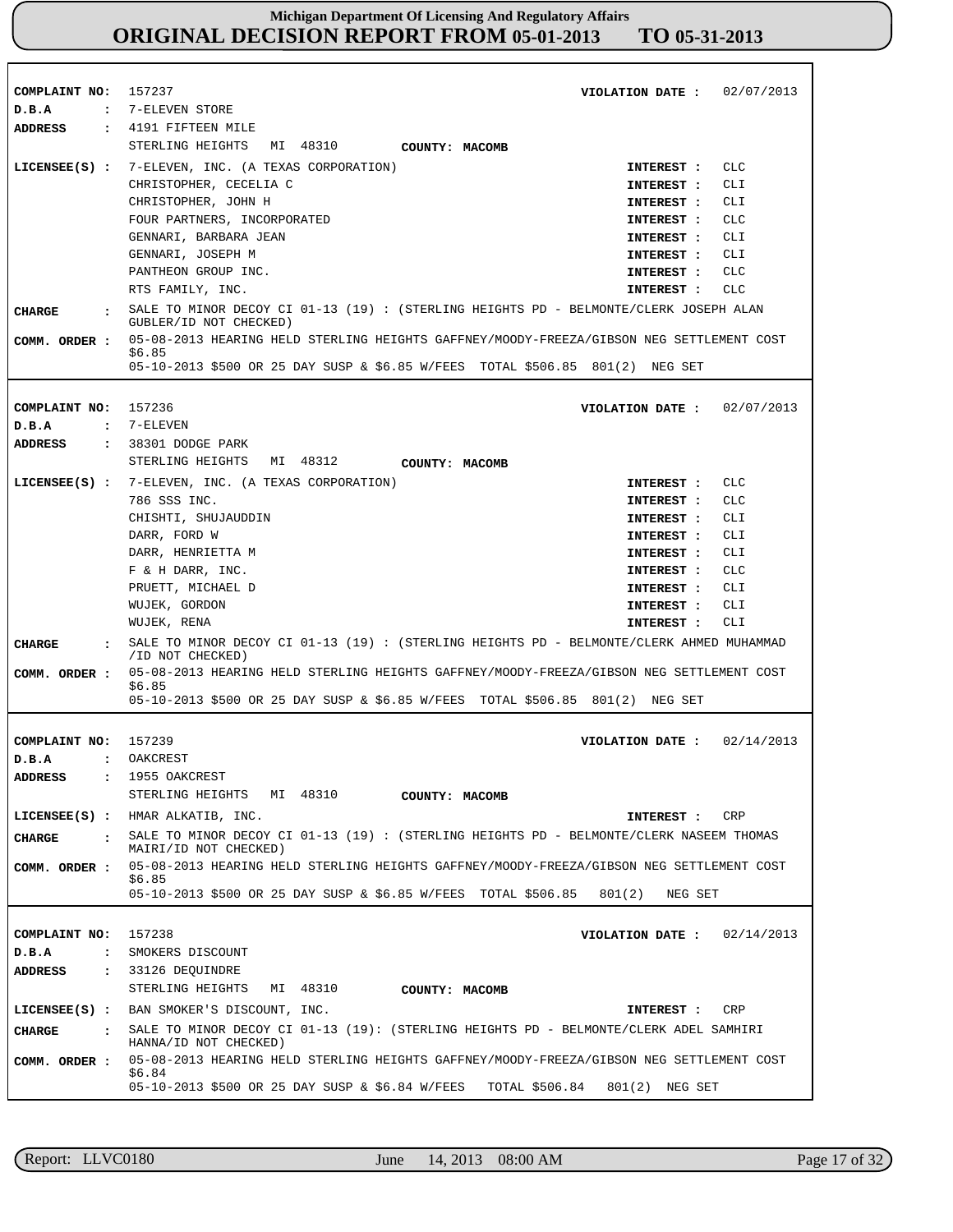# Michigan Department Of Licensing And Regulatory Affairs
# ORIGINAL DECISION REPORT FROM 05-01-2013 TO 05-31-2013

**COMPLAINT NO:** 157237 **VIOLATION DATE :** 02/07/2013

**D.B.A :** 7-ELEVEN STORE

**ADDRESS :** 4191 FIFTEEN MILE
STERLING HEIGHTS MI 48310 **COUNTY: MACOMB**

**LICENSEE(S) :**

| Licensee | Interest |
|---|---|
| 7-ELEVEN, INC. (A TEXAS CORPORATION) | CLC |
| CHRISTOPHER, CECELIA C | CLI |
| CHRISTOPHER, JOHN H | CLI |
| FOUR PARTNERS, INCORPORATED | CLC |
| GENNARI, BARBARA JEAN | CLI |
| GENNARI, JOSEPH M | CLI |
| PANTHEON GROUP INC. | CLC |
| RTS FAMILY, INC. | CLC |

**CHARGE :** SALE TO MINOR DECOY CI 01-13 (19) : (STERLING HEIGHTS PD - BELMONTE/CLERK JOSEPH ALAN GUBLER/ID NOT CHECKED)

**COMM. ORDER :** 05-08-2013 HEARING HELD STERLING HEIGHTS GAFFNEY/MOODY-FREEZA/GIBSON NEG SETTLEMENT COST $6.85
05-10-2013 $500 OR 25 DAY SUSP & $6.85 W/FEES TOTAL $506.85 801(2) NEG SET

---

**COMPLAINT NO:** 157236 **VIOLATION DATE :** 02/07/2013

**D.B.A :** 7-ELEVEN

**ADDRESS :** 38301 DODGE PARK
STERLING HEIGHTS MI 48312 **COUNTY: MACOMB**

**LICENSEE(S) :**

| Licensee | Interest |
|---|---|
| 7-ELEVEN, INC. (A TEXAS CORPORATION) | CLC |
| 786 SSS INC. | CLC |
| CHISHTI, SHUJAUDDIN | CLI |
| DARR, FORD W | CLI |
| DARR, HENRIETTA M | CLI |
| F & H DARR, INC. | CLC |
| PRUETT, MICHAEL D | CLI |
| WUJEK, GORDON | CLI |
| WUJEK, RENA | CLI |

**CHARGE :** SALE TO MINOR DECOY CI 01-13 (19) : (STERLING HEIGHTS PD - BELMONTE/CLERK AHMED MUHAMMAD /ID NOT CHECKED)

**COMM. ORDER :** 05-08-2013 HEARING HELD STERLING HEIGHTS GAFFNEY/MOODY-FREEZA/GIBSON NEG SETTLEMENT COST $6.85
05-10-2013 $500 OR 25 DAY SUSP & $6.85 W/FEES TOTAL $506.85 801(2) NEG SET

---

**COMPLAINT NO:** 157239 **VIOLATION DATE :** 02/14/2013

**D.B.A :** OAKCREST

**ADDRESS :** 1955 OAKCREST
STERLING HEIGHTS MI 48310 **COUNTY: MACOMB**

**LICENSEE(S) :** HMAR ALKATIB, INC. **INTEREST :** CRP

**CHARGE :** SALE TO MINOR DECOY CI 01-13 (19) : (STERLING HEIGHTS PD - BELMONTE/CLERK NASEEM THOMAS MAIRI/ID NOT CHECKED)

**COMM. ORDER :** 05-08-2013 HEARING HELD STERLING HEIGHTS GAFFNEY/MOODY-FREEZA/GIBSON NEG SETTLEMENT COST $6.85
05-10-2013 $500 OR 25 DAY SUSP & $6.85 W/FEES TOTAL $506.85 801(2) NEG SET

---

**COMPLAINT NO:** 157238 **VIOLATION DATE :** 02/14/2013

**D.B.A :** SMOKERS DISCOUNT

**ADDRESS :** 33126 DEQUINDRE
STERLING HEIGHTS MI 48310 **COUNTY: MACOMB**

**LICENSEE(S) :** BAN SMOKER'S DISCOUNT, INC. **INTEREST :** CRP

**CHARGE :** SALE TO MINOR DECOY CI 01-13 (19): (STERLING HEIGHTS PD - BELMONTE/CLERK ADEL SAMHIRI HANNA/ID NOT CHECKED)

**COMM. ORDER :** 05-08-2013 HEARING HELD STERLING HEIGHTS GAFFNEY/MOODY-FREEZA/GIBSON NEG SETTLEMENT COST $6.84
05-10-2013 $500 OR 25 DAY SUSP & $6.84 W/FEES TOTAL $506.84 801(2) NEG SET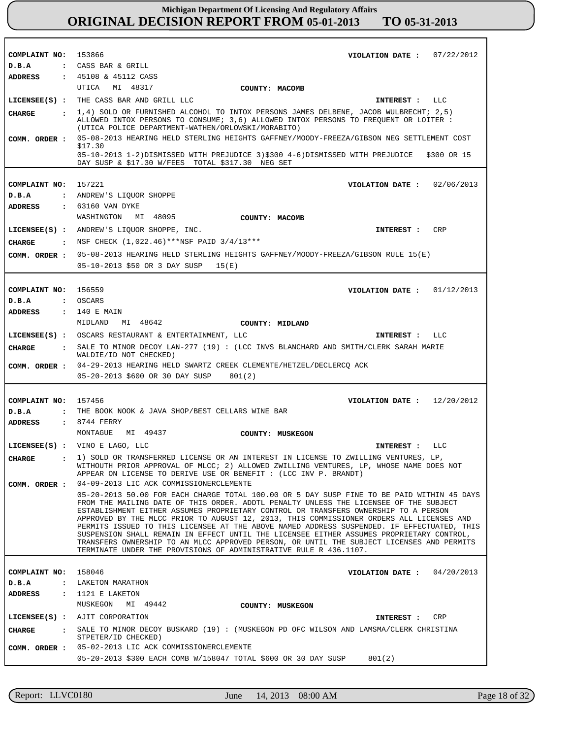# Michigan Department Of Licensing And Regulatory Affairs

## ORIGINAL DECISION REPORT FROM 05-01-2013 TO 05-31-2013

**COMPLAINT NO:** 153866 **VIOLATION DATE :** 07/22/2012
**D.B.A :** CASS BAR & GRILL
**ADDRESS :** 45108 & 45112 CASS
UTICA MI 48317 **COUNTY: MACOMB**
**LICENSEE(S) :** THE CASS BAR AND GRILL LLC **INTEREST :** LLC
**CHARGE :** 1,4) SOLD OR FURNISHED ALCOHOL TO INTOX PERSONS JAMES DELBENE, JACOB WULBRECHT; 2,5) ALLOWED INTOX PERSONS TO CONSUME; 3,6) ALLOWED INTOX PERSONS TO FREQUENT OR LOITER : (UTICA POLICE DEPARTMENT-WATHEN/ORLOWSKI/MORABITO)
**COMM. ORDER :** 05-08-2013 HEARING HELD STERLING HEIGHTS GAFFNEY/MOODY-FREEZA/GIBSON NEG SETTLEMENT COST $17.30
05-10-2013 1-2)DISMISSED WITH PREJUDICE 3)$300 4-6)DISMISSED WITH PREJUDICE $300 OR 15 DAY SUSP & $17.30 W/FEES TOTAL $317.30 NEG SET

---

**COMPLAINT NO:** 157221 **VIOLATION DATE :** 02/06/2013
**D.B.A :** ANDREW'S LIQUOR SHOPPE
**ADDRESS :** 63160 VAN DYKE
WASHINGTON MI 48095 **COUNTY: MACOMB**
**LICENSEE(S) :** ANDREW'S LIQUOR SHOPPE, INC. **INTEREST :** CRP
**CHARGE :** NSF CHECK (1,022.46)***NSF PAID 3/4/13***
**COMM. ORDER :** 05-08-2013 HEARING HELD STERLING HEIGHTS GAFFNEY/MOODY-FREEZA/GIBSON RULE 15(E)
05-10-2013 $50 OR 3 DAY SUSP 15(E)

---

**COMPLAINT NO:** 156559 **VIOLATION DATE :** 01/12/2013
**D.B.A :** OSCARS
**ADDRESS :** 140 E MAIN
MIDLAND MI 48642 **COUNTY: MIDLAND**
**LICENSEE(S) :** OSCARS RESTAURANT & ENTERTAINMENT, LLC **INTEREST :** LLC
**CHARGE :** SALE TO MINOR DECOY LAN-277 (19) : (LCC INVS BLANCHARD AND SMITH/CLERK SARAH MARIE WALDIE/ID NOT CHECKED)
**COMM. ORDER :** 04-29-2013 HEARING HELD SWARTZ CREEK CLEMENTE/HETZEL/DECLERCQ ACK
05-20-2013 $600 OR 30 DAY SUSP 801(2)

---

**COMPLAINT NO:** 157456 **VIOLATION DATE :** 12/20/2012
**D.B.A :** THE BOOK NOOK & JAVA SHOP/BEST CELLARS WINE BAR
**ADDRESS :** 8744 FERRY
MONTAGUE MI 49437 **COUNTY: MUSKEGON**
**LICENSEE(S) :** VINO E LAGO, LLC **INTEREST :** LLC
**CHARGE :** 1) SOLD OR TRANSFERRED LICENSE OR AN INTEREST IN LICENSE TO ZWILLING VENTURES, LP, WITHOUTH PRIOR APPROVAL OF MLCC; 2) ALLOWED ZWILLING VENTURES, LP, WHOSE NAME DOES NOT APPEAR ON LICENSE TO DERIVE USE OR BENEFIT : (LCC INV P. BRANDT)
**COMM. ORDER :** 04-09-2013 LIC ACK COMMISSIONERCLEMENTE
05-20-2013 50.00 FOR EACH CHARGE TOTAL 100.00 OR 5 DAY SUSP FINE TO BE PAID WITHIN 45 DAYS FROM THE MAILING DATE OF THIS ORDER. ADDTL PENALTY UNLESS THE LICENSEE OF THE SUBJECT ESTABLISHMENT EITHER ASSUMES PROPRIETARY CONTROL OR TRANSFERS OWNERSHIP TO A PERSON APPROVED BY THE MLCC PRIOR TO AUGUST 12, 2013, THIS COMMISSIONER ORDERS ALL LICENSES AND PERMITS ISSUED TO THIS LICENSEE AT THE ABOVE NAMED ADDRESS SUSPENDED. IF EFFECTUATED, THIS SUSPENSION SHALL REMAIN IN EFFECT UNTIL THE LICENSEE EITHER ASSUMES PROPRIETARY CONTROL, TRANSFERS OWNERSHIP TO AN MLCC APPROVED PERSON, OR UNTIL THE SUBJECT LICENSES AND PERMITS TERMINATE UNDER THE PROVISIONS OF ADMINISTRATIVE RULE R 436.1107.

---

**COMPLAINT NO:** 158046 **VIOLATION DATE :** 04/20/2013
**D.B.A :** LAKETON MARATHON
**ADDRESS :** 1121 E LAKETON
MUSKEGON MI 49442 **COUNTY: MUSKEGON**
**LICENSEE(S) :** AJIT CORPORATION **INTEREST :** CRP
**CHARGE :** SALE TO MINOR DECOY BUSKARD (19) : (MUSKEGON PD OFC WILSON AND LAMSMA/CLERK CHRISTINA STPETER/ID CHECKED)
**COMM. ORDER :** 05-02-2013 LIC ACK COMMISSIONERCLEMENTE
05-20-2013 $300 EACH COMB W/158047 TOTAL $600 OR 30 DAY SUSP 801(2)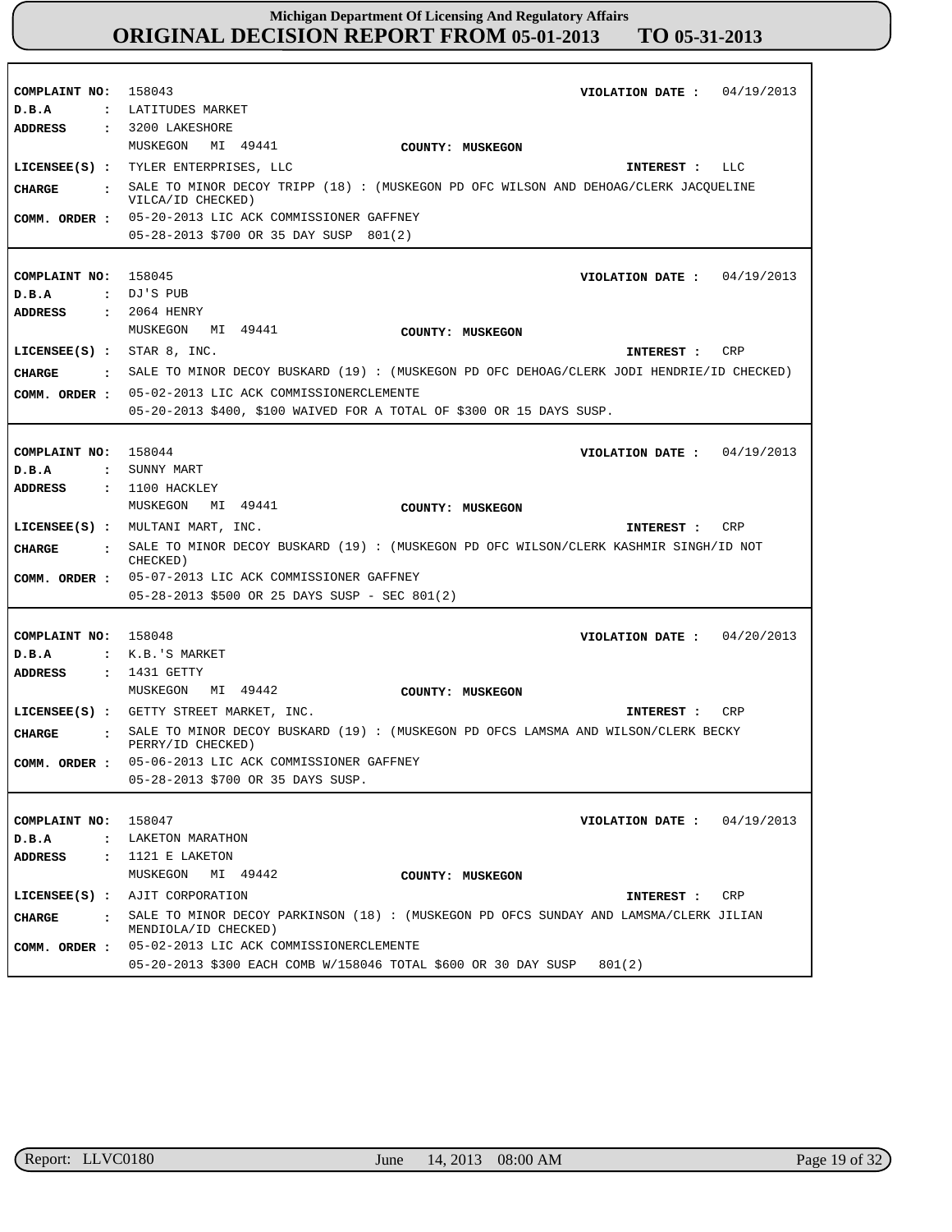# Michigan Department Of Licensing And Regulatory Affairs
# ORIGINAL DECISION REPORT FROM 05-01-2013 TO 05-31-2013

**COMPLAINT NO:** 158043 **VIOLATION DATE :** 04/19/2013
**D.B.A :** LATITUDES MARKET
**ADDRESS :** 3200 LAKESHORE
MUSKEGON MI 49441 **COUNTY: MUSKEGON**
**LICENSEE(S) :** TYLER ENTERPRISES, LLC **INTEREST :** LLC
**CHARGE :** SALE TO MINOR DECOY TRIPP (18) : (MUSKEGON PD OFC WILSON AND DEHOAG/CLERK JACQUELINE VILCA/ID CHECKED)
**COMM. ORDER :** 05-20-2013 LIC ACK COMMISSIONER GAFFNEY
05-28-2013 $700 OR 35 DAY SUSP 801(2)

---

**COMPLAINT NO:** 158045 **VIOLATION DATE :** 04/19/2013
**D.B.A :** DJ'S PUB
**ADDRESS :** 2064 HENRY
MUSKEGON MI 49441 **COUNTY: MUSKEGON**
**LICENSEE(S) :** STAR 8, INC. **INTEREST :** CRP
**CHARGE :** SALE TO MINOR DECOY BUSKARD (19) : (MUSKEGON PD OFC DEHOAG/CLERK JODI HENDRIE/ID CHECKED)
**COMM. ORDER :** 05-02-2013 LIC ACK COMMISSIONERCLEMENTE
05-20-2013 $400, $100 WAIVED FOR A TOTAL OF $300 OR 15 DAYS SUSP.

---

**COMPLAINT NO:** 158044 **VIOLATION DATE :** 04/19/2013
**D.B.A :** SUNNY MART
**ADDRESS :** 1100 HACKLEY
MUSKEGON MI 49441 **COUNTY: MUSKEGON**
**LICENSEE(S) :** MULTANI MART, INC. **INTEREST :** CRP
**CHARGE :** SALE TO MINOR DECOY BUSKARD (19) : (MUSKEGON PD OFC WILSON/CLERK KASHMIR SINGH/ID NOT CHECKED)
**COMM. ORDER :** 05-07-2013 LIC ACK COMMISSIONER GAFFNEY
05-28-2013 $500 OR 25 DAYS SUSP - SEC 801(2)

---

**COMPLAINT NO:** 158048 **VIOLATION DATE :** 04/20/2013
**D.B.A :** K.B.'S MARKET
**ADDRESS :** 1431 GETTY
MUSKEGON MI 49442 **COUNTY: MUSKEGON**
**LICENSEE(S) :** GETTY STREET MARKET, INC. **INTEREST :** CRP
**CHARGE :** SALE TO MINOR DECOY BUSKARD (19) : (MUSKEGON PD OFCS LAMSMA AND WILSON/CLERK BECKY PERRY/ID CHECKED)
**COMM. ORDER :** 05-06-2013 LIC ACK COMMISSIONER GAFFNEY
05-28-2013 $700 OR 35 DAYS SUSP.

---

**COMPLAINT NO:** 158047 **VIOLATION DATE :** 04/19/2013
**D.B.A :** LAKETON MARATHON
**ADDRESS :** 1121 E LAKETON
MUSKEGON MI 49442 **COUNTY: MUSKEGON**
**LICENSEE(S) :** AJIT CORPORATION **INTEREST :** CRP
**CHARGE :** SALE TO MINOR DECOY PARKINSON (18) : (MUSKEGON PD OFCS SUNDAY AND LAMSMA/CLERK JILIAN MENDIOLA/ID CHECKED)
**COMM. ORDER :** 05-02-2013 LIC ACK COMMISSIONERCLEMENTE
05-20-2013 $300 EACH COMB W/158046 TOTAL $600 OR 30 DAY SUSP 801(2)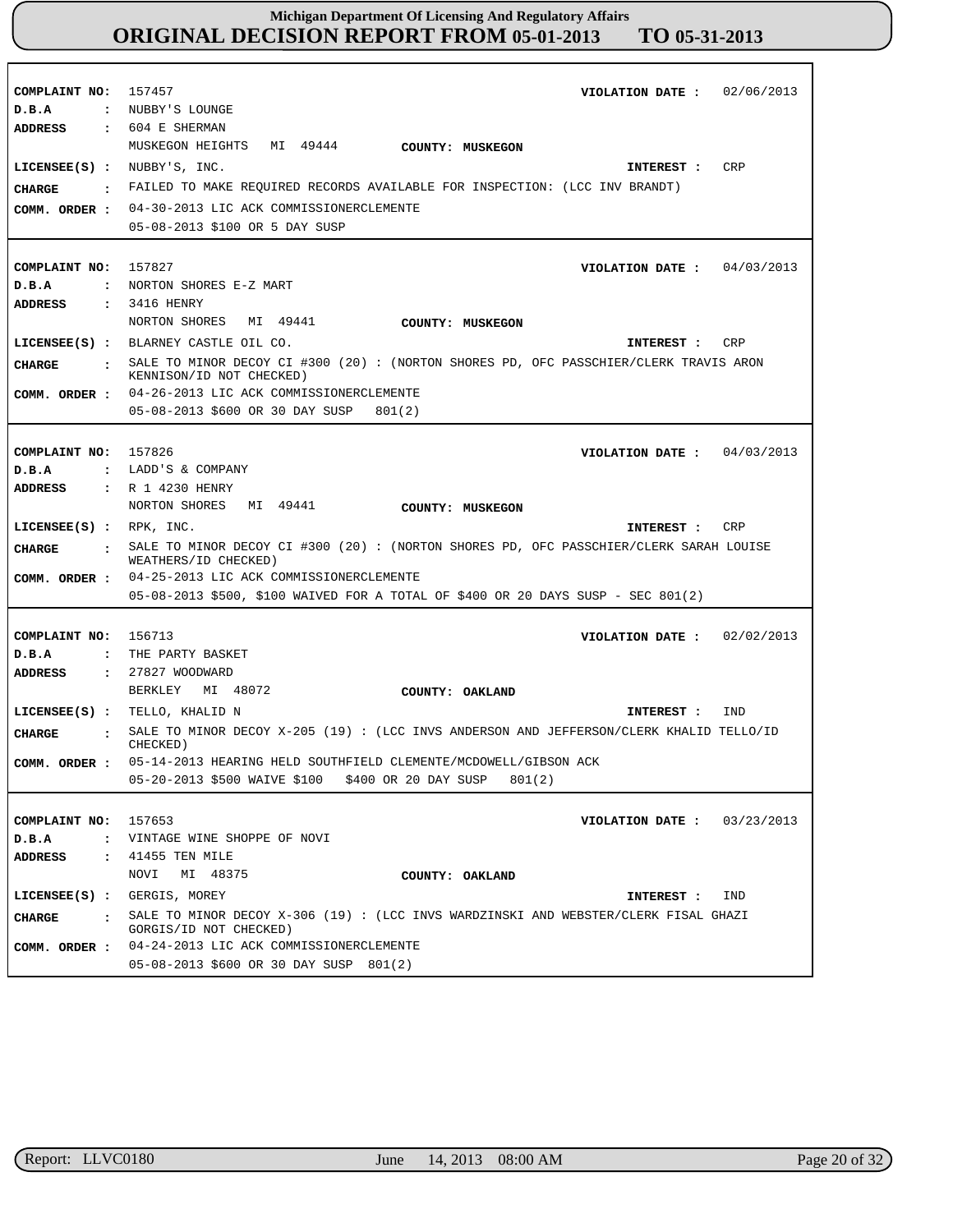**Michigan Department Of Licensing And Regulatory Affairs**
# ORIGINAL DECISION REPORT FROM 05-01-2013 TO 05-31-2013

**COMPLAINT NO:** 157457 **VIOLATION DATE :** 02/06/2013
**D.B.A :** NUBBY'S LOUNGE
**ADDRESS :** 604 E SHERMAN
MUSKEGON HEIGHTS MI 49444 **COUNTY: MUSKEGON**
**LICENSEE(S) :** NUBBY'S, INC. **INTEREST :** CRP
**CHARGE :** FAILED TO MAKE REQUIRED RECORDS AVAILABLE FOR INSPECTION: (LCC INV BRANDT)
**COMM. ORDER :** 04-30-2013 LIC ACK COMMISSIONERCLEMENTE
05-08-2013 $100 OR 5 DAY SUSP

---

**COMPLAINT NO:** 157827 **VIOLATION DATE :** 04/03/2013
**D.B.A :** NORTON SHORES E-Z MART
**ADDRESS :** 3416 HENRY
NORTON SHORES MI 49441 **COUNTY: MUSKEGON**
**LICENSEE(S) :** BLARNEY CASTLE OIL CO. **INTEREST :** CRP
**CHARGE :** SALE TO MINOR DECOY CI #300 (20) : (NORTON SHORES PD, OFC PASSCHIER/CLERK TRAVIS ARON KENNISON/ID NOT CHECKED)
**COMM. ORDER :** 04-26-2013 LIC ACK COMMISSIONERCLEMENTE
05-08-2013 $600 OR 30 DAY SUSP 801(2)

---

**COMPLAINT NO:** 157826 **VIOLATION DATE :** 04/03/2013
**D.B.A :** LADD'S & COMPANY
**ADDRESS :** R 1 4230 HENRY
NORTON SHORES MI 49441 **COUNTY: MUSKEGON**
**LICENSEE(S) :** RPK, INC. **INTEREST :** CRP
**CHARGE :** SALE TO MINOR DECOY CI #300 (20) : (NORTON SHORES PD, OFC PASSCHIER/CLERK SARAH LOUISE WEATHERS/ID CHECKED)
**COMM. ORDER :** 04-25-2013 LIC ACK COMMISSIONERCLEMENTE
05-08-2013 $500, $100 WAIVED FOR A TOTAL OF $400 OR 20 DAYS SUSP - SEC 801(2)

---

**COMPLAINT NO:** 156713 **VIOLATION DATE :** 02/02/2013
**D.B.A :** THE PARTY BASKET
**ADDRESS :** 27827 WOODWARD
BERKLEY MI 48072 **COUNTY: OAKLAND**
**LICENSEE(S) :** TELLO, KHALID N **INTEREST :** IND
**CHARGE :** SALE TO MINOR DECOY X-205 (19) : (LCC INVS ANDERSON AND JEFFERSON/CLERK KHALID TELLO/ID CHECKED)
**COMM. ORDER :** 05-14-2013 HEARING HELD SOUTHFIELD CLEMENTE/MCDOWELL/GIBSON ACK
05-20-2013 $500 WAIVE $100 $400 OR 20 DAY SUSP 801(2)

---

**COMPLAINT NO:** 157653 **VIOLATION DATE :** 03/23/2013
**D.B.A :** VINTAGE WINE SHOPPE OF NOVI
**ADDRESS :** 41455 TEN MILE
NOVI MI 48375 **COUNTY: OAKLAND**
**LICENSEE(S) :** GERGIS, MOREY **INTEREST :** IND
**CHARGE :** SALE TO MINOR DECOY X-306 (19) : (LCC INVS WARDZINSKI AND WEBSTER/CLERK FISAL GHAZI GORGIS/ID NOT CHECKED)
**COMM. ORDER :** 04-24-2013 LIC ACK COMMISSIONERCLEMENTE
05-08-2013 $600 OR 30 DAY SUSP 801(2)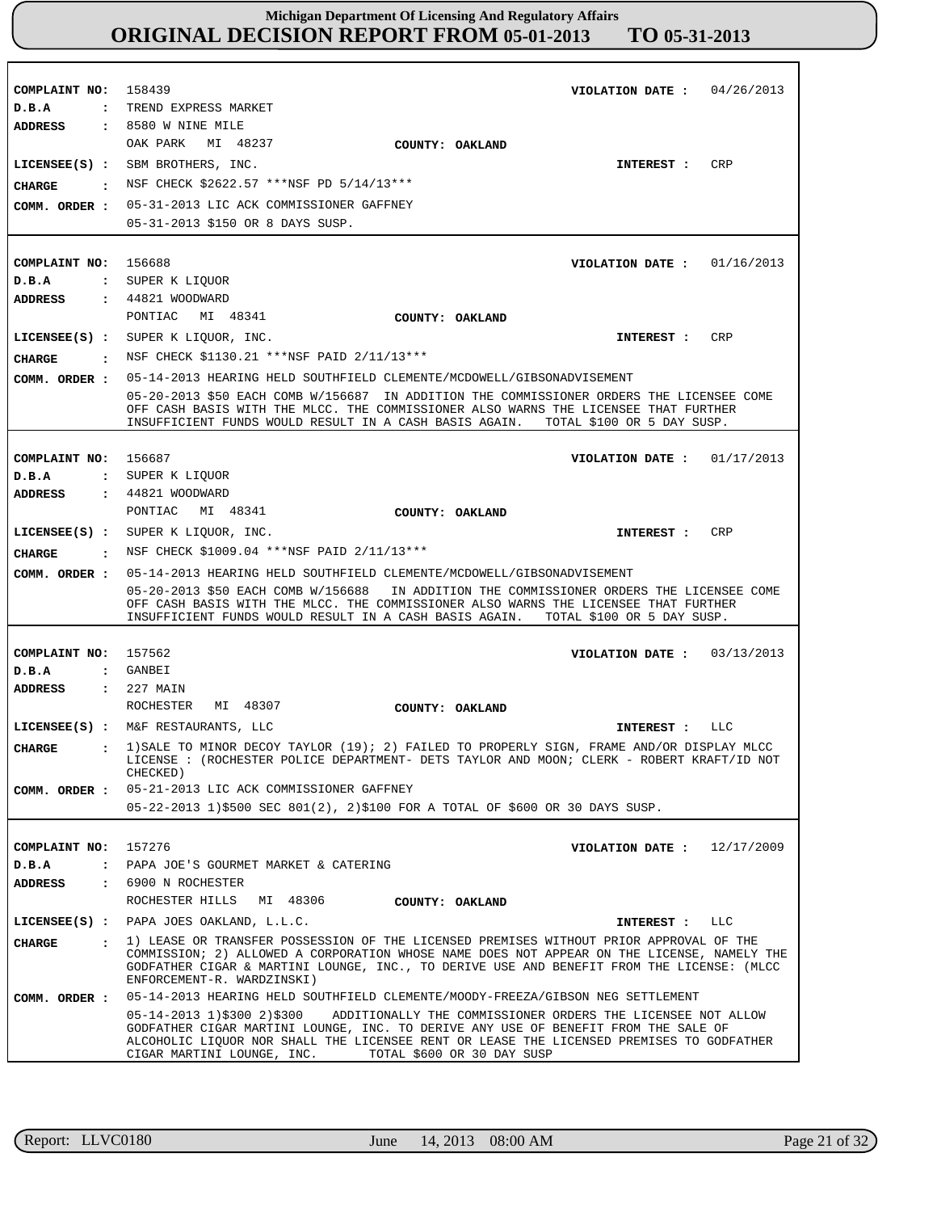**Michigan Department Of Licensing And Regulatory Affairs**
**ORIGINAL DECISION REPORT FROM 05-01-2013 TO 05-31-2013**

**COMPLAINT NO:** 158439 **VIOLATION DATE :** 04/26/2013
**D.B.A :** TREND EXPRESS MARKET
**ADDRESS :** 8580 W NINE MILE
OAK PARK MI 48237 **COUNTY: OAKLAND**
**LICENSEE(S) :** SBM BROTHERS, INC. **INTEREST :** CRP
**CHARGE :** NSF CHECK $2622.57 ***NSF PD 5/14/13***
**COMM. ORDER :** 05-31-2013 LIC ACK COMMISSIONER GAFFNEY
05-31-2013 $150 OR 8 DAYS SUSP.

---

**COMPLAINT NO:** 156688 **VIOLATION DATE :** 01/16/2013
**D.B.A :** SUPER K LIQUOR
**ADDRESS :** 44821 WOODWARD
PONTIAC MI 48341 **COUNTY: OAKLAND**
**LICENSEE(S) :** SUPER K LIQUOR, INC. **INTEREST :** CRP
**CHARGE :** NSF CHECK $1130.21 ***NSF PAID 2/11/13***
**COMM. ORDER :** 05-14-2013 HEARING HELD SOUTHFIELD CLEMENTE/MCDOWELL/GIBSONADVISEMENT
05-20-2013 $50 EACH COMB W/156687 IN ADDITION THE COMMISSIONER ORDERS THE LICENSEE COME OFF CASH BASIS WITH THE MLCC. THE COMMISSIONER ALSO WARNS THE LICENSEE THAT FURTHER INSUFFICIENT FUNDS WOULD RESULT IN A CASH BASIS AGAIN. TOTAL $100 OR 5 DAY SUSP.

---

**COMPLAINT NO:** 156687 **VIOLATION DATE :** 01/17/2013
**D.B.A :** SUPER K LIQUOR
**ADDRESS :** 44821 WOODWARD
PONTIAC MI 48341 **COUNTY: OAKLAND**
**LICENSEE(S) :** SUPER K LIQUOR, INC. **INTEREST :** CRP
**CHARGE :** NSF CHECK $1009.04 ***NSF PAID 2/11/13***
**COMM. ORDER :** 05-14-2013 HEARING HELD SOUTHFIELD CLEMENTE/MCDOWELL/GIBSONADVISEMENT
05-20-2013 $50 EACH COMB W/156688 IN ADDITION THE COMMISSIONER ORDERS THE LICENSEE COME OFF CASH BASIS WITH THE MLCC. THE COMMISSIONER ALSO WARNS THE LICENSEE THAT FURTHER INSUFFICIENT FUNDS WOULD RESULT IN A CASH BASIS AGAIN. TOTAL $100 OR 5 DAY SUSP.

---

**COMPLAINT NO:** 157562 **VIOLATION DATE :** 03/13/2013
**D.B.A :** GANBEI
**ADDRESS :** 227 MAIN
ROCHESTER MI 48307 **COUNTY: OAKLAND**
**LICENSEE(S) :** M&F RESTAURANTS, LLC **INTEREST :** LLC
**CHARGE :** 1)SALE TO MINOR DECOY TAYLOR (19); 2) FAILED TO PROPERLY SIGN, FRAME AND/OR DISPLAY MLCC LICENSE : (ROCHESTER POLICE DEPARTMENT- DETS TAYLOR AND MOON; CLERK - ROBERT KRAFT/ID NOT CHECKED)
**COMM. ORDER :** 05-21-2013 LIC ACK COMMISSIONER GAFFNEY
05-22-2013 1)$500 SEC 801(2), 2)$100 FOR A TOTAL OF $600 OR 30 DAYS SUSP.

---

**COMPLAINT NO:** 157276 **VIOLATION DATE :** 12/17/2009
**D.B.A :** PAPA JOE'S GOURMET MARKET & CATERING
**ADDRESS :** 6900 N ROCHESTER
ROCHESTER HILLS MI 48306 **COUNTY: OAKLAND**
**LICENSEE(S) :** PAPA JOES OAKLAND, L.L.C. **INTEREST :** LLC
**CHARGE :** 1) LEASE OR TRANSFER POSSESSION OF THE LICENSED PREMISES WITHOUT PRIOR APPROVAL OF THE COMMISSION; 2) ALLOWED A CORPORATION WHOSE NAME DOES NOT APPEAR ON THE LICENSE, NAMELY THE GODFATHER CIGAR & MARTINI LOUNGE, INC., TO DERIVE USE AND BENEFIT FROM THE LICENSE: (MLCC ENFORCEMENT-R. WARDZINSKI)
**COMM. ORDER :** 05-14-2013 HEARING HELD SOUTHFIELD CLEMENTE/MOODY-FREEZA/GIBSON NEG SETTLEMENT
05-14-2013 1)$300 2)$300 ADDITIONALLY THE COMMISSIONER ORDERS THE LICENSEE NOT ALLOW GODFATHER CIGAR MARTINI LOUNGE, INC. TO DERIVE ANY USE OF BENEFIT FROM THE SALE OF ALCOHOLIC LIQUOR NOR SHALL THE LICENSEE RENT OR LEASE THE LICENSED PREMISES TO GODFATHER CIGAR MARTINI LOUNGE, INC. TOTAL $600 OR 30 DAY SUSP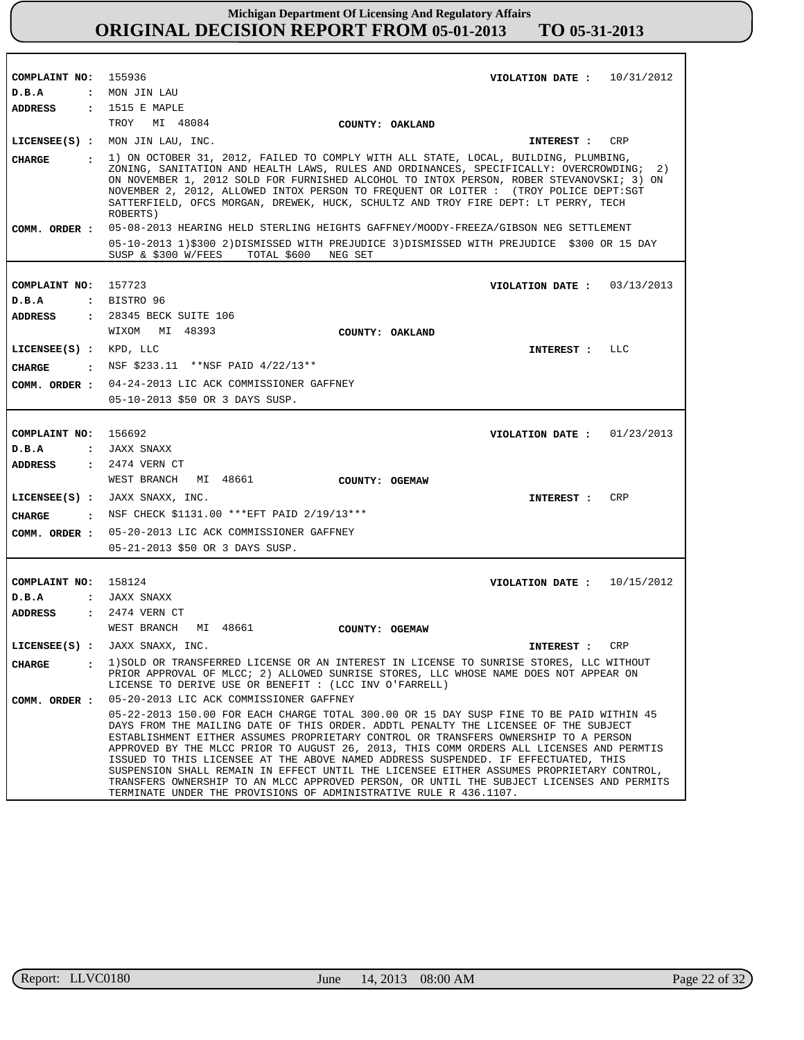# Michigan Department Of Licensing And Regulatory Affairs

## ORIGINAL DECISION REPORT FROM 05-01-2013 TO 05-31-2013

---

**COMPLAINT NO:** 155936  **VIOLATION DATE :** 10/31/2012

**D.B.A :** MON JIN LAU

**ADDRESS :** 1515 E MAPLE
TROY MI 48084  **COUNTY: OAKLAND**

**LICENSEE(S) :** MON JIN LAU, INC.  **INTEREST :** CRP

**CHARGE :** 1) ON OCTOBER 31, 2012, FAILED TO COMPLY WITH ALL STATE, LOCAL, BUILDING, PLUMBING, ZONING, SANITATION AND HEALTH LAWS, RULES AND ORDINANCES, SPECIFICALLY: OVERCROWDING; 2) ON NOVEMBER 1, 2012 SOLD FOR FURNISHED ALCOHOL TO INTOX PERSON, ROBER STEVANOVSKI; 3) ON NOVEMBER 2, 2012, ALLOWED INTOX PERSON TO FREQUENT OR LOITER : (TROY POLICE DEPT:SGT SATTERFIELD, OFCS MORGAN, DREWEK, HUCK, SCHULTZ AND TROY FIRE DEPT: LT PERRY, TECH ROBERTS)

**COMM. ORDER :** 05-08-2013 HEARING HELD STERLING HEIGHTS GAFFNEY/MOODY-FREEZA/GIBSON NEG SETTLEMENT

05-10-2013 1)$300 2)DISMISSED WITH PREJUDICE 3)DISMISSED WITH PREJUDICE $300 OR 15 DAY SUSP & $300 W/FEES TOTAL $600 NEG SET

---

**COMPLAINT NO:** 157723  **VIOLATION DATE :** 03/13/2013

**D.B.A :** BISTRO 96

**ADDRESS :** 28345 BECK SUITE 106
WIXOM MI 48393  **COUNTY: OAKLAND**

**LICENSEE(S) :** KPD, LLC  **INTEREST :** LLC

**CHARGE :** NSF $233.11 **NSF PAID 4/22/13**

**COMM. ORDER :** 04-24-2013 LIC ACK COMMISSIONER GAFFNEY

05-10-2013 $50 OR 3 DAYS SUSP.

---

**COMPLAINT NO:** 156692  **VIOLATION DATE :** 01/23/2013

**D.B.A :** JAXX SNAXX

**ADDRESS :** 2474 VERN CT
WEST BRANCH MI 48661  **COUNTY: OGEMAW**

**LICENSEE(S) :** JAXX SNAXX, INC.  **INTEREST :** CRP

**CHARGE :** NSF CHECK $1131.00 ***EFT PAID 2/19/13***

**COMM. ORDER :** 05-20-2013 LIC ACK COMMISSIONER GAFFNEY

05-21-2013 $50 OR 3 DAYS SUSP.

---

**COMPLAINT NO:** 158124  **VIOLATION DATE :** 10/15/2012

**D.B.A :** JAXX SNAXX

**ADDRESS :** 2474 VERN CT
WEST BRANCH MI 48661  **COUNTY: OGEMAW**

**LICENSEE(S) :** JAXX SNAXX, INC.  **INTEREST :** CRP

**CHARGE :** 1)SOLD OR TRANSFERRED LICENSE OR AN INTEREST IN LICENSE TO SUNRISE STORES, LLC WITHOUT PRIOR APPROVAL OF MLCC; 2) ALLOWED SUNRISE STORES, LLC WHOSE NAME DOES NOT APPEAR ON LICENSE TO DERIVE USE OR BENEFIT : (LCC INV O'FARRELL)

**COMM. ORDER :** 05-20-2013 LIC ACK COMMISSIONER GAFFNEY

05-22-2013 150.00 FOR EACH CHARGE TOTAL 300.00 OR 15 DAY SUSP FINE TO BE PAID WITHIN 45 DAYS FROM THE MAILING DATE OF THIS ORDER. ADDTL PENALTY THE LICENSEE OF THE SUBJECT ESTABLISHMENT EITHER ASSUMES PROPRIETARY CONTROL OR TRANSFERS OWNERSHIP TO A PERSON APPROVED BY THE MLCC PRIOR TO AUGUST 26, 2013, THIS COMM ORDERS ALL LICENSES AND PERMTIS ISSUED TO THIS LICENSEE AT THE ABOVE NAMED ADDRESS SUSPENDED. IF EFFECTUATED, THIS SUSPENSION SHALL REMAIN IN EFFECT UNTIL THE LICENSEE EITHER ASSUMES PROPRIETARY CONTROL, TRANSFERS OWNERSHIP TO AN MLCC APPROVED PERSON, OR UNTIL THE SUBJECT LICENSES AND PERMITS TERMINATE UNDER THE PROVISIONS OF ADMINISTRATIVE RULE R 436.1107.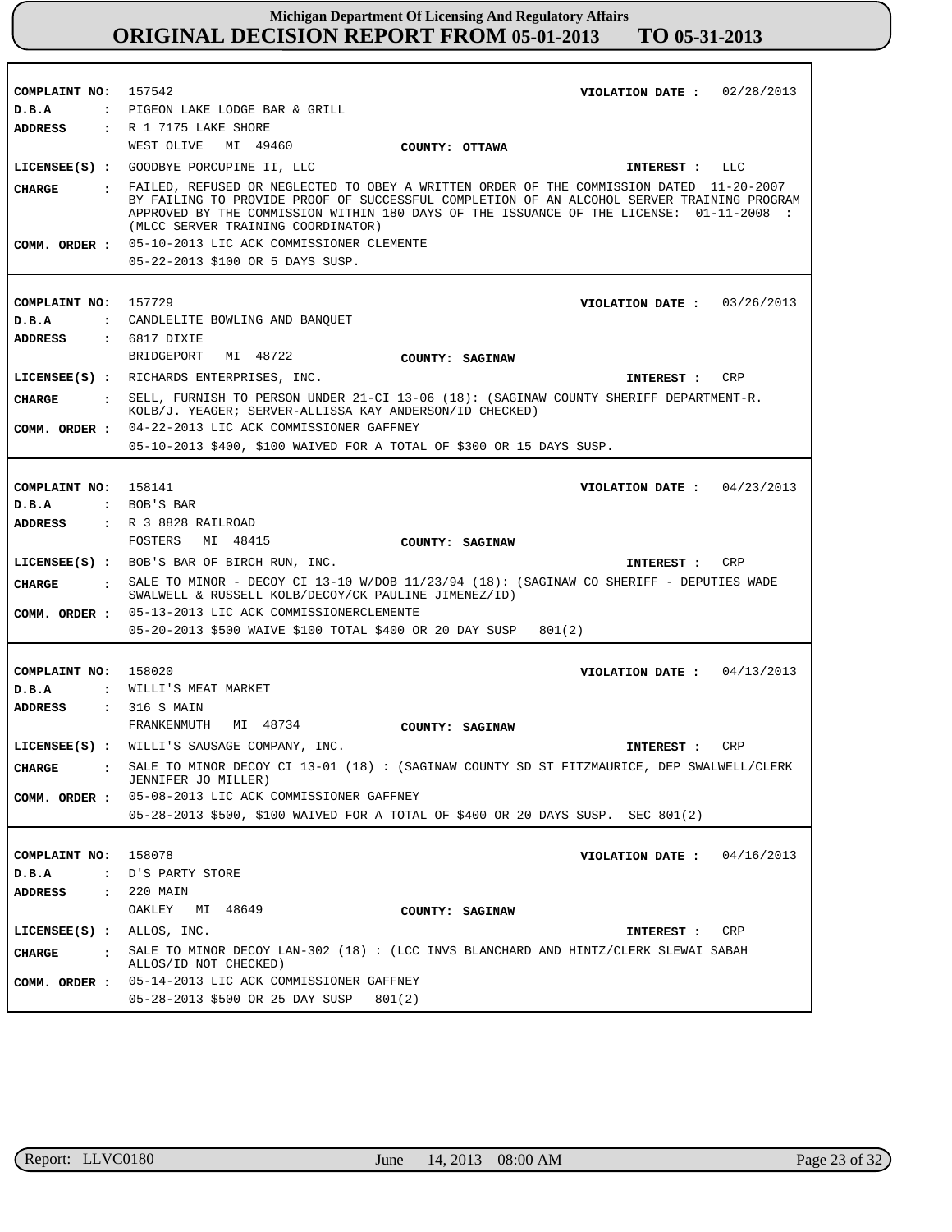# Michigan Department Of Licensing And Regulatory Affairs
## ORIGINAL DECISION REPORT FROM 05-01-2013 TO 05-31-2013

**COMPLAINT NO:** 157542 **VIOLATION DATE :** 02/28/2013
**D.B.A :** PIGEON LAKE LODGE BAR & GRILL
**ADDRESS :** R 1 7175 LAKE SHORE
WEST OLIVE MI 49460 **COUNTY: OTTAWA**
**LICENSEE(S) :** GOODBYE PORCUPINE II, LLC **INTEREST :** LLC
**CHARGE :** FAILED, REFUSED OR NEGLECTED TO OBEY A WRITTEN ORDER OF THE COMMISSION DATED 11-20-2007 BY FAILING TO PROVIDE PROOF OF SUCCESSFUL COMPLETION OF AN ALCOHOL SERVER TRAINING PROGRAM APPROVED BY THE COMMISSION WITHIN 180 DAYS OF THE ISSUANCE OF THE LICENSE: 01-11-2008 : (MLCC SERVER TRAINING COORDINATOR)
**COMM. ORDER :** 05-10-2013 LIC ACK COMMISSIONER CLEMENTE
05-22-2013 $100 OR 5 DAYS SUSP.

---

**COMPLAINT NO:** 157729 **VIOLATION DATE :** 03/26/2013
**D.B.A :** CANDLELITE BOWLING AND BANQUET
**ADDRESS :** 6817 DIXIE
BRIDGEPORT MI 48722 **COUNTY: SAGINAW**
**LICENSEE(S) :** RICHARDS ENTERPRISES, INC. **INTEREST :** CRP
**CHARGE :** SELL, FURNISH TO PERSON UNDER 21-CI 13-06 (18): (SAGINAW COUNTY SHERIFF DEPARTMENT-R. KOLB/J. YEAGER; SERVER-ALLISSA KAY ANDERSON/ID CHECKED)
**COMM. ORDER :** 04-22-2013 LIC ACK COMMISSIONER GAFFNEY
05-10-2013 $400, $100 WAIVED FOR A TOTAL OF $300 OR 15 DAYS SUSP.

---

**COMPLAINT NO:** 158141 **VIOLATION DATE :** 04/23/2013
**D.B.A :** BOB'S BAR
**ADDRESS :** R 3 8828 RAILROAD
FOSTERS MI 48415 **COUNTY: SAGINAW**
**LICENSEE(S) :** BOB'S BAR OF BIRCH RUN, INC. **INTEREST :** CRP
**CHARGE :** SALE TO MINOR - DECOY CI 13-10 W/DOB 11/23/94 (18): (SAGINAW CO SHERIFF - DEPUTIES WADE SWALWELL & RUSSELL KOLB/DECOY/CK PAULINE JIMENEZ/ID)
**COMM. ORDER :** 05-13-2013 LIC ACK COMMISSIONERCLEMENTE
05-20-2013 $500 WAIVE $100 TOTAL $400 OR 20 DAY SUSP 801(2)

---

**COMPLAINT NO:** 158020 **VIOLATION DATE :** 04/13/2013
**D.B.A :** WILLI'S MEAT MARKET
**ADDRESS :** 316 S MAIN
FRANKENMUTH MI 48734 **COUNTY: SAGINAW**
**LICENSEE(S) :** WILLI'S SAUSAGE COMPANY, INC. **INTEREST :** CRP
**CHARGE :** SALE TO MINOR DECOY CI 13-01 (18) : (SAGINAW COUNTY SD ST FITZMAURICE, DEP SWALWELL/CLERK JENNIFER JO MILLER)
**COMM. ORDER :** 05-08-2013 LIC ACK COMMISSIONER GAFFNEY
05-28-2013 $500, $100 WAIVED FOR A TOTAL OF $400 OR 20 DAYS SUSP. SEC 801(2)

---

**COMPLAINT NO:** 158078 **VIOLATION DATE :** 04/16/2013
**D.B.A :** D'S PARTY STORE
**ADDRESS :** 220 MAIN
OAKLEY MI 48649 **COUNTY: SAGINAW**
**LICENSEE(S) :** ALLOS, INC. **INTEREST :** CRP
**CHARGE :** SALE TO MINOR DECOY LAN-302 (18) : (LCC INVS BLANCHARD AND HINTZ/CLERK SLEWAI SABAH ALLOS/ID NOT CHECKED)
**COMM. ORDER :** 05-14-2013 LIC ACK COMMISSIONER GAFFNEY
05-28-2013 $500 OR 25 DAY SUSP 801(2)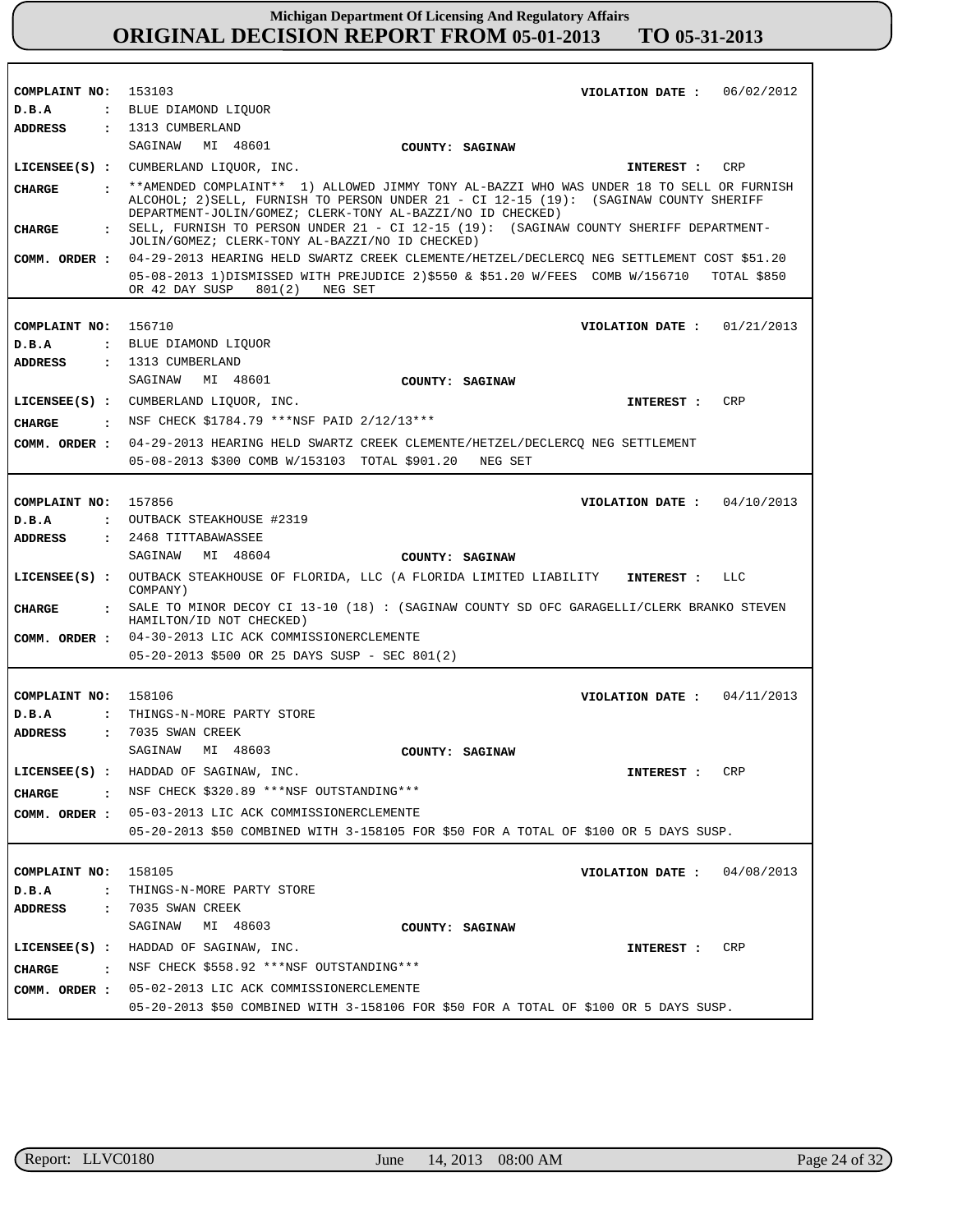# Michigan Department Of Licensing And Regulatory Affairs
# ORIGINAL DECISION REPORT FROM 05-01-2013 TO 05-31-2013

**COMPLAINT NO:** 153103 **VIOLATION DATE :** 06/02/2012
**D.B.A :** BLUE DIAMOND LIQUOR
**ADDRESS :** 1313 CUMBERLAND
SAGINAW MI 48601 **COUNTY: SAGINAW**
**LICENSEE(S) :** CUMBERLAND LIQUOR, INC. **INTEREST :** CRP
**CHARGE :** **AMENDED COMPLAINT** 1) ALLOWED JIMMY TONY AL-BAZZI WHO WAS UNDER 18 TO SELL OR FURNISH ALCOHOL; 2)SELL, FURNISH TO PERSON UNDER 21 - CI 12-15 (19): (SAGINAW COUNTY SHERIFF DEPARTMENT-JOLIN/GOMEZ; CLERK-TONY AL-BAZZI/NO ID CHECKED)
**CHARGE :** SELL, FURNISH TO PERSON UNDER 21 - CI 12-15 (19): (SAGINAW COUNTY SHERIFF DEPARTMENT-JOLIN/GOMEZ; CLERK-TONY AL-BAZZI/NO ID CHECKED)
**COMM. ORDER :** 04-29-2013 HEARING HELD SWARTZ CREEK CLEMENTE/HETZEL/DECLERCQ NEG SETTLEMENT COST $51.20
05-08-2013 1)DISMISSED WITH PREJUDICE 2)$550 & $51.20 W/FEES COMB W/156710 TOTAL $850 OR 42 DAY SUSP 801(2) NEG SET

---

**COMPLAINT NO:** 156710 **VIOLATION DATE :** 01/21/2013
**D.B.A :** BLUE DIAMOND LIQUOR
**ADDRESS :** 1313 CUMBERLAND
SAGINAW MI 48601 **COUNTY: SAGINAW**
**LICENSEE(S) :** CUMBERLAND LIQUOR, INC. **INTEREST :** CRP
**CHARGE :** NSF CHECK $1784.79 ***NSF PAID 2/12/13***
**COMM. ORDER :** 04-29-2013 HEARING HELD SWARTZ CREEK CLEMENTE/HETZEL/DECLERCQ NEG SETTLEMENT
05-08-2013 $300 COMB W/153103 TOTAL $901.20 NEG SET

---

**COMPLAINT NO:** 157856 **VIOLATION DATE :** 04/10/2013
**D.B.A :** OUTBACK STEAKHOUSE #2319
**ADDRESS :** 2468 TITTABAWASSEE
SAGINAW MI 48604 **COUNTY: SAGINAW**
**LICENSEE(S) :** OUTBACK STEAKHOUSE OF FLORIDA, LLC (A FLORIDA LIMITED LIABILITY COMPANY) **INTEREST :** LLC
**CHARGE :** SALE TO MINOR DECOY CI 13-10 (18) : (SAGINAW COUNTY SD OFC GARAGELLI/CLERK BRANKO STEVEN HAMILTON/ID NOT CHECKED)
**COMM. ORDER :** 04-30-2013 LIC ACK COMMISSIONERCLEMENTE
05-20-2013 $500 OR 25 DAYS SUSP - SEC 801(2)

---

**COMPLAINT NO:** 158106 **VIOLATION DATE :** 04/11/2013
**D.B.A :** THINGS-N-MORE PARTY STORE
**ADDRESS :** 7035 SWAN CREEK
SAGINAW MI 48603 **COUNTY: SAGINAW**
**LICENSEE(S) :** HADDAD OF SAGINAW, INC. **INTEREST :** CRP
**CHARGE :** NSF CHECK $320.89 ***NSF OUTSTANDING***
**COMM. ORDER :** 05-03-2013 LIC ACK COMMISSIONERCLEMENTE
05-20-2013 $50 COMBINED WITH 3-158105 FOR $50 FOR A TOTAL OF $100 OR 5 DAYS SUSP.

---

**COMPLAINT NO:** 158105 **VIOLATION DATE :** 04/08/2013
**D.B.A :** THINGS-N-MORE PARTY STORE
**ADDRESS :** 7035 SWAN CREEK
SAGINAW MI 48603 **COUNTY: SAGINAW**
**LICENSEE(S) :** HADDAD OF SAGINAW, INC. **INTEREST :** CRP
**CHARGE :** NSF CHECK $558.92 ***NSF OUTSTANDING***
**COMM. ORDER :** 05-02-2013 LIC ACK COMMISSIONERCLEMENTE
05-20-2013 $50 COMBINED WITH 3-158106 FOR $50 FOR A TOTAL OF $100 OR 5 DAYS SUSP.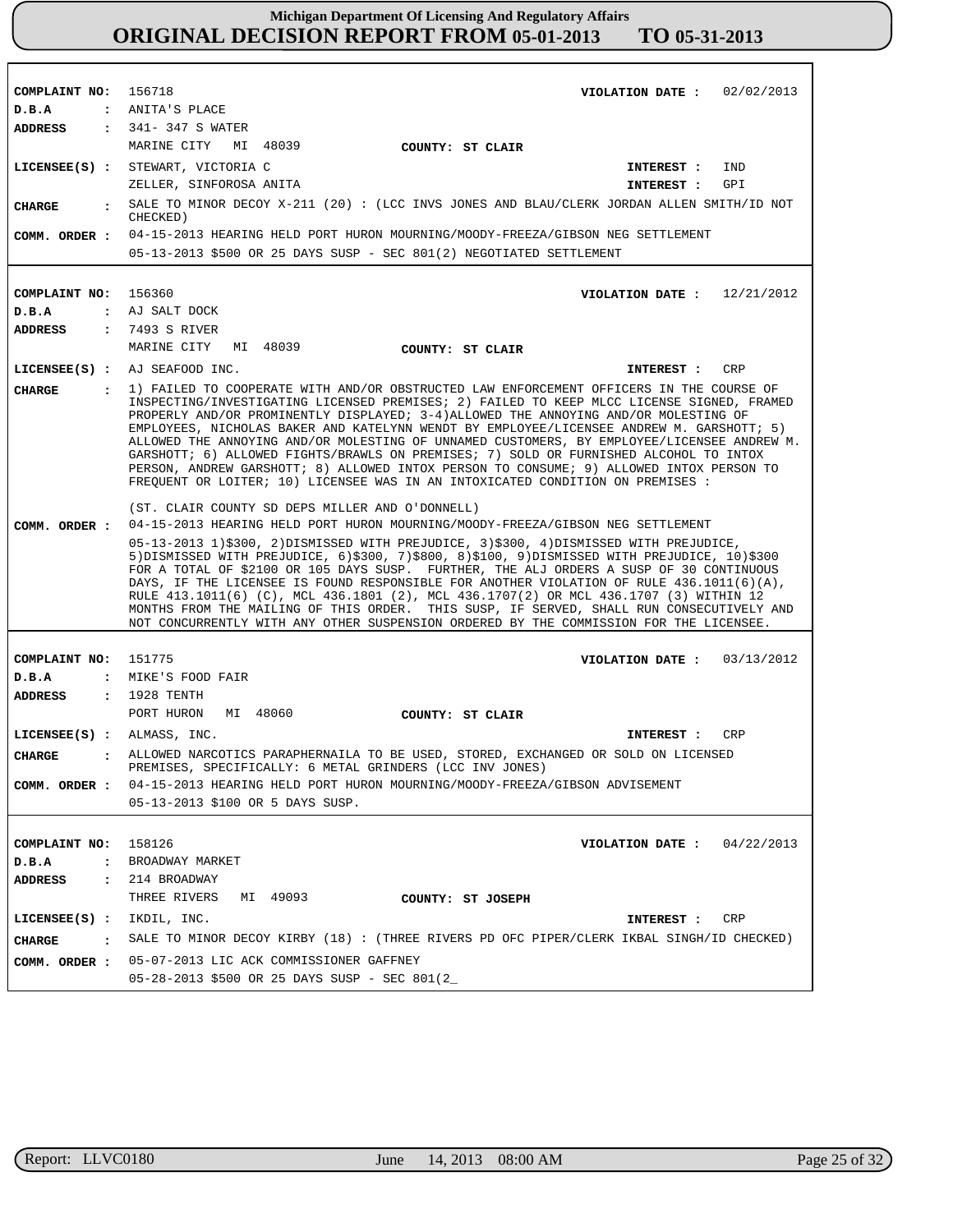**COMPLAINT NO:** 156718 **VIOLATION DATE :** 02/02/2013
**D.B.A :** ANITA'S PLACE
**ADDRESS :** 341- 347 S WATER
MARINE CITY MI 48039 **COUNTY: ST CLAIR**
**LICENSEE(S) :** STEWART, VICTORIA C **INTEREST :** IND
ZELLER, SINFOROSA ANITA **INTEREST :** GPI
**CHARGE :** SALE TO MINOR DECOY X-211 (20) : (LCC INVS JONES AND BLAU/CLERK JORDAN ALLEN SMITH/ID NOT CHECKED)
**COMM. ORDER :** 04-15-2013 HEARING HELD PORT HURON MOURNING/MOODY-FREEZA/GIBSON NEG SETTLEMENT
05-13-2013 $500 OR 25 DAYS SUSP - SEC 801(2) NEGOTIATED SETTLEMENT

---

**COMPLAINT NO:** 156360 **VIOLATION DATE :** 12/21/2012
**D.B.A :** AJ SALT DOCK
**ADDRESS :** 7493 S RIVER
MARINE CITY MI 48039 **COUNTY: ST CLAIR**
**LICENSEE(S) :** AJ SEAFOOD INC. **INTEREST :** CRP
**CHARGE :** 1) FAILED TO COOPERATE WITH AND/OR OBSTRUCTED LAW ENFORCEMENT OFFICERS IN THE COURSE OF INSPECTING/INVESTIGATING LICENSED PREMISES; 2) FAILED TO KEEP MLCC LICENSE SIGNED, FRAMED PROPERLY AND/OR PROMINENTLY DISPLAYED; 3-4)ALLOWED THE ANNOYING AND/OR MOLESTING OF EMPLOYEES, NICHOLAS BAKER AND KATELYNN WENDT BY EMPLOYEE/LICENSEE ANDREW M. GARSHOTT; 5) ALLOWED THE ANNOYING AND/OR MOLESTING OF UNNAMED CUSTOMERS, BY EMPLOYEE/LICENSEE ANDREW M. GARSHOTT; 6) ALLOWED FIGHTS/BRAWLS ON PREMISES; 7) SOLD OR FURNISHED ALCOHOL TO INTOX PERSON, ANDREW GARSHOTT; 8) ALLOWED INTOX PERSON TO CONSUME; 9) ALLOWED INTOX PERSON TO FREQUENT OR LOITER; 10) LICENSEE WAS IN AN INTOXICATED CONDITION ON PREMISES :

(ST. CLAIR COUNTY SD DEPS MILLER AND O'DONNELL)
**COMM. ORDER :** 04-15-2013 HEARING HELD PORT HURON MOURNING/MOODY-FREEZA/GIBSON NEG SETTLEMENT
05-13-2013 1)$300, 2)DISMISSED WITH PREJUDICE, 3)$300, 4)DISMISSED WITH PREJUDICE, 5)DISMISSED WITH PREJUDICE, 6)$300, 7)$800, 8)$100, 9)DISMISSED WITH PREJUDICE, 10)$300 FOR A TOTAL OF $2100 OR 105 DAYS SUSP. FURTHER, THE ALJ ORDERS A SUSP OF 30 CONTINUOUS DAYS, IF THE LICENSEE IS FOUND RESPONSIBLE FOR ANOTHER VIOLATION OF RULE 436.1011(6)(A), RULE 413.1011(6) (C), MCL 436.1801 (2), MCL 436.1707(2) OR MCL 436.1707 (3) WITHIN 12 MONTHS FROM THE MAILING OF THIS ORDER. THIS SUSP, IF SERVED, SHALL RUN CONSECUTIVELY AND NOT CONCURRENTLY WITH ANY OTHER SUSPENSION ORDERED BY THE COMMISSION FOR THE LICENSEE.

---

**COMPLAINT NO:** 151775 **VIOLATION DATE :** 03/13/2012
**D.B.A :** MIKE'S FOOD FAIR
**ADDRESS :** 1928 TENTH
PORT HURON MI 48060 **COUNTY: ST CLAIR**
**LICENSEE(S) :** ALMASS, INC. **INTEREST :** CRP
**CHARGE :** ALLOWED NARCOTICS PARAPHERNAILA TO BE USED, STORED, EXCHANGED OR SOLD ON LICENSED PREMISES, SPECIFICALLY: 6 METAL GRINDERS (LCC INV JONES)
**COMM. ORDER :** 04-15-2013 HEARING HELD PORT HURON MOURNING/MOODY-FREEZA/GIBSON ADVISEMENT
05-13-2013 $100 OR 5 DAYS SUSP.

---

**COMPLAINT NO:** 158126 **VIOLATION DATE :** 04/22/2013
**D.B.A :** BROADWAY MARKET
**ADDRESS :** 214 BROADWAY
THREE RIVERS MI 49093 **COUNTY: ST JOSEPH**
**LICENSEE(S) :** IKDIL, INC. **INTEREST :** CRP
**CHARGE :** SALE TO MINOR DECOY KIRBY (18) : (THREE RIVERS PD OFC PIPER/CLERK IKBAL SINGH/ID CHECKED)
**COMM. ORDER :** 05-07-2013 LIC ACK COMMISSIONER GAFFNEY
05-28-2013 $500 OR 25 DAYS SUSP - SEC 801(2_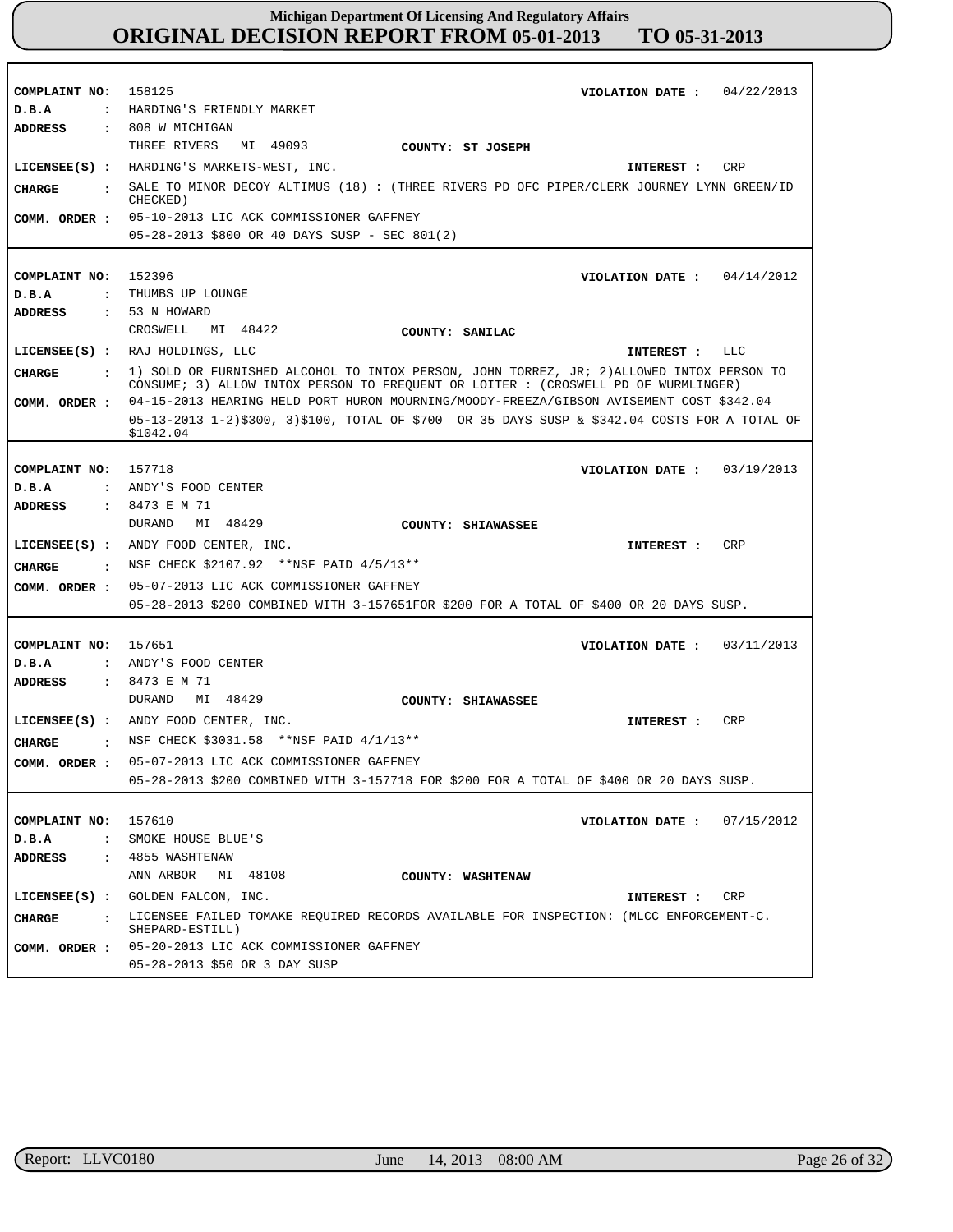# Michigan Department Of Licensing And Regulatory Affairs

## ORIGINAL DECISION REPORT FROM 05-01-2013 TO 05-31-2013

**COMPLAINT NO:** 158125 **VIOLATION DATE :** 04/22/2013
**D.B.A :** HARDING'S FRIENDLY MARKET
**ADDRESS :** 808 W MICHIGAN
THREE RIVERS MI 49093 **COUNTY: ST JOSEPH**
**LICENSEE(S) :** HARDING'S MARKETS-WEST, INC. **INTEREST :** CRP
**CHARGE :** SALE TO MINOR DECOY ALTIMUS (18) : (THREE RIVERS PD OFC PIPER/CLERK JOURNEY LYNN GREEN/ID CHECKED)
**COMM. ORDER :** 05-10-2013 LIC ACK COMMISSIONER GAFFNEY
05-28-2013 $800 OR 40 DAYS SUSP - SEC 801(2)

---

**COMPLAINT NO:** 152396 **VIOLATION DATE :** 04/14/2012
**D.B.A :** THUMBS UP LOUNGE
**ADDRESS :** 53 N HOWARD
CROSWELL MI 48422 **COUNTY: SANILAC**
**LICENSEE(S) :** RAJ HOLDINGS, LLC **INTEREST :** LLC
**CHARGE :** 1) SOLD OR FURNISHED ALCOHOL TO INTOX PERSON, JOHN TORREZ, JR; 2)ALLOWED INTOX PERSON TO CONSUME; 3) ALLOW INTOX PERSON TO FREQUENT OR LOITER : (CROSWELL PD OF WURMLINGER)
**COMM. ORDER :** 04-15-2013 HEARING HELD PORT HURON MOURNING/MOODY-FREEZA/GIBSON AVISEMENT COST $342.04
05-13-2013 1-2)$300, 3)$100, TOTAL OF $700 OR 35 DAYS SUSP & $342.04 COSTS FOR A TOTAL OF $1042.04

---

**COMPLAINT NO:** 157718 **VIOLATION DATE :** 03/19/2013
**D.B.A :** ANDY'S FOOD CENTER
**ADDRESS :** 8473 E M 71
DURAND MI 48429 **COUNTY: SHIAWASSEE**
**LICENSEE(S) :** ANDY FOOD CENTER, INC. **INTEREST :** CRP
**CHARGE :** NSF CHECK $2107.92 **NSF PAID 4/5/13**
**COMM. ORDER :** 05-07-2013 LIC ACK COMMISSIONER GAFFNEY
05-28-2013 $200 COMBINED WITH 3-157651FOR $200 FOR A TOTAL OF $400 OR 20 DAYS SUSP.

---

**COMPLAINT NO:** 157651 **VIOLATION DATE :** 03/11/2013
**D.B.A :** ANDY'S FOOD CENTER
**ADDRESS :** 8473 E M 71
DURAND MI 48429 **COUNTY: SHIAWASSEE**
**LICENSEE(S) :** ANDY FOOD CENTER, INC. **INTEREST :** CRP
**CHARGE :** NSF CHECK $3031.58 **NSF PAID 4/1/13**
**COMM. ORDER :** 05-07-2013 LIC ACK COMMISSIONER GAFFNEY
05-28-2013 $200 COMBINED WITH 3-157718 FOR $200 FOR A TOTAL OF $400 OR 20 DAYS SUSP.

---

**COMPLAINT NO:** 157610 **VIOLATION DATE :** 07/15/2012
**D.B.A :** SMOKE HOUSE BLUE'S
**ADDRESS :** 4855 WASHTENAW
ANN ARBOR MI 48108 **COUNTY: WASHTENAW**
**LICENSEE(S) :** GOLDEN FALCON, INC. **INTEREST :** CRP
**CHARGE :** LICENSEE FAILED TOMAKE REQUIRED RECORDS AVAILABLE FOR INSPECTION: (MLCC ENFORCEMENT-C. SHEPARD-ESTILL)
**COMM. ORDER :** 05-20-2013 LIC ACK COMMISSIONER GAFFNEY
05-28-2013 $50 OR 3 DAY SUSP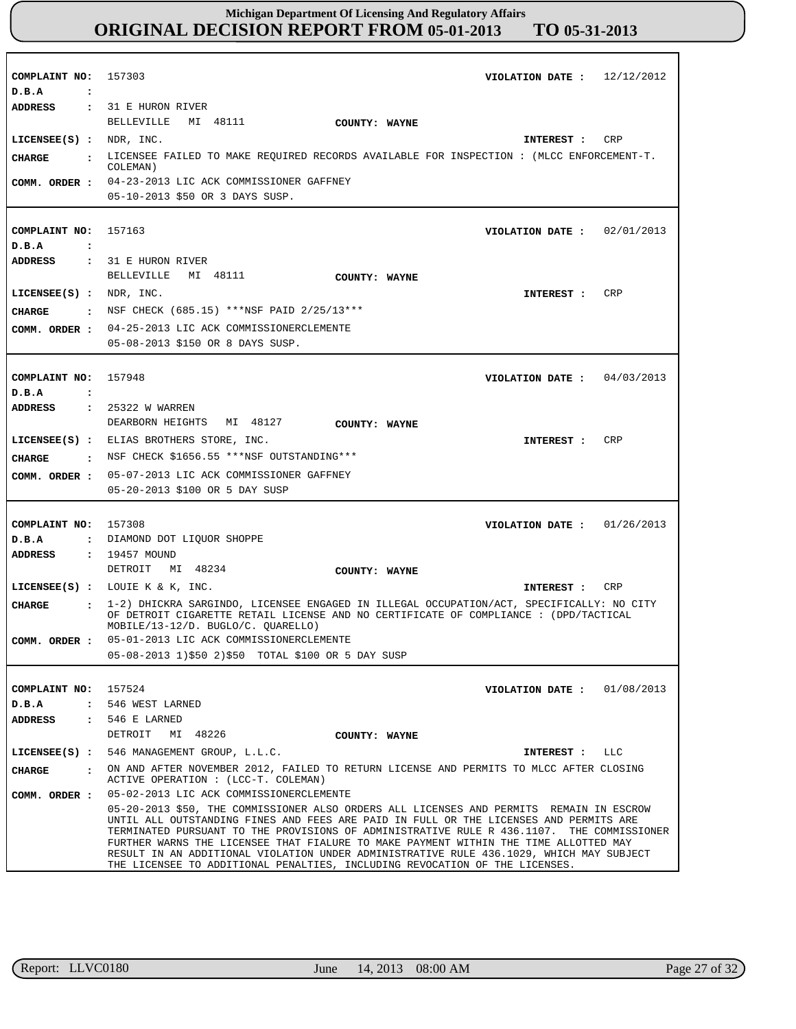# Michigan Department Of Licensing And Regulatory Affairs

## ORIGINAL DECISION REPORT FROM 05-01-2013 TO 05-31-2013

**COMPLAINT NO:** 157303  
**VIOLATION DATE :** 12/12/2012  
**D.B.A :**  
**ADDRESS :** 31 E HURON RIVER  
BELLEVILLE MI 48111  
**COUNTY:** WAYNE  
**LICENSEE(S) :** NDR, INC.  
**INTEREST :** CRP  
**CHARGE :** LICENSEE FAILED TO MAKE REQUIRED RECORDS AVAILABLE FOR INSPECTION : (MLCC ENFORCEMENT-T. COLEMAN)  
**COMM. ORDER :** 04-23-2013 LIC ACK COMMISSIONER GAFFNEY  
05-10-2013 $50 OR 3 DAYS SUSP.

---

**COMPLAINT NO:** 157163  
**VIOLATION DATE :** 02/01/2013  
**D.B.A :**  
**ADDRESS :** 31 E HURON RIVER  
BELLEVILLE MI 48111  
**COUNTY:** WAYNE  
**LICENSEE(S) :** NDR, INC.  
**INTEREST :** CRP  
**CHARGE :** NSF CHECK (685.15) ***NSF PAID 2/25/13***  
**COMM. ORDER :** 04-25-2013 LIC ACK COMMISSIONERCLEMENTE  
05-08-2013 $150 OR 8 DAYS SUSP.

---

**COMPLAINT NO:** 157948  
**VIOLATION DATE :** 04/03/2013  
**D.B.A :**  
**ADDRESS :** 25322 W WARREN  
DEARBORN HEIGHTS MI 48127  
**COUNTY:** WAYNE  
**LICENSEE(S) :** ELIAS BROTHERS STORE, INC.  
**INTEREST :** CRP  
**CHARGE :** NSF CHECK $1656.55 ***NSF OUTSTANDING***  
**COMM. ORDER :** 05-07-2013 LIC ACK COMMISSIONER GAFFNEY  
05-20-2013 $100 OR 5 DAY SUSP

---

**COMPLAINT NO:** 157308  
**VIOLATION DATE :** 01/26/2013  
**D.B.A :** DIAMOND DOT LIQUOR SHOPPE  
**ADDRESS :** 19457 MOUND  
DETROIT MI 48234  
**COUNTY:** WAYNE  
**LICENSEE(S) :** LOUIE K & K, INC.  
**INTEREST :** CRP  
**CHARGE :** 1-2) DHICKRA SARGINDO, LICENSEE ENGAGED IN ILLEGAL OCCUPATION/ACT, SPECIFICALLY: NO CITY OF DETROIT CIGARETTE RETAIL LICENSE AND NO CERTIFICATE OF COMPLIANCE : (DPD/TACTICAL MOBILE/13-12/D. BUGLO/C. QUARELLO)  
**COMM. ORDER :** 05-01-2013 LIC ACK COMMISSIONERCLEMENTE  
05-08-2013 1)$50 2)$50 TOTAL $100 OR 5 DAY SUSP

---

**COMPLAINT NO:** 157524  
**VIOLATION DATE :** 01/08/2013  
**D.B.A :** 546 WEST LARNED  
**ADDRESS :** 546 E LARNED  
DETROIT MI 48226  
**COUNTY:** WAYNE  
**LICENSEE(S) :** 546 MANAGEMENT GROUP, L.L.C.  
**INTEREST :** LLC  
**CHARGE :** ON AND AFTER NOVEMBER 2012, FAILED TO RETURN LICENSE AND PERMITS TO MLCC AFTER CLOSING ACTIVE OPERATION : (LCC-T. COLEMAN)  
**COMM. ORDER :** 05-02-2013 LIC ACK COMMISSIONERCLEMENTE  
05-20-2013 $50, THE COMMISSIONER ALSO ORDERS ALL LICENSES AND PERMITS REMAIN IN ESCROW UNTIL ALL OUTSTANDING FINES AND FEES ARE PAID IN FULL OR THE LICENSES AND PERMITS ARE TERMINATED PURSUANT TO THE PROVISIONS OF ADMINISTRATIVE RULE R 436.1107. THE COMMISSIONER FURTHER WARNS THE LICENSEE THAT FIALURE TO MAKE PAYMENT WITHIN THE TIME ALLOTTED MAY RESULT IN AN ADDITIONAL VIOLATION UNDER ADMINISTRATIVE RULE 436.1029, WHICH MAY SUBJECT THE LICENSEE TO ADDITIONAL PENALTIES, INCLUDING REVOCATION OF THE LICENSES.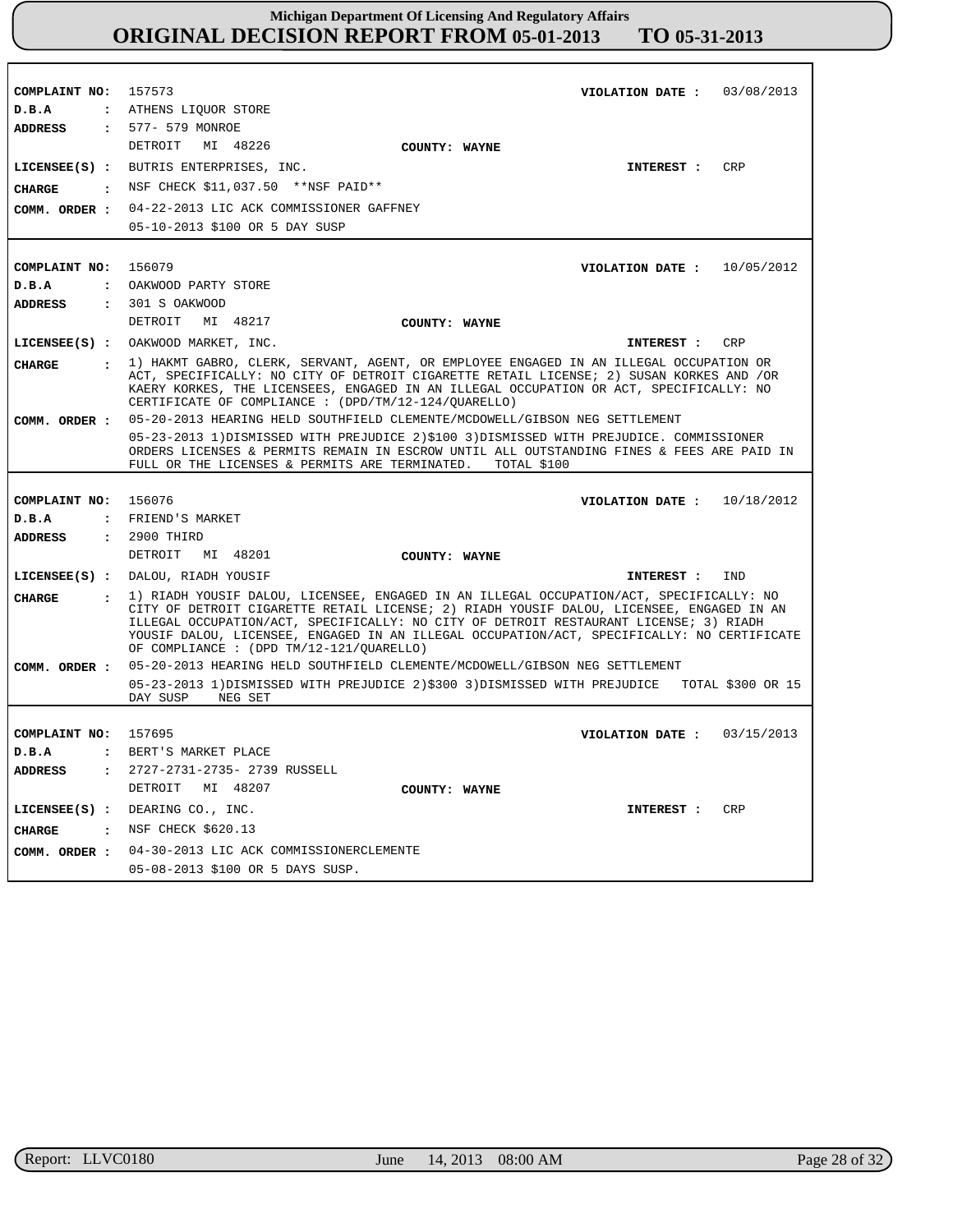# Michigan Department Of Licensing And Regulatory Affairs
## ORIGINAL DECISION REPORT FROM 05-01-2013 TO 05-31-2013

**COMPLAINT NO:** 157573
**VIOLATION DATE :** 03/08/2013
**D.B.A :** ATHENS LIQUOR STORE
**ADDRESS :** 577- 579 MONROE
DETROIT MI 48226
**COUNTY:** WAYNE
**LICENSEE(S) :** BUTRIS ENTERPRISES, INC.
**INTEREST :** CRP
**CHARGE :** NSF CHECK $11,037.50 **NSF PAID**
**COMM. ORDER :** 04-22-2013 LIC ACK COMMISSIONER GAFFNEY
05-10-2013 $100 OR 5 DAY SUSP

---

**COMPLAINT NO:** 156079
**VIOLATION DATE :** 10/05/2012
**D.B.A :** OAKWOOD PARTY STORE
**ADDRESS :** 301 S OAKWOOD
DETROIT MI 48217
**COUNTY:** WAYNE
**LICENSEE(S) :** OAKWOOD MARKET, INC.
**INTEREST :** CRP
**CHARGE :** 1) HAKMT GABRO, CLERK, SERVANT, AGENT, OR EMPLOYEE ENGAGED IN AN ILLEGAL OCCUPATION OR ACT, SPECIFICALLY: NO CITY OF DETROIT CIGARETTE RETAIL LICENSE; 2) SUSAN KORKES AND /OR KAERY KORKES, THE LICENSEES, ENGAGED IN AN ILLEGAL OCCUPATION OR ACT, SPECIFICALLY: NO CERTIFICATE OF COMPLIANCE : (DPD/TM/12-124/QUARELLO)
**COMM. ORDER :** 05-20-2013 HEARING HELD SOUTHFIELD CLEMENTE/MCDOWELL/GIBSON NEG SETTLEMENT
05-23-2013 1)DISMISSED WITH PREJUDICE 2)$100 3)DISMISSED WITH PREJUDICE. COMMISSIONER ORDERS LICENSES & PERMITS REMAIN IN ESCROW UNTIL ALL OUTSTANDING FINES & FEES ARE PAID IN FULL OR THE LICENSES & PERMITS ARE TERMINATED. TOTAL $100

---

**COMPLAINT NO:** 156076
**VIOLATION DATE :** 10/18/2012
**D.B.A :** FRIEND'S MARKET
**ADDRESS :** 2900 THIRD
DETROIT MI 48201
**COUNTY:** WAYNE
**LICENSEE(S) :** DALOU, RIADH YOUSIF
**INTEREST :** IND
**CHARGE :** 1) RIADH YOUSIF DALOU, LICENSEE, ENGAGED IN AN ILLEGAL OCCUPATION/ACT, SPECIFICALLY: NO CITY OF DETROIT CIGARETTE RETAIL LICENSE; 2) RIADH YOUSIF DALOU, LICENSEE, ENGAGED IN AN ILLEGAL OCCUPATION/ACT, SPECIFICALLY: NO CITY OF DETROIT RESTAURANT LICENSE; 3) RIADH YOUSIF DALOU, LICENSEE, ENGAGED IN AN ILLEGAL OCCUPATION/ACT, SPECIFICALLY: NO CERTIFICATE OF COMPLIANCE : (DPD TM/12-121/QUARELLO)
**COMM. ORDER :** 05-20-2013 HEARING HELD SOUTHFIELD CLEMENTE/MCDOWELL/GIBSON NEG SETTLEMENT
05-23-2013 1)DISMISSED WITH PREJUDICE 2)$300 3)DISMISSED WITH PREJUDICE TOTAL $300 OR 15 DAY SUSP NEG SET

---

**COMPLAINT NO:** 157695
**VIOLATION DATE :** 03/15/2013
**D.B.A :** BERT'S MARKET PLACE
**ADDRESS :** 2727-2731-2735- 2739 RUSSELL
DETROIT MI 48207
**COUNTY:** WAYNE
**LICENSEE(S) :** DEARING CO., INC.
**INTEREST :** CRP
**CHARGE :** NSF CHECK $620.13
**COMM. ORDER :** 04-30-2013 LIC ACK COMMISSIONERCLEMENTE
05-08-2013 $100 OR 5 DAYS SUSP.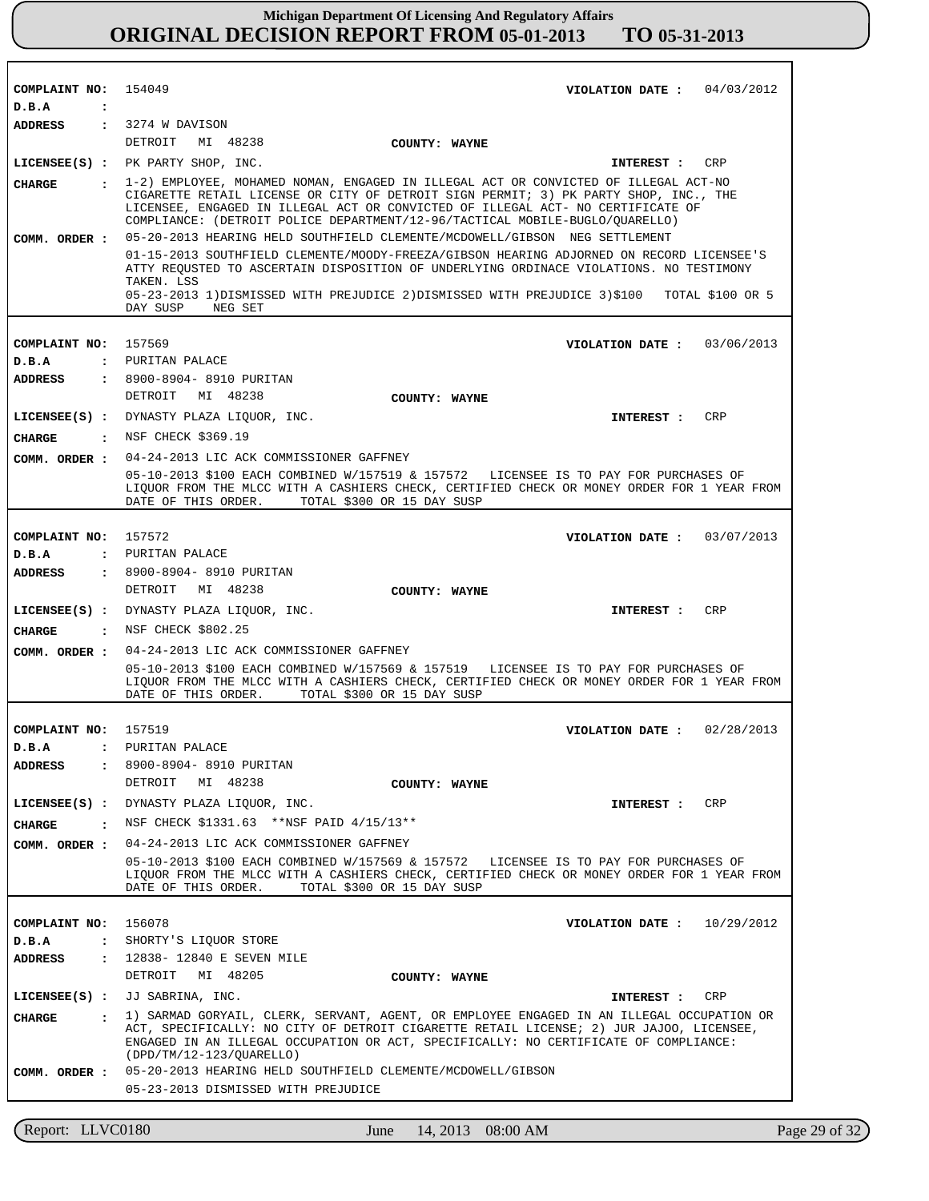# Michigan Department Of Licensing And Regulatory Affairs

# ORIGINAL DECISION REPORT FROM 05-01-2013 TO 05-31-2013

**COMPLAINT NO:** 154049  **VIOLATION DATE :** 04/03/2012
**D.B.A :**
**ADDRESS :** 3274 W DAVISON
DETROIT MI 48238  **COUNTY: WAYNE**
**LICENSEE(S) :** PK PARTY SHOP, INC.  **INTEREST :** CRP
**CHARGE :** 1-2) EMPLOYEE, MOHAMED NOMAN, ENGAGED IN ILLEGAL ACT OR CONVICTED OF ILLEGAL ACT-NO CIGARETTE RETAIL LICENSE OR CITY OF DETROIT SIGN PERMIT; 3) PK PARTY SHOP, INC., THE LICENSEE, ENGAGED IN ILLEGAL ACT OR CONVICTED OF ILLEGAL ACT- NO CERTIFICATE OF COMPLIANCE: (DETROIT POLICE DEPARTMENT/12-96/TACTICAL MOBILE-BUGLO/QUARELLO)
**COMM. ORDER :** 05-20-2013 HEARING HELD SOUTHFIELD CLEMENTE/MCDOWELL/GIBSON NEG SETTLEMENT
01-15-2013 SOUTHFIELD CLEMENTE/MOODY-FREEZA/GIBSON HEARING ADJOURNED ON RECORD LICENSEE'S ATTY REQUSTED TO ASCERTAIN DISPOSITION OF UNDERLYING ORDINACE VIOLATIONS. NO TESTIMONY TAKEN. LSS
05-23-2013 1)DISMISSED WITH PREJUDICE 2)DISMISSED WITH PREJUDICE 3)$100 TOTAL $100 OR 5 DAY SUSP NEG SET

---

**COMPLAINT NO:** 157569  **VIOLATION DATE :** 03/06/2013
**D.B.A :** PURITAN PALACE
**ADDRESS :** 8900-8904- 8910 PURITAN
DETROIT MI 48238  **COUNTY: WAYNE**
**LICENSEE(S) :** DYNASTY PLAZA LIQUOR, INC.  **INTEREST :** CRP
**CHARGE :** NSF CHECK $369.19
**COMM. ORDER :** 04-24-2013 LIC ACK COMMISSIONER GAFFNEY
05-10-2013 $100 EACH COMBINED W/157519 & 157572 LICENSEE IS TO PAY FOR PURCHASES OF LIQUOR FROM THE MLCC WITH A CASHIERS CHECK, CERTIFIED CHECK OR MONEY ORDER FOR 1 YEAR FROM DATE OF THIS ORDER. TOTAL $300 OR 15 DAY SUSP

---

**COMPLAINT NO:** 157572  **VIOLATION DATE :** 03/07/2013
**D.B.A :** PURITAN PALACE
**ADDRESS :** 8900-8904- 8910 PURITAN
DETROIT MI 48238  **COUNTY: WAYNE**
**LICENSEE(S) :** DYNASTY PLAZA LIQUOR, INC.  **INTEREST :** CRP
**CHARGE :** NSF CHECK $802.25
**COMM. ORDER :** 04-24-2013 LIC ACK COMMISSIONER GAFFNEY
05-10-2013 $100 EACH COMBINED W/157569 & 157519 LICENSEE IS TO PAY FOR PURCHASES OF LIQUOR FROM THE MLCC WITH A CASHIERS CHECK, CERTIFIED CHECK OR MONEY ORDER FOR 1 YEAR FROM DATE OF THIS ORDER. TOTAL $300 OR 15 DAY SUSP

---

**COMPLAINT NO:** 157519  **VIOLATION DATE :** 02/28/2013
**D.B.A :** PURITAN PALACE
**ADDRESS :** 8900-8904- 8910 PURITAN
DETROIT MI 48238  **COUNTY: WAYNE**
**LICENSEE(S) :** DYNASTY PLAZA LIQUOR, INC.  **INTEREST :** CRP
**CHARGE :** NSF CHECK $1331.63 **NSF PAID 4/15/13**
**COMM. ORDER :** 04-24-2013 LIC ACK COMMISSIONER GAFFNEY
05-10-2013 $100 EACH COMBINED W/157569 & 157572 LICENSEE IS TO PAY FOR PURCHASES OF LIQUOR FROM THE MLCC WITH A CASHIERS CHECK, CERTIFIED CHECK OR MONEY ORDER FOR 1 YEAR FROM DATE OF THIS ORDER. TOTAL $300 OR 15 DAY SUSP

---

**COMPLAINT NO:** 156078  **VIOLATION DATE :** 10/29/2012
**D.B.A :** SHORTY'S LIQUOR STORE
**ADDRESS :** 12838- 12840 E SEVEN MILE
DETROIT MI 48205  **COUNTY: WAYNE**
**LICENSEE(S) :** JJ SABRINA, INC.  **INTEREST :** CRP
**CHARGE :** 1) SARMAD GORYAIL, CLERK, SERVANT, AGENT, OR EMPLOYEE ENGAGED IN AN ILLEGAL OCCUPATION OR ACT, SPECIFICALLY: NO CITY OF DETROIT CIGARETTE RETAIL LICENSE; 2) JUR JAJOO, LICENSEE, ENGAGED IN AN ILLEGAL OCCUPATION OR ACT, SPECIFICALLY: NO CERTIFICATE OF COMPLIANCE: (DPD/TM/12-123/QUARELLO)
**COMM. ORDER :** 05-20-2013 HEARING HELD SOUTHFIELD CLEMENTE/MCDOWELL/GIBSON
05-23-2013 DISMISSED WITH PREJUDICE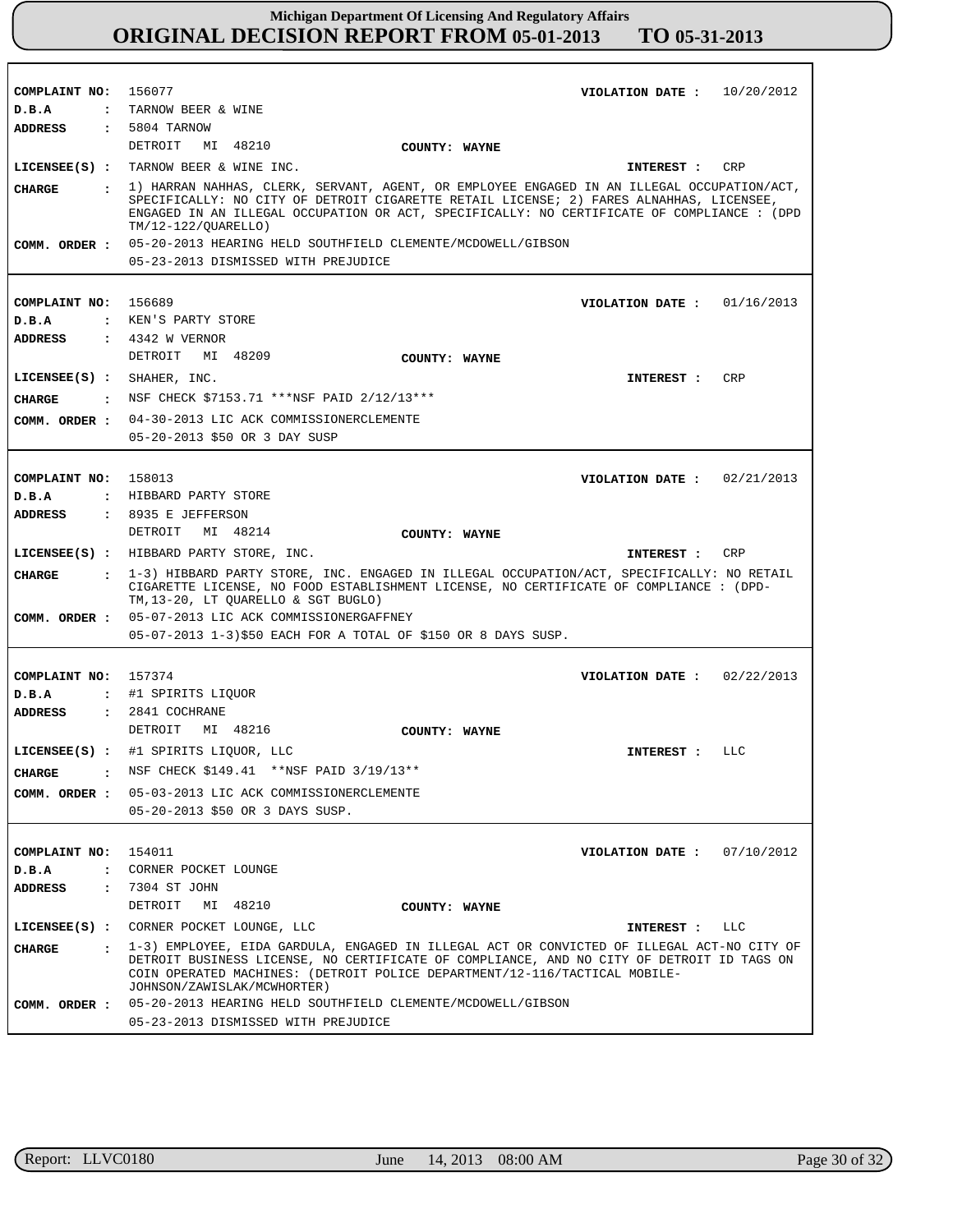**Michigan Department Of Licensing And Regulatory Affairs**
# ORIGINAL DECISION REPORT FROM 05-01-2013 TO 05-31-2013

**COMPLAINT NO:** 156077 **VIOLATION DATE :** 10/20/2012
**D.B.A :** TARNOW BEER & WINE
**ADDRESS :** 5804 TARNOW
DETROIT MI 48210 **COUNTY: WAYNE**
**LICENSEE(S) :** TARNOW BEER & WINE INC. **INTEREST :** CRP
**CHARGE :** 1) HARRAN NAHHAS, CLERK, SERVANT, AGENT, OR EMPLOYEE ENGAGED IN AN ILLEGAL OCCUPATION/ACT, SPECIFICALLY: NO CITY OF DETROIT CIGARETTE RETAIL LICENSE; 2) FARES ALNAHHAS, LICENSEE, ENGAGED IN AN ILLEGAL OCCUPATION OR ACT, SPECIFICALLY: NO CERTIFICATE OF COMPLIANCE : (DPD TM/12-122/QUARELLO)
**COMM. ORDER :** 05-20-2013 HEARING HELD SOUTHFIELD CLEMENTE/MCDOWELL/GIBSON
05-23-2013 DISMISSED WITH PREJUDICE

---

**COMPLAINT NO:** 156689 **VIOLATION DATE :** 01/16/2013
**D.B.A :** KEN'S PARTY STORE
**ADDRESS :** 4342 W VERNOR
DETROIT MI 48209 **COUNTY: WAYNE**
**LICENSEE(S) :** SHAHER, INC. **INTEREST :** CRP
**CHARGE :** NSF CHECK $7153.71 ***NSF PAID 2/12/13***
**COMM. ORDER :** 04-30-2013 LIC ACK COMMISSIONERCLEMENTE
05-20-2013 $50 OR 3 DAY SUSP

---

**COMPLAINT NO:** 158013 **VIOLATION DATE :** 02/21/2013
**D.B.A :** HIBBARD PARTY STORE
**ADDRESS :** 8935 E JEFFERSON
DETROIT MI 48214 **COUNTY: WAYNE**
**LICENSEE(S) :** HIBBARD PARTY STORE, INC. **INTEREST :** CRP
**CHARGE :** 1-3) HIBBARD PARTY STORE, INC. ENGAGED IN ILLEGAL OCCUPATION/ACT, SPECIFICALLY: NO RETAIL CIGARETTE LICENSE, NO FOOD ESTABLISHMENT LICENSE, NO CERTIFICATE OF COMPLIANCE : (DPD-TM,13-20, LT QUARELLO & SGT BUGLO)
**COMM. ORDER :** 05-07-2013 LIC ACK COMMISSIONERGAFFNEY
05-07-2013 1-3)$50 EACH FOR A TOTAL OF $150 OR 8 DAYS SUSP.

---

**COMPLAINT NO:** 157374 **VIOLATION DATE :** 02/22/2013
**D.B.A :** #1 SPIRITS LIQUOR
**ADDRESS :** 2841 COCHRANE
DETROIT MI 48216 **COUNTY: WAYNE**
**LICENSEE(S) :** #1 SPIRITS LIQUOR, LLC **INTEREST :** LLC
**CHARGE :** NSF CHECK $149.41 **NSF PAID 3/19/13**
**COMM. ORDER :** 05-03-2013 LIC ACK COMMISSIONERCLEMENTE
05-20-2013 $50 OR 3 DAYS SUSP.

---

**COMPLAINT NO:** 154011 **VIOLATION DATE :** 07/10/2012
**D.B.A :** CORNER POCKET LOUNGE
**ADDRESS :** 7304 ST JOHN
DETROIT MI 48210 **COUNTY: WAYNE**
**LICENSEE(S) :** CORNER POCKET LOUNGE, LLC **INTEREST :** LLC
**CHARGE :** 1-3) EMPLOYEE, EIDA GARDULA, ENGAGED IN ILLEGAL ACT OR CONVICTED OF ILLEGAL ACT-NO CITY OF DETROIT BUSINESS LICENSE, NO CERTIFICATE OF COMPLIANCE, AND NO CITY OF DETROIT ID TAGS ON COIN OPERATED MACHINES: (DETROIT POLICE DEPARTMENT/12-116/TACTICAL MOBILE-JOHNSON/ZAWISLAK/MCWHORTER)
**COMM. ORDER :** 05-20-2013 HEARING HELD SOUTHFIELD CLEMENTE/MCDOWELL/GIBSON
05-23-2013 DISMISSED WITH PREJUDICE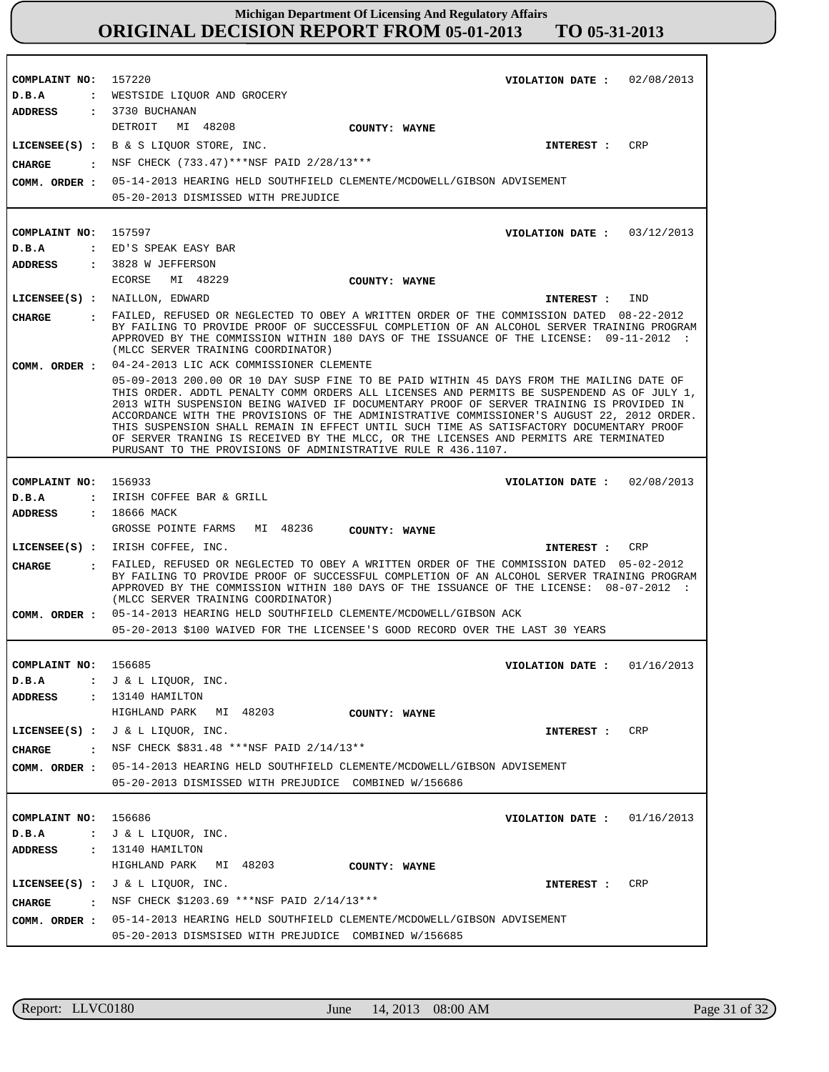**COMPLAINT NO:** 157220 **VIOLATION DATE :** 02/08/2013
**D.B.A :** WESTSIDE LIQUOR AND GROCERY
**ADDRESS :** 3730 BUCHANAN
DETROIT MI 48208 **COUNTY: WAYNE**
**LICENSEE(S) :** B & S LIQUOR STORE, INC. **INTEREST :** CRP
**CHARGE :** NSF CHECK (733.47)***NSF PAID 2/28/13***
**COMM. ORDER :** 05-14-2013 HEARING HELD SOUTHFIELD CLEMENTE/MCDOWELL/GIBSON ADVISEMENT
05-20-2013 DISMISSED WITH PREJUDICE

---

**COMPLAINT NO:** 157597 **VIOLATION DATE :** 03/12/2013
**D.B.A :** ED'S SPEAK EASY BAR
**ADDRESS :** 3828 W JEFFERSON
ECORSE MI 48229 **COUNTY: WAYNE**
**LICENSEE(S) :** NAILLON, EDWARD **INTEREST :** IND
**CHARGE :** FAILED, REFUSED OR NEGLECTED TO OBEY A WRITTEN ORDER OF THE COMMISSION DATED 08-22-2012 BY FAILING TO PROVIDE PROOF OF SUCCESSFUL COMPLETION OF AN ALCOHOL SERVER TRAINING PROGRAM APPROVED BY THE COMMISSION WITHIN 180 DAYS OF THE ISSUANCE OF THE LICENSE: 09-11-2012 : (MLCC SERVER TRAINING COORDINATOR)
**COMM. ORDER :** 04-24-2013 LIC ACK COMMISSIONER CLEMENTE
05-09-2013 200.00 OR 10 DAY SUSP FINE TO BE PAID WITHIN 45 DAYS FROM THE MAILING DATE OF THIS ORDER. ADDTL PENALTY COMM ORDERS ALL LICENSES AND PERMITS BE SUSPENDEND AS OF JULY 1, 2013 WITH SUSPENSION BEING WAIVED IF DOCUMENTARY PROOF OF SERVER TRAINING IS PROVIDED IN ACCORDANCE WITH THE PROVISIONS OF THE ADMINISTRATIVE COMMISSIONER'S AUGUST 22, 2012 ORDER. THIS SUSPENSION SHALL REMAIN IN EFFECT UNTIL SUCH TIME AS SATISFACTORY DOCUMENTARY PROOF OF SERVER TRANING IS RECEIVED BY THE MLCC, OR THE LICENSES AND PERMITS ARE TERMINATED PURUSANT TO THE PROVISIONS OF ADMINISTRATIVE RULE R 436.1107.

---

**COMPLAINT NO:** 156933 **VIOLATION DATE :** 02/08/2013
**D.B.A :** IRISH COFFEE BAR & GRILL
**ADDRESS :** 18666 MACK
GROSSE POINTE FARMS MI 48236 **COUNTY: WAYNE**
**LICENSEE(S) :** IRISH COFFEE, INC. **INTEREST :** CRP
**CHARGE :** FAILED, REFUSED OR NEGLECTED TO OBEY A WRITTEN ORDER OF THE COMMISSION DATED 05-02-2012 BY FAILING TO PROVIDE PROOF OF SUCCESSFUL COMPLETION OF AN ALCOHOL SERVER TRAINING PROGRAM APPROVED BY THE COMMISSION WITHIN 180 DAYS OF THE ISSUANCE OF THE LICENSE: 08-07-2012 : (MLCC SERVER TRAINING COORDINATOR)
**COMM. ORDER :** 05-14-2013 HEARING HELD SOUTHFIELD CLEMENTE/MCDOWELL/GIBSON ACK
05-20-2013 $100 WAIVED FOR THE LICENSEE'S GOOD RECORD OVER THE LAST 30 YEARS

---

**COMPLAINT NO:** 156685 **VIOLATION DATE :** 01/16/2013
**D.B.A :** J & L LIQUOR, INC.
**ADDRESS :** 13140 HAMILTON
HIGHLAND PARK MI 48203 **COUNTY: WAYNE**
**LICENSEE(S) :** J & L LIQUOR, INC. **INTEREST :** CRP
**CHARGE :** NSF CHECK $831.48 ***NSF PAID 2/14/13**
**COMM. ORDER :** 05-14-2013 HEARING HELD SOUTHFIELD CLEMENTE/MCDOWELL/GIBSON ADVISEMENT
05-20-2013 DISMISSED WITH PREJUDICE COMBINED W/156686

---

**COMPLAINT NO:** 156686 **VIOLATION DATE :** 01/16/2013
**D.B.A :** J & L LIQUOR, INC.
**ADDRESS :** 13140 HAMILTON
HIGHLAND PARK MI 48203 **COUNTY: WAYNE**
**LICENSEE(S) :** J & L LIQUOR, INC. **INTEREST :** CRP
**CHARGE :** NSF CHECK $1203.69 ***NSF PAID 2/14/13***
**COMM. ORDER :** 05-14-2013 HEARING HELD SOUTHFIELD CLEMENTE/MCDOWELL/GIBSON ADVISEMENT
05-20-2013 DISMSISED WITH PREJUDICE COMBINED W/156685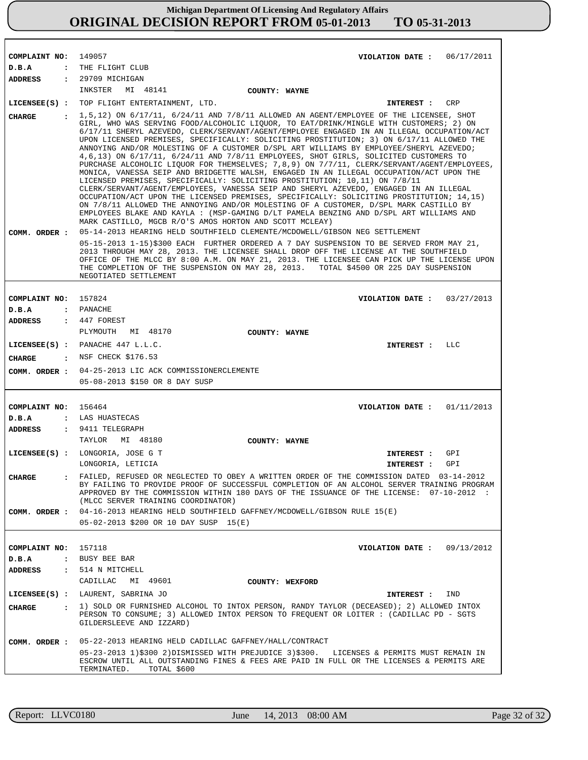# Michigan Department Of Licensing And Regulatory Affairs

## ORIGINAL DECISION REPORT FROM 05-01-2013 TO 05-31-2013

**COMPLAINT NO:** 149057 **VIOLATION DATE :** 06/17/2011
**D.B.A :** THE FLIGHT CLUB
**ADDRESS :** 29709 MICHIGAN
INKSTER MI 48141 **COUNTY: WAYNE**
**LICENSEE(S) :** TOP FLIGHT ENTERTAINMENT, LTD. **INTEREST :** CRP
**CHARGE :** 1,5,12) ON 6/17/11, 6/24/11 AND 7/8/11 ALLOWED AN AGENT/EMPLOYEE OF THE LICENSEE, SHOT GIRL, WHO WAS SERVING FOOD/ALCOHOLIC LIQUOR, TO EAT/DRINK/MINGLE WITH CUSTOMERS; 2) ON 6/17/11 SHERYL AZEVEDO, CLERK/SERVANT/AGENT/EMPLOYEE ENGAGED IN AN ILLEGAL OCCUPATION/ACT UPON LICENSED PREMISES, SPECIFICALLY: SOLICITING PROSTITUTION; 3) ON 6/17/11 ALLOWED THE ANNOYING AND/OR MOLESTING OF A CUSTOMER D/SPL ART WILLIAMS BY EMPLOYEE/SHERYL AZEVEDO; 4,6,13) ON 6/17/11, 6/24/11 AND 7/8/11 EMPLOYEES, SHOT GIRLS, SOLICITED CUSTOMERS TO PURCHASE ALCOHOLIC LIQUOR FOR THEMSELVES; 7,8,9) ON 7/7/11, CLERK/SERVANT/AGENT/EMPLOYEES, MONICA, VANESSA SEIP AND BRIDGETTE WALSH, ENGAGED IN AN ILLEGAL OCCUPATION/ACT UPON THE LICENSED PREMISES, SPECIFICALLY: SOLICITING PROSTITUTION; 10,11) ON 7/8/11 CLERK/SERVANT/AGENT/EMPLOYEES, VANESSA SEIP AND SHERYL AZEVEDO, ENGAGED IN AN ILLEGAL OCCUPATION/ACT UPON THE LICENSED PREMISES, SPECIFICALLY: SOLICITING PROSTITUTION; 14,15) ON 7/8/11 ALLOWED THE ANNOYING AND/OR MOLESTING OF A CUSTOMER, D/SPL MARK CASTILLO BY EMPLOYEES BLAKE AND KAYLA : (MSP-GAMING D/LT PAMELA BENZING AND D/SPL ART WILLIAMS AND MARK CASTILLO, MGCB R/O'S AMOS HORTON AND SCOTT MCLEAY)
**COMM. ORDER :** 05-14-2013 HEARING HELD SOUTHFIELD CLEMENTE/MCDOWELL/GIBSON NEG SETTLEMENT
05-15-2013 1-15)$300 EACH FURTHER ORDERED A 7 DAY SUSPENSION TO BE SERVED FROM MAY 21, 2013 THROUGH MAY 28, 2013. THE LICENSEE SHALL DROP OFF THE LICENSE AT THE SOUTHFIELD OFFICE OF THE MLCC BY 8:00 A.M. ON MAY 21, 2013. THE LICENSEE CAN PICK UP THE LICENSE UPON THE COMPLETION OF THE SUSPENSION ON MAY 28, 2013. TOTAL $4500 OR 225 DAY SUSPENSION NEGOTIATED SETTLEMENT

---

**COMPLAINT NO:** 157824 **VIOLATION DATE :** 03/27/2013
**D.B.A :** PANACHE
**ADDRESS :** 447 FOREST
PLYMOUTH MI 48170 **COUNTY: WAYNE**
**LICENSEE(S) :** PANACHE 447 L.L.C. **INTEREST :** LLC
**CHARGE :** NSF CHECK $176.53
**COMM. ORDER :** 04-25-2013 LIC ACK COMMISSIONERCLEMENTE
05-08-2013 $150 OR 8 DAY SUSP

---

**COMPLAINT NO:** 156464 **VIOLATION DATE :** 01/11/2013
**D.B.A :** LAS HUASTECAS
**ADDRESS :** 9411 TELEGRAPH
TAYLOR MI 48180 **COUNTY: WAYNE**
**LICENSEE(S) :** LONGORIA, JOSE G T **INTEREST :** GPI
LONGORIA, LETICIA **INTEREST :** GPI
**CHARGE :** FAILED, REFUSED OR NEGLECTED TO OBEY A WRITTEN ORDER OF THE COMMISSION DATED 03-14-2012 BY FAILING TO PROVIDE PROOF OF SUCCESSFUL COMPLETION OF AN ALCOHOL SERVER TRAINING PROGRAM APPROVED BY THE COMMISSION WITHIN 180 DAYS OF THE ISSUANCE OF THE LICENSE: 07-10-2012 : (MLCC SERVER TRAINING COORDINATOR)
**COMM. ORDER :** 04-16-2013 HEARING HELD SOUTHFIELD GAFFNEY/MCDOWELL/GIBSON RULE 15(E)
05-02-2013 $200 OR 10 DAY SUSP 15(E)

---

**COMPLAINT NO:** 157118 **VIOLATION DATE :** 09/13/2012
**D.B.A :** BUSY BEE BAR
**ADDRESS :** 514 N MITCHELL
CADILLAC MI 49601 **COUNTY: WEXFORD**
**LICENSEE(S) :** LAURENT, SABRINA JO **INTEREST :** IND
**CHARGE :** 1) SOLD OR FURNISHED ALCOHOL TO INTOX PERSON, RANDY TAYLOR (DECEASED); 2) ALLOWED INTOX PERSON TO CONSUME; 3) ALLOWED INTOX PERSON TO FREQUENT OR LOITER : (CADILLAC PD - SGTS GILDERSLEEVE AND IZZARD)
**COMM. ORDER :** 05-22-2013 HEARING HELD CADILLAC GAFFNEY/HALL/CONTRACT
05-23-2013 1)$300 2)DISMISSED WITH PREJUDICE 3)$300. LICENSES & PERMITS MUST REMAIN IN ESCROW UNTIL ALL OUTSTANDING FINES & FEES ARE PAID IN FULL OR THE LICENSES & PERMITS ARE TERMINATED. TOTAL $600